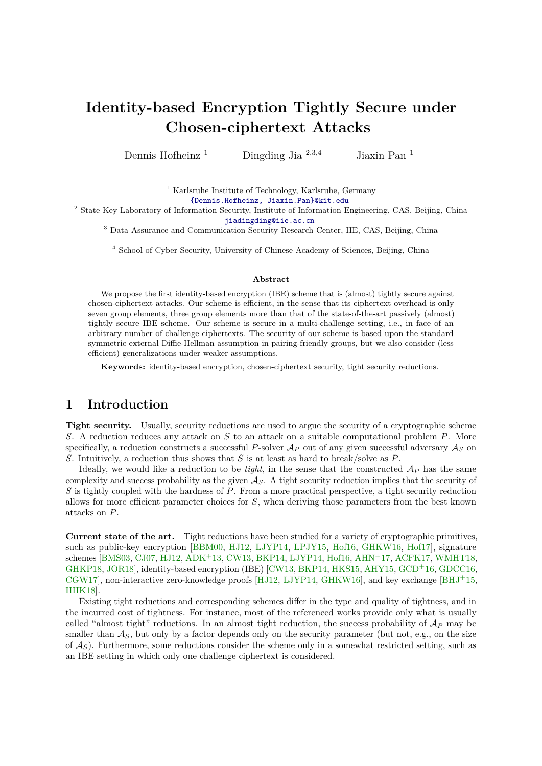# Identity-based Encryption Tightly Secure under Chosen-ciphertext Attacks

Dennis Hofheinz [1]  Dingding Jia [2,3,4]  Jiaxin Pan [1]

[1] Karlsruhe Institute of Technology, Karlsruhe, Germany
{Dennis.Hofheinz, Jiaxin.Pan}@kit.edu

[2] State Key Laboratory of Information Security, Institute of Information Engineering, CAS, Beijing, China
jiadingding@iie.ac.cn

[3] Data Assurance and Communication Security Research Center, IIE, CAS, Beijing, China

[4] School of Cyber Security, University of Chinese Academy of Sciences, Beijing, China

### Abstract

We propose the first identity-based encryption (IBE) scheme that is (almost) tightly secure against chosen-ciphertext attacks. Our scheme is efficient, in the sense that its ciphertext overhead is only seven group elements, three group elements more than that of the state-of-the-art passively (almost) tightly secure IBE scheme. Our scheme is secure in a multi-challenge setting, i.e., in face of an arbitrary number of challenge ciphertexts. The security of our scheme is based upon the standard symmetric external Diffie-Hellman assumption in pairing-friendly groups, but we also consider (less efficient) generalizations under weaker assumptions.

**Keywords:** identity-based encryption, chosen-ciphertext security, tight security reductions.

## 1 Introduction

**Tight security.** Usually, security reductions are used to argue the security of a cryptographic scheme $S$. A reduction reduces any attack on $S$ to an attack on a suitable computational problem $P$. More specifically, a reduction constructs a successful $P$-solver $\mathcal{A}_P$ out of any given successful adversary $\mathcal{A}_S$ on $S$. Intuitively, a reduction thus shows that $S$ is at least as hard to break/solve as $P$.

Ideally, we would like a reduction to be *tight*, in the sense that the constructed $\mathcal{A}_P$ has the same complexity and success probability as the given $\mathcal{A}_S$. A tight security reduction implies that the security of $S$ is tightly coupled with the hardness of $P$. From a more practical perspective, a tight security reduction allows for more efficient parameter choices for $S$, when deriving those parameters from the best known attacks on $P$.

**Current state of the art.** Tight reductions have been studied for a variety of cryptographic primitives, such as public-key encryption [BBM00, HJ12, LJYP14, LPJY15, Hof16, GHKW16, Hof17], signature schemes [BMS03, CJ07, HJ12, ADK+13, CW13, BKP14, LJYP14, Hof16, AHN+17, ACFK17, WMHT18, GHKP18, JOR18], identity-based encryption (IBE) [CW13, BKP14, HKS15, AHY15, GCD+16, GDCC16, CGW17], non-interactive zero-knowledge proofs [HJ12, LJYP14, GHKW16], and key exchange [BHJ+15, HHK18].

Existing tight reductions and corresponding schemes differ in the type and quality of tightness, and in the incurred cost of tightness. For instance, most of the referenced works provide only what is usually called "almost tight" reductions. In an almost tight reduction, the success probability of $\mathcal{A}_P$ may be smaller than $\mathcal{A}_S$, but only by a factor depends only on the security parameter (but not, e.g., on the size of $\mathcal{A}_S$). Furthermore, some reductions consider the scheme only in a somewhat restricted setting, such as an IBE setting in which only one challenge ciphertext is considered.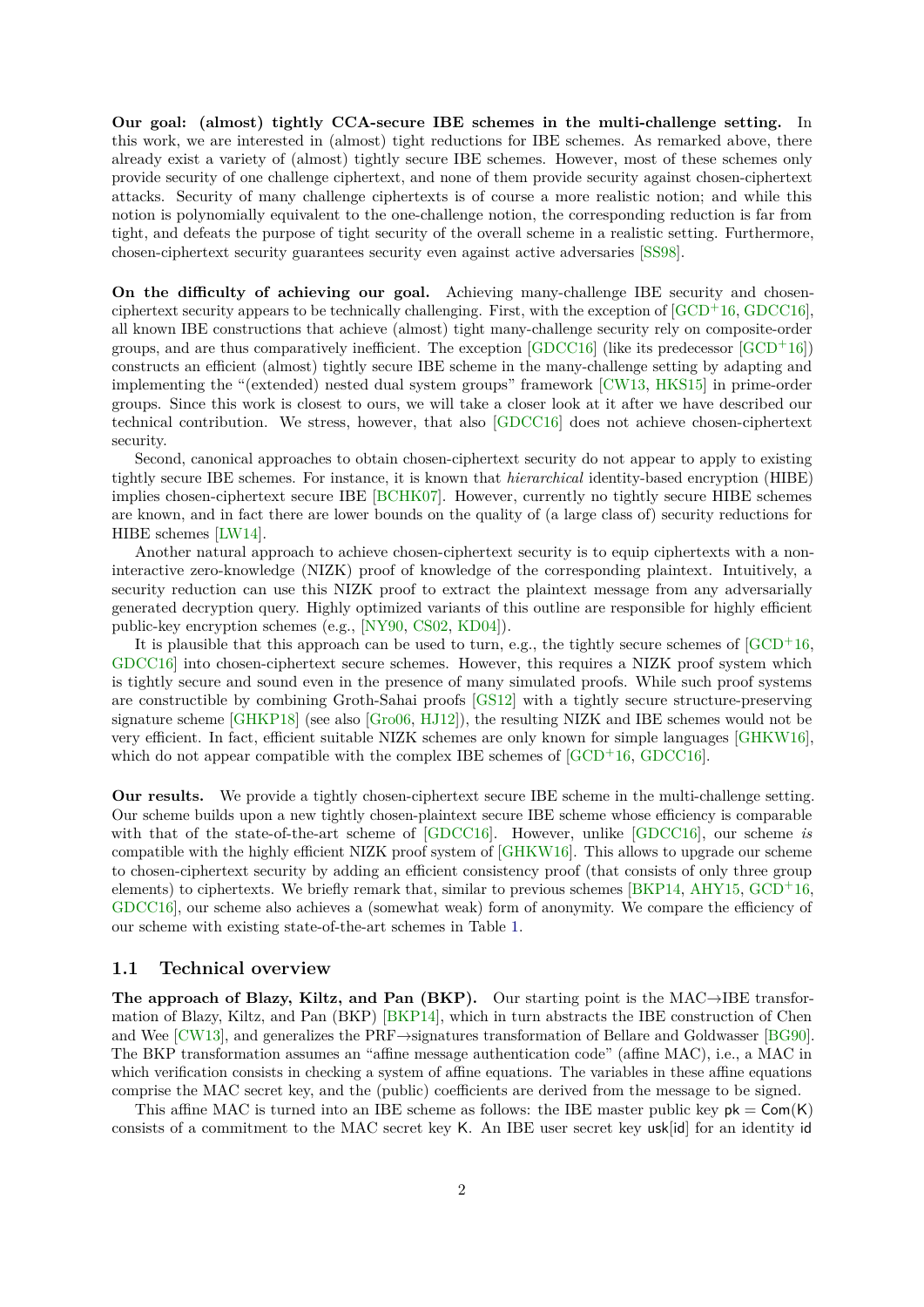**Our goal: (almost) tightly CCA-secure IBE schemes in the multi-challenge setting.** In this work, we are interested in (almost) tight reductions for IBE schemes. As remarked above, there already exist a variety of (almost) tightly secure IBE schemes. However, most of these schemes only provide security of one challenge ciphertext, and none of them provide security against chosen-ciphertext attacks. Security of many challenge ciphertexts is of course a more realistic notion; and while this notion is polynomially equivalent to the one-challenge notion, the corresponding reduction is far from tight, and defeats the purpose of tight security of the overall scheme in a realistic setting. Furthermore, chosen-ciphertext security guarantees security even against active adversaries [SS98].

**On the difficulty of achieving our goal.** Achieving many-challenge IBE security and chosen-ciphertext security appears to be technically challenging. First, with the exception of [GCD+16, GDCC16], all known IBE constructions that achieve (almost) tight many-challenge security rely on composite-order groups, and are thus comparatively inefficient. The exception [GDCC16] (like its predecessor [GCD+16]) constructs an efficient (almost) tightly secure IBE scheme in the many-challenge setting by adapting and implementing the "(extended) nested dual system groups" framework [CW13, HKS15] in prime-order groups. Since this work is closest to ours, we will take a closer look at it after we have described our technical contribution. We stress, however, that also [GDCC16] does not achieve chosen-ciphertext security.

Second, canonical approaches to obtain chosen-ciphertext security do not appear to apply to existing tightly secure IBE schemes. For instance, it is known that *hierarchical* identity-based encryption (HIBE) implies chosen-ciphertext secure IBE [BCHK07]. However, currently no tightly secure HIBE schemes are known, and in fact there are lower bounds on the quality of (a large class of) security reductions for HIBE schemes [LW14].

Another natural approach to achieve chosen-ciphertext security is to equip ciphertexts with a non-interactive zero-knowledge (NIZK) proof of knowledge of the corresponding plaintext. Intuitively, a security reduction can use this NIZK proof to extract the plaintext message from any adversarially generated decryption query. Highly optimized variants of this outline are responsible for highly efficient public-key encryption schemes (e.g., [NY90, CS02, KD04]).

It is plausible that this approach can be used to turn, e.g., the tightly secure schemes of [GCD+16, GDCC16] into chosen-ciphertext secure schemes. However, this requires a NIZK proof system which is tightly secure and sound even in the presence of many simulated proofs. While such proof systems are constructible by combining Groth-Sahai proofs [GS12] with a tightly secure structure-preserving signature scheme [GHKP18] (see also [Gro06, HJ12]), the resulting NIZK and IBE schemes would not be very efficient. In fact, efficient suitable NIZK schemes are only known for simple languages [GHKW16], which do not appear compatible with the complex IBE schemes of [GCD+16, GDCC16].

**Our results.** We provide a tightly chosen-ciphertext secure IBE scheme in the multi-challenge setting. Our scheme builds upon a new tightly chosen-plaintext secure IBE scheme whose efficiency is comparable with that of the state-of-the-art scheme of [GDCC16]. However, unlike [GDCC16], our scheme *is* compatible with the highly efficient NIZK proof system of [GHKW16]. This allows to upgrade our scheme to chosen-ciphertext security by adding an efficient consistency proof (that consists of only three group elements) to ciphertexts. We briefly remark that, similar to previous schemes [BKP14, AHY15, GCD+16, GDCC16], our scheme also achieves a (somewhat weak) form of anonymity. We compare the efficiency of our scheme with existing state-of-the-art schemes in Table 1.

## 1.1 Technical overview

**The approach of Blazy, Kiltz, and Pan (BKP).** Our starting point is the MAC→IBE transformation of Blazy, Kiltz, and Pan (BKP) [BKP14], which in turn abstracts the IBE construction of Chen and Wee [CW13], and generalizes the PRF→signatures transformation of Bellare and Goldwasser [BG90]. The BKP transformation assumes an "affine message authentication code" (affine MAC), i.e., a MAC in which verification consists in checking a system of affine equations. The variables in these affine equations comprise the MAC secret key, and the (public) coefficients are derived from the message to be signed.

This affine MAC is turned into an IBE scheme as follows: the IBE master public key $\mathsf{pk} = \mathsf{Com}(\mathsf{K})$ consists of a commitment to the MAC secret key $\mathsf{K}$. An IBE user secret key $\mathsf{usk}[\mathsf{id}]$ for an identity $\mathsf{id}$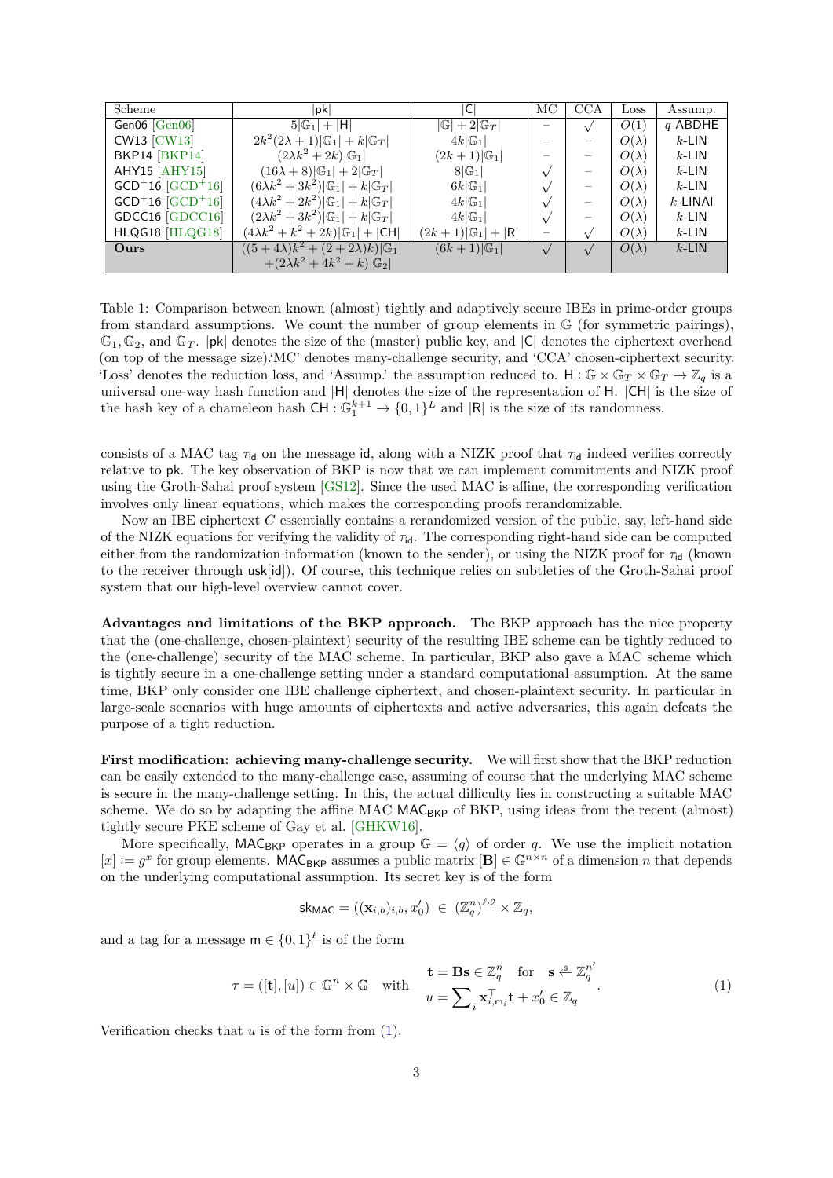| Scheme | \|pk\| | \|C\| | MC | CCA | Loss | Assump. |
|---|---|---|---|---|---|---|
| Gen06 [Gen06] | $5\|\mathbb{G}_1\| + \|\mathsf{H}\|$ | $\|\mathbb{G}\| + 2\|\mathbb{G}_T\|$ | – | $\surd$ | $O(1)$ | $q$-ABDHE |
| CW13 [CW13] | $2k^2(2\lambda+1)\|\mathbb{G}_1\| + k\|\mathbb{G}_T\|$ | $4k\|\mathbb{G}_1\|$ | – | – | $O(\lambda)$ | $k$-LIN |
| BKP14 [BKP14] | $(2\lambda k^2 + 2k)\|\mathbb{G}_1\|$ | $(2k+1)\|\mathbb{G}_1\|$ | – | – | $O(\lambda)$ | $k$-LIN |
| AHY15 [AHY15] | $(16\lambda + 8)\|\mathbb{G}_1\| + 2\|\mathbb{G}_T\|$ | $8\|\mathbb{G}_1\|$ | $\surd$ | – | $O(\lambda)$ | $k$-LIN |
| GCD+16 [GCD+16] | $(6\lambda k^2 + 3k^2)\|\mathbb{G}_1\| + k\|\mathbb{G}_T\|$ | $6k\|\mathbb{G}_1\|$ | $\surd$ | – | $O(\lambda)$ | $k$-LIN |
| GCD+16 [GCD+16] | $(4\lambda k^2 + 2k^2)\|\mathbb{G}_1\| + k\|\mathbb{G}_T\|$ | $4k\|\mathbb{G}_1\|$ | $\surd$ | – | $O(\lambda)$ | $k$-LINAI |
| GDCC16 [GDCC16] | $(2\lambda k^2 + 3k^2)\|\mathbb{G}_1\| + k\|\mathbb{G}_T\|$ | $4k\|\mathbb{G}_1\|$ | $\surd$ | – | $O(\lambda)$ | $k$-LIN |
| HLQG18 [HLQG18] | $(4\lambda k^2 + k^2 + 2k)\|\mathbb{G}_1\| + \|\mathsf{CH}\|$ | $(2k+1)\|\mathbb{G}_1\| + \|\mathsf{R}\|$ | – | $\surd$ | $O(\lambda)$ | $k$-LIN |
| **Ours** | $((5+4\lambda)k^2 + (2+2\lambda)k)\|\mathbb{G}_1\|$ $+(2\lambda k^2 + 4k^2 + k)\|\mathbb{G}_2\|$ | $(6k+1)\|\mathbb{G}_1\|$ | $\surd$ | $\surd$ | $O(\lambda)$ | $k$-LIN |

Table 1: Comparison between known (almost) tightly and adaptively secure IBEs in prime-order groups from standard assumptions. We count the number of group elements in $\mathbb{G}$ (for symmetric pairings), $\mathbb{G}_1, \mathbb{G}_2$, and $\mathbb{G}_T$. $|\mathsf{pk}|$ denotes the size of the (master) public key, and $|\mathsf{C}|$ denotes the ciphertext overhead (on top of the message size).'MC' denotes many-challenge security, and 'CCA' chosen-ciphertext security. 'Loss' denotes the reduction loss, and 'Assump.' the assumption reduced to. $\mathsf{H} : \mathbb{G} \times \mathbb{G}_T \times \mathbb{G}_T \to \mathbb{Z}_q$ is a universal one-way hash function and $|\mathsf{H}|$ denotes the size of the representation of $\mathsf{H}$. $|\mathsf{CH}|$ is the size of the hash key of a chameleon hash $\mathsf{CH} : \mathbb{G}_1^{k+1} \to \{0,1\}^L$ and $|\mathsf{R}|$ is the size of its randomness.

consists of a MAC tag $\tau_{\mathsf{id}}$ on the message id, along with a NIZK proof that $\tau_{\mathsf{id}}$ indeed verifies correctly relative to pk. The key observation of BKP is now that we can implement commitments and NIZK proof using the Groth-Sahai proof system [GS12]. Since the used MAC is affine, the corresponding verification involves only linear equations, which makes the corresponding proofs rerandomizable.

Now an IBE ciphertext $C$ essentially contains a rerandomized version of the public, say, left-hand side of the NIZK equations for verifying the validity of $\tau_{\mathsf{id}}$. The corresponding right-hand side can be computed either from the randomization information (known to the sender), or using the NIZK proof for $\tau_{\mathsf{id}}$ (known to the receiver through usk[id]). Of course, this technique relies on subtleties of the Groth-Sahai proof system that our high-level overview cannot cover.

**Advantages and limitations of the BKP approach.** The BKP approach has the nice property that the (one-challenge, chosen-plaintext) security of the resulting IBE scheme can be tightly reduced to the (one-challenge) security of the MAC scheme. In particular, BKP also gave a MAC scheme which is tightly secure in a one-challenge setting under a standard computational assumption. At the same time, BKP only consider one IBE challenge ciphertext, and chosen-plaintext security. In particular in large-scale scenarios with huge amounts of ciphertexts and active adversaries, this again defeats the purpose of a tight reduction.

**First modification: achieving many-challenge security.** We will first show that the BKP reduction can be easily extended to the many-challenge case, assuming of course that the underlying MAC scheme is secure in the many-challenge setting. In this, the actual difficulty lies in constructing a suitable MAC scheme. We do so by adapting the affine MAC $\mathsf{MAC}_{\mathsf{BKP}}$ of BKP, using ideas from the recent (almost) tightly secure PKE scheme of Gay et al. [GHKW16].

More specifically, $\mathsf{MAC}_{\mathsf{BKP}}$ operates in a group $\mathbb{G} = \langle g \rangle$ of order $q$. We use the implicit notation $[x] := g^x$ for group elements. $\mathsf{MAC}_{\mathsf{BKP}}$ assumes a public matrix $[\mathbf{B}] \in \mathbb{G}^{n \times n}$ of a dimension $n$ that depends on the underlying computational assumption. Its secret key is of the form

$$\mathsf{sk}_{\mathsf{MAC}} = ((\mathbf{x}_{i,b})_{i,b}, x_0') \in (\mathbb{Z}_q^n)^{\ell \cdot 2} \times \mathbb{Z}_q,$$

and a tag for a message $\mathsf{m} \in \{0,1\}^\ell$ is of the form

$$\tau = ([\mathbf{t}], [u]) \in \mathbb{G}^n \times \mathbb{G} \quad \text{with} \quad \begin{array}{l} \mathbf{t} = \mathbf{B}\mathbf{s} \in \mathbb{Z}_q^n \quad \text{for} \quad \mathbf{s} \xleftarrow{\$} \mathbb{Z}_q^{n'} \\ u = \sum_i \mathbf{x}_{i,\mathsf{m}_i}^\top \mathbf{t} + x_0' \in \mathbb{Z}_q \end{array}. \tag{1}$$

Verification checks that $u$ is of the form from (1).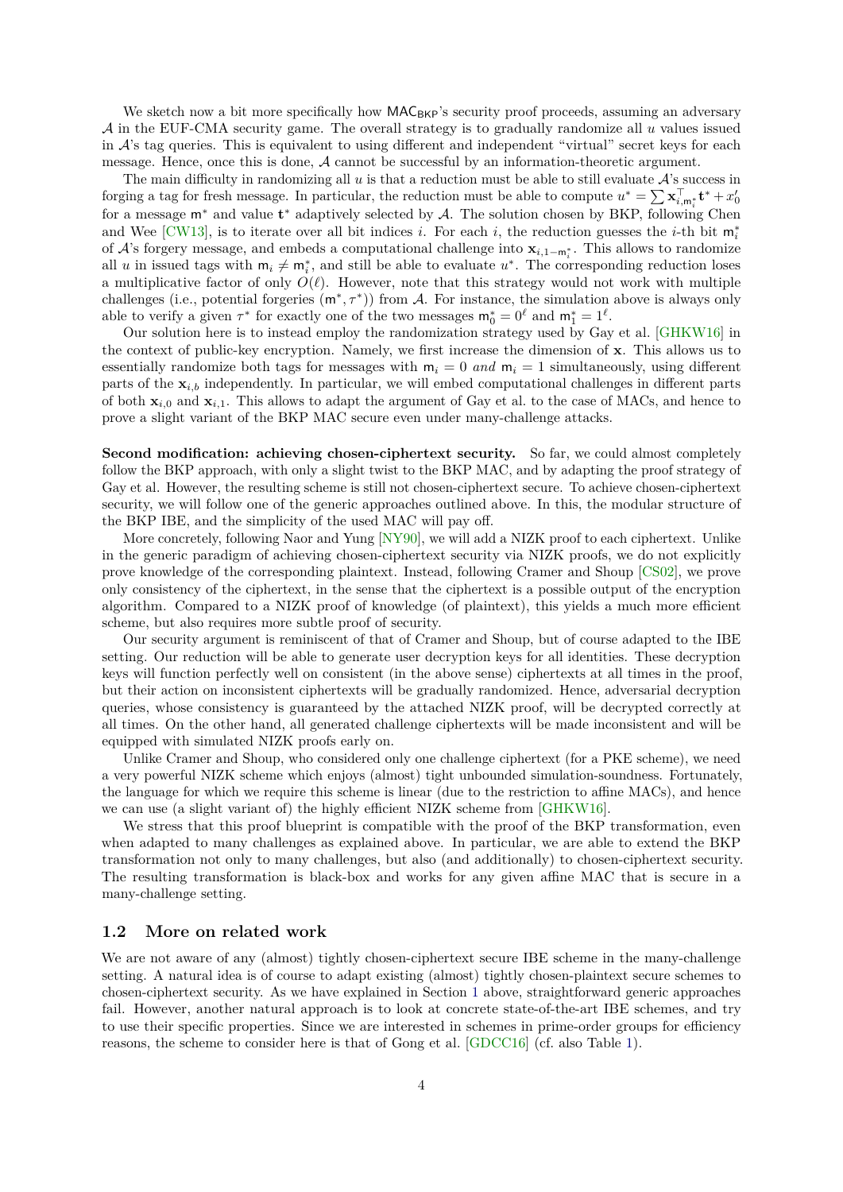We sketch now a bit more specifically how $\mathsf{MAC}_{\mathsf{BKP}}$'s security proof proceeds, assuming an adversary $\mathcal{A}$ in the EUF-CMA security game. The overall strategy is to gradually randomize all $u$ values issued in $\mathcal{A}$'s tag queries. This is equivalent to using different and independent "virtual" secret keys for each message. Hence, once this is done, $\mathcal{A}$ cannot be successful by an information-theoretic argument.

The main difficulty in randomizing all $u$ is that a reduction must be able to still evaluate $\mathcal{A}$'s success in forging a tag for fresh message. In particular, the reduction must be able to compute $u^* = \sum \mathbf{x}_{i,\mathsf{m}_i^*}^\top \mathbf{t}^* + x_0'$ for a message $\mathsf{m}^*$ and value $\mathbf{t}^*$ adaptively selected by $\mathcal{A}$. The solution chosen by BKP, following Chen and Wee [CW13], is to iterate over all bit indices $i$. For each $i$, the reduction guesses the $i$-th bit $\mathsf{m}_i^*$ of $\mathcal{A}$'s forgery message, and embeds a computational challenge into $\mathbf{x}_{i,1-\mathsf{m}_i^*}$. This allows to randomize all $u$ in issued tags with $\mathsf{m}_i \neq \mathsf{m}_i^*$, and still be able to evaluate $u^*$. The corresponding reduction loses a multiplicative factor of only $O(\ell)$. However, note that this strategy would not work with multiple challenges (i.e., potential forgeries $(\mathsf{m}^*, \tau^*)$) from $\mathcal{A}$. For instance, the simulation above is always only able to verify a given $\tau^*$ for exactly one of the two messages $\mathsf{m}_0^* = 0^\ell$ and $\mathsf{m}_1^* = 1^\ell$.

Our solution here is to instead employ the randomization strategy used by Gay et al. [GHKW16] in the context of public-key encryption. Namely, we first increase the dimension of $\mathbf{x}$. This allows us to essentially randomize both tags for messages with $\mathsf{m}_i = 0$ *and* $\mathsf{m}_i = 1$ simultaneously, using different parts of the $\mathbf{x}_{i,b}$ independently. In particular, we will embed computational challenges in different parts of both $\mathbf{x}_{i,0}$ and $\mathbf{x}_{i,1}$. This allows to adapt the argument of Gay et al. to the case of MACs, and hence to prove a slight variant of the BKP MAC secure even under many-challenge attacks.

**Second modification: achieving chosen-ciphertext security.** So far, we could almost completely follow the BKP approach, with only a slight twist to the BKP MAC, and by adapting the proof strategy of Gay et al. However, the resulting scheme is still not chosen-ciphertext secure. To achieve chosen-ciphertext security, we will follow one of the generic approaches outlined above. In this, the modular structure of the BKP IBE, and the simplicity of the used MAC will pay off.

More concretely, following Naor and Yung [NY90], we will add a NIZK proof to each ciphertext. Unlike in the generic paradigm of achieving chosen-ciphertext security via NIZK proofs, we do not explicitly prove knowledge of the corresponding plaintext. Instead, following Cramer and Shoup [CS02], we prove only consistency of the ciphertext, in the sense that the ciphertext is a possible output of the encryption algorithm. Compared to a NIZK proof of knowledge (of plaintext), this yields a much more efficient scheme, but also requires more subtle proof of security.

Our security argument is reminiscent of that of Cramer and Shoup, but of course adapted to the IBE setting. Our reduction will be able to generate user decryption keys for all identities. These decryption keys will function perfectly well on consistent (in the above sense) ciphertexts at all times in the proof, but their action on inconsistent ciphertexts will be gradually randomized. Hence, adversarial decryption queries, whose consistency is guaranteed by the attached NIZK proof, will be decrypted correctly at all times. On the other hand, all generated challenge ciphertexts will be made inconsistent and will be equipped with simulated NIZK proofs early on.

Unlike Cramer and Shoup, who considered only one challenge ciphertext (for a PKE scheme), we need a very powerful NIZK scheme which enjoys (almost) tight unbounded simulation-soundness. Fortunately, the language for which we require this scheme is linear (due to the restriction to affine MACs), and hence we can use (a slight variant of) the highly efficient NIZK scheme from [GHKW16].

We stress that this proof blueprint is compatible with the proof of the BKP transformation, even when adapted to many challenges as explained above. In particular, we are able to extend the BKP transformation not only to many challenges, but also (and additionally) to chosen-ciphertext security. The resulting transformation is black-box and works for any given affine MAC that is secure in a many-challenge setting.

## 1.2 More on related work

We are not aware of any (almost) tightly chosen-ciphertext secure IBE scheme in the many-challenge setting. A natural idea is of course to adapt existing (almost) tightly chosen-plaintext secure schemes to chosen-ciphertext security. As we have explained in Section 1 above, straightforward generic approaches fail. However, another natural approach is to look at concrete state-of-the-art IBE schemes, and try to use their specific properties. Since we are interested in schemes in prime-order groups for efficiency reasons, the scheme to consider here is that of Gong et al. [GDCC16] (cf. also Table 1).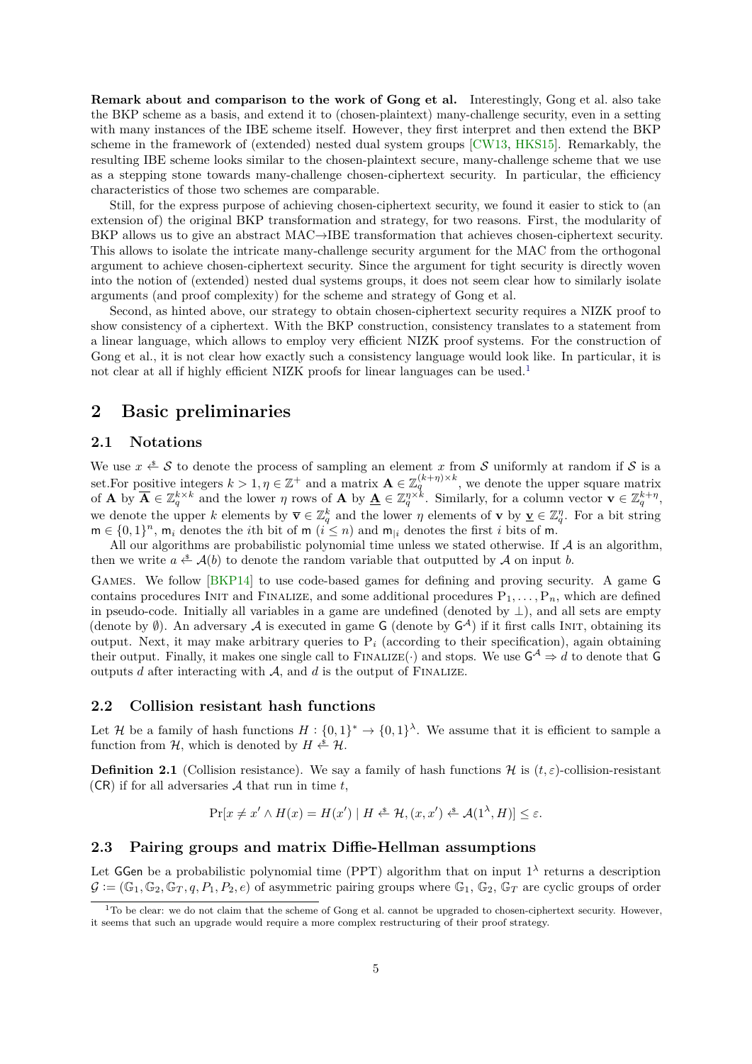**Remark about and comparison to the work of Gong et al.** Interestingly, Gong et al. also take the BKP scheme as a basis, and extend it to (chosen-plaintext) many-challenge security, even in a setting with many instances of the IBE scheme itself. However, they first interpret and then extend the BKP scheme in the framework of (extended) nested dual system groups [CW13, HKS15]. Remarkably, the resulting IBE scheme looks similar to the chosen-plaintext secure, many-challenge scheme that we use as a stepping stone towards many-challenge chosen-ciphertext security. In particular, the efficiency characteristics of those two schemes are comparable.

Still, for the express purpose of achieving chosen-ciphertext security, we found it easier to stick to (an extension of) the original BKP transformation and strategy, for two reasons. First, the modularity of BKP allows us to give an abstract MAC→IBE transformation that achieves chosen-ciphertext security. This allows to isolate the intricate many-challenge security argument for the MAC from the orthogonal argument to achieve chosen-ciphertext security. Since the argument for tight security is directly woven into the notion of (extended) nested dual systems groups, it does not seem clear how to similarly isolate arguments (and proof complexity) for the scheme and strategy of Gong et al.

Second, as hinted above, our strategy to obtain chosen-ciphertext security requires a NIZK proof to show consistency of a ciphertext. With the BKP construction, consistency translates to a statement from a linear language, which allows to employ very efficient NIZK proof systems. For the construction of Gong et al., it is not clear how exactly such a consistency language would look like. In particular, it is not clear at all if highly efficient NIZK proofs for linear languages can be used.[1]

## 2 Basic preliminaries

### 2.1 Notations

We use $x \xleftarrow{\$} \mathcal{S}$ to denote the process of sampling an element $x$ from $\mathcal{S}$ uniformly at random if $\mathcal{S}$ is a set.For positive integers $k > 1, \eta \in \mathbb{Z}^+$ and a matrix $\mathbf{A} \in \mathbb{Z}_q^{(k+\eta)\times k}$, we denote the upper square matrix of $\mathbf{A}$ by $\overline{\mathbf{A}} \in \mathbb{Z}_q^{k\times k}$ and the lower $\eta$ rows of $\mathbf{A}$ by $\underline{\mathbf{A}} \in \mathbb{Z}_q^{\eta\times k}$. Similarly, for a column vector $\mathbf{v} \in \mathbb{Z}_q^{k+\eta}$, we denote the upper $k$ elements by $\overline{\mathbf{v}} \in \mathbb{Z}_q^k$ and the lower $\eta$ elements of $\mathbf{v}$ by $\underline{\mathbf{v}} \in \mathbb{Z}_q^\eta$. For a bit string $\mathsf{m} \in \{0,1\}^n$, $\mathsf{m}_i$ denotes the $i$th bit of $\mathsf{m}$ ($i \le n$) and $\mathsf{m}_{|i}$ denotes the first $i$ bits of $\mathsf{m}$.

All our algorithms are probabilistic polynomial time unless we stated otherwise. If $\mathcal{A}$ is an algorithm, then we write $a \xleftarrow{\$} \mathcal{A}(b)$ to denote the random variable that outputted by $\mathcal{A}$ on input $b$.

Games. We follow [BKP14] to use code-based games for defining and proving security. A game $\mathsf{G}$ contains procedures Init and Finalize, and some additional procedures $\mathrm{P}_1, \dots, \mathrm{P}_n$, which are defined in pseudo-code. Initially all variables in a game are undefined (denoted by $\perp$), and all sets are empty (denote by $\emptyset$). An adversary $\mathcal{A}$ is executed in game $\mathsf{G}$ (denote by $\mathsf{G}^{\mathcal{A}}$) if it first calls Init, obtaining its output. Next, it may make arbitrary queries to $\mathrm{P}_i$ (according to their specification), again obtaining their output. Finally, it makes one single call to Finalize$(\cdot)$ and stops. We use $\mathsf{G}^{\mathcal{A}} \Rightarrow d$ to denote that $\mathsf{G}$ outputs $d$ after interacting with $\mathcal{A}$, and $d$ is the output of Finalize.

### 2.2 Collision resistant hash functions

Let $\mathcal{H}$ be a family of hash functions $H : \{0,1\}^* \to \{0,1\}^\lambda$. We assume that it is efficient to sample a function from $\mathcal{H}$, which is denoted by $H \xleftarrow{\$} \mathcal{H}$.

**Definition 2.1** (Collision resistance). We say a family of hash functions $\mathcal{H}$ is $(t, \varepsilon)$-collision-resistant ($\mathsf{CR}$) if for all adversaries $\mathcal{A}$ that run in time $t$,

$$\Pr[x \ne x' \wedge H(x) = H(x') \mid H \xleftarrow{\$} \mathcal{H}, (x, x') \xleftarrow{\$} \mathcal{A}(1^\lambda, H)] \le \varepsilon.$$

### 2.3 Pairing groups and matrix Diffie-Hellman assumptions

Let $\mathsf{GGen}$ be a probabilistic polynomial time (PPT) algorithm that on input $1^\lambda$ returns a description $\mathcal{G} := (\mathbb{G}_1, \mathbb{G}_2, \mathbb{G}_T, q, P_1, P_2, e)$ of asymmetric pairing groups where $\mathbb{G}_1$, $\mathbb{G}_2$, $\mathbb{G}_T$ are cyclic groups of order

[1] To be clear: we do not claim that the scheme of Gong et al. cannot be upgraded to chosen-ciphertext security. However, it seems that such an upgrade would require a more complex restructuring of their proof strategy.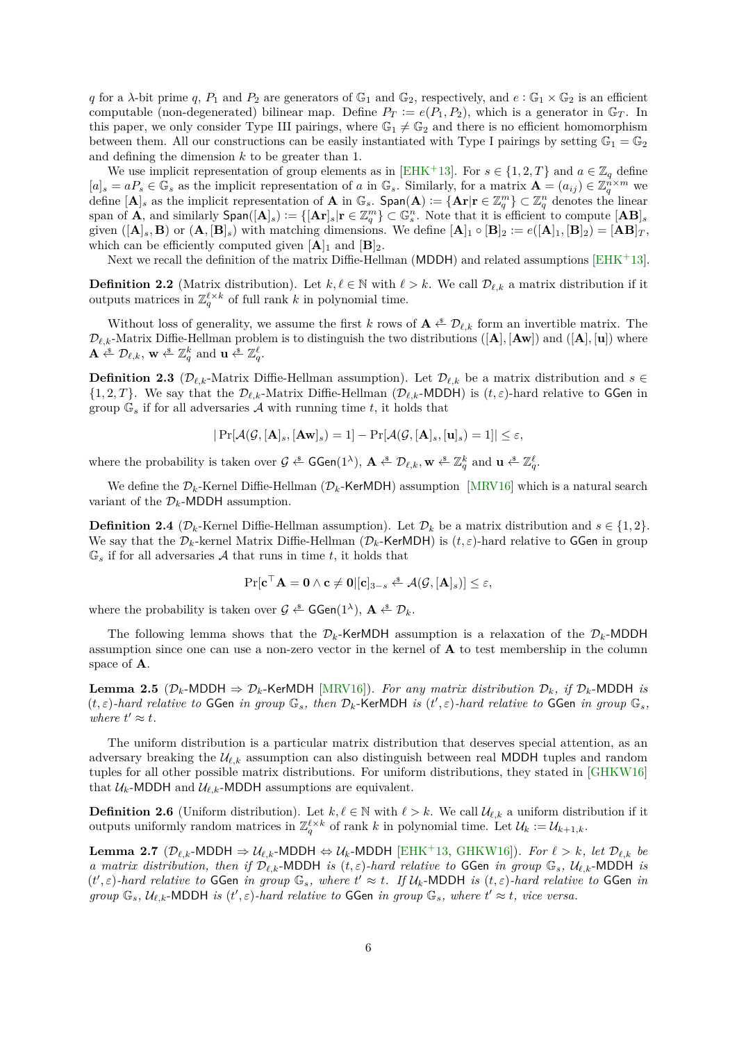$q$ for a $\lambda$-bit prime $q$, $P_1$ and $P_2$ are generators of $\mathbb{G}_1$ and $\mathbb{G}_2$, respectively, and $e : \mathbb{G}_1 \times \mathbb{G}_2$ is an efficient computable (non-degenerated) bilinear map. Define $P_T := e(P_1, P_2)$, which is a generator in $\mathbb{G}_T$. In this paper, we only consider Type III pairings, where $\mathbb{G}_1 \neq \mathbb{G}_2$ and there is no efficient homomorphism between them. All our constructions can be easily instantiated with Type I pairings by setting $\mathbb{G}_1 = \mathbb{G}_2$ and defining the dimension $k$ to be greater than 1.

We use implicit representation of group elements as in [EHK+13]. For $s \in \{1, 2, T\}$ and $a \in \mathbb{Z}_q$ define $[a]_s = aP_s \in \mathbb{G}_s$ as the implicit representation of $a$ in $\mathbb{G}_s$. Similarly, for a matrix $\mathbf{A} = (a_{ij}) \in \mathbb{Z}_q^{n\times m}$ we define $[\mathbf{A}]_s$ as the implicit representation of $\mathbf{A}$ in $\mathbb{G}_s$. $\mathsf{Span}(\mathbf{A}) := \{\mathbf{A}\mathbf{r} | \mathbf{r} \in \mathbb{Z}_q^m\} \subset \mathbb{Z}_q^n$ denotes the linear span of $\mathbf{A}$, and similarly $\mathsf{Span}([\mathbf{A}]_s) := \{[\mathbf{A}\mathbf{r}]_s | \mathbf{r} \in \mathbb{Z}_q^m\} \subset \mathbb{G}_s^n$. Note that it is efficient to compute $[\mathbf{AB}]_s$ given $([\mathbf{A}]_s, \mathbf{B})$ or $(\mathbf{A}, [\mathbf{B}]_s)$ with matching dimensions. We define $[\mathbf{A}]_1 \circ [\mathbf{B}]_2 := e([\mathbf{A}]_1, [\mathbf{B}]_2) = [\mathbf{AB}]_T$, which can be efficiently computed given $[\mathbf{A}]_1$ and $[\mathbf{B}]_2$.

Next we recall the definition of the matrix Diffie-Hellman (MDDH) and related assumptions [EHK+13].

**Definition 2.2** (Matrix distribution). Let $k, \ell \in \mathbb{N}$ with $\ell > k$. We call $\mathcal{D}_{\ell,k}$ a matrix distribution if it outputs matrices in $\mathbb{Z}_q^{\ell\times k}$ of full rank $k$ in polynomial time.

Without loss of generality, we assume the first $k$ rows of $\mathbf{A} \xleftarrow{\$} \mathcal{D}_{\ell,k}$ form an invertible matrix. The $\mathcal{D}_{\ell,k}$-Matrix Diffie-Hellman problem is to distinguish the two distributions $([\mathbf{A}], [\mathbf{Aw}])$ and $([\mathbf{A}], [\mathbf{u}])$ where $\mathbf{A} \xleftarrow{\$} \mathcal{D}_{\ell,k}$, $\mathbf{w} \xleftarrow{\$} \mathbb{Z}_q^k$ and $\mathbf{u} \xleftarrow{\$} \mathbb{Z}_q^\ell$.

**Definition 2.3** ($\mathcal{D}_{\ell,k}$-Matrix Diffie-Hellman assumption). Let $\mathcal{D}_{\ell,k}$ be a matrix distribution and $s \in \{1, 2, T\}$. We say that the $\mathcal{D}_{\ell,k}$-Matrix Diffie-Hellman ($\mathcal{D}_{\ell,k}$-MDDH) is $(t, \varepsilon)$-hard relative to GGen in group $\mathbb{G}_s$ if for all adversaries $\mathcal{A}$ with running time $t$, it holds that

$$|\Pr[\mathcal{A}(\mathcal{G}, [\mathbf{A}]_s, [\mathbf{Aw}]_s) = 1] - \Pr[\mathcal{A}(\mathcal{G}, [\mathbf{A}]_s, [\mathbf{u}]_s) = 1]| \leq \varepsilon,$$

where the probability is taken over $\mathcal{G} \xleftarrow{\$} \mathsf{GGen}(1^\lambda)$, $\mathbf{A} \xleftarrow{\$} \mathcal{D}_{\ell,k}, \mathbf{w} \xleftarrow{\$} \mathbb{Z}_q^k$ and $\mathbf{u} \xleftarrow{\$} \mathbb{Z}_q^\ell$.

We define the $\mathcal{D}_k$-Kernel Diffie-Hellman ($\mathcal{D}_k$-KerMDH) assumption [MRV16] which is a natural search variant of the $\mathcal{D}_k$-MDDH assumption.

**Definition 2.4** ($\mathcal{D}_k$-Kernel Diffie-Hellman assumption). Let $\mathcal{D}_k$ be a matrix distribution and $s \in \{1, 2\}$. We say that the $\mathcal{D}_k$-kernel Matrix Diffie-Hellman ($\mathcal{D}_k$-KerMDH) is $(t, \varepsilon)$-hard relative to GGen in group $\mathbb{G}_s$ if for all adversaries $\mathcal{A}$ that runs in time $t$, it holds that

$$\Pr[\mathbf{c}^\top \mathbf{A} = \mathbf{0} \wedge \mathbf{c} \neq \mathbf{0} | [\mathbf{c}]_{3-s} \xleftarrow{\$} \mathcal{A}(\mathcal{G}, [\mathbf{A}]_s)] \leq \varepsilon,$$

where the probability is taken over $\mathcal{G} \xleftarrow{\$} \mathsf{GGen}(1^\lambda)$, $\mathbf{A} \xleftarrow{\$} \mathcal{D}_k$.

The following lemma shows that the $\mathcal{D}_k$-KerMDH assumption is a relaxation of the $\mathcal{D}_k$-MDDH assumption since one can use a non-zero vector in the kernel of $\mathbf{A}$ to test membership in the column space of $\mathbf{A}$.

**Lemma 2.5** ($\mathcal{D}_k$-MDDH $\Rightarrow$ $\mathcal{D}_k$-KerMDH [MRV16]). *For any matrix distribution $\mathcal{D}_k$, if $\mathcal{D}_k$-MDDH is $(t, \varepsilon)$-hard relative to GGen in group $\mathbb{G}_s$, then $\mathcal{D}_k$-KerMDH is $(t', \varepsilon)$-hard relative to GGen in group $\mathbb{G}_s$, where $t' \approx t$.*

The uniform distribution is a particular matrix distribution that deserves special attention, as an adversary breaking the $\mathcal{U}_{\ell,k}$ assumption can also distinguish between real MDDH tuples and random tuples for all other possible matrix distributions. For uniform distributions, they stated in [GHKW16] that $\mathcal{U}_k$-MDDH and $\mathcal{U}_{\ell,k}$-MDDH assumptions are equivalent.

**Definition 2.6** (Uniform distribution). Let $k, \ell \in \mathbb{N}$ with $\ell > k$. We call $\mathcal{U}_{\ell,k}$ a uniform distribution if it outputs uniformly random matrices in $\mathbb{Z}_q^{\ell\times k}$ of rank $k$ in polynomial time. Let $\mathcal{U}_k := \mathcal{U}_{k+1,k}$.

**Lemma 2.7** ($\mathcal{D}_{\ell,k}$-MDDH $\Rightarrow$ $\mathcal{U}_{\ell,k}$-MDDH $\Leftrightarrow$ $\mathcal{U}_k$-MDDH [EHK+13, GHKW16]). *For $\ell > k$, let $\mathcal{D}_{\ell,k}$ be a matrix distribution, then if $\mathcal{D}_{\ell,k}$-MDDH is $(t, \varepsilon)$-hard relative to GGen in group $\mathbb{G}_s$, $\mathcal{U}_{\ell,k}$-MDDH is $(t', \varepsilon)$-hard relative to GGen in group $\mathbb{G}_s$, where $t' \approx t$. If $\mathcal{U}_k$-MDDH is $(t, \varepsilon)$-hard relative to GGen in group $\mathbb{G}_s$, $\mathcal{U}_{\ell,k}$-MDDH is $(t', \varepsilon)$-hard relative to GGen in group $\mathbb{G}_s$, where $t' \approx t$, vice versa.*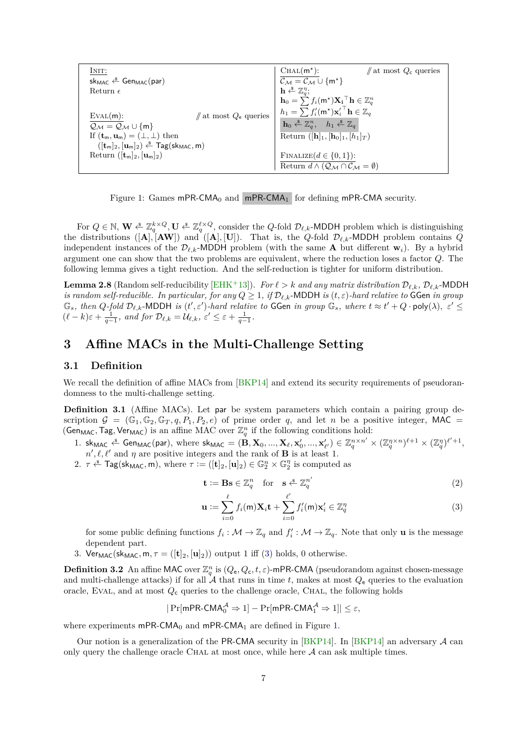| $\underline{\text{Init:}}$ | $\underline{\text{Chal}(\mathsf{m}^\star)\text{:}}$ // at most $Q_\mathsf{c}$ queries |
|---|---|
| $\mathsf{sk}_{\mathsf{MAC}} \stackrel{\$}{\leftarrow} \mathsf{Gen}_{\mathsf{MAC}}(\mathsf{par})$ | $\mathcal{C}_\mathcal{M} = \mathcal{C}_\mathcal{M} \cup \{\mathsf{m}^\star\}$ |
| Return $\epsilon$ | $\mathbf{h} \stackrel{\$}{\leftarrow} \mathbb{Z}_q^\eta$; |
| | $\mathbf{h}_0 = \sum f_i(\mathsf{m}^\star)\mathbf{X_i}^\top \mathbf{h} \in \mathbb{Z}_q^n$ |
| $\underline{\text{Eval}(\mathsf{m})\text{:}}$ // at most $Q_\mathsf{e}$ queries | $h_1 = \sum f'_i(\mathsf{m}^\star)\mathbf{x}'^{\top}_i \mathbf{h} \in \mathbb{Z}_q$ |
| $\mathcal{Q}_\mathcal{M} = \mathcal{Q}_\mathcal{M} \cup \{\mathsf{m}\}$ | $\boxed{\mathbf{h}_0 \stackrel{\$}{\leftarrow} \mathbb{Z}_q^n, \quad h_1 \stackrel{\$}{\leftarrow} \mathbb{Z}_q}$ |
| If $(\mathbf{t}_\mathsf{m}, \mathbf{u}_\mathsf{m}) = (\perp, \perp)$ then | Return $([\mathbf{h}]_1, [\mathbf{h}_0]_1, [h_1]_T)$ |
| $\quad ([\mathbf{t}_\mathsf{m}]_2, [\mathbf{u}_\mathsf{m}]_2) \stackrel{\$}{\leftarrow} \mathsf{Tag}(\mathsf{sk}_{\mathsf{MAC}}, \mathsf{m})$ | |
| Return $([\mathbf{t}_\mathsf{m}]_2, [\mathbf{u}_\mathsf{m}]_2)$ | $\underline{\text{Finalize}(d \in \{0,1\})\text{:}}$ |
| | Return $d \wedge (\mathcal{Q}_\mathcal{M} \cap \mathcal{C}_\mathcal{M} = \emptyset)$ |

Figure 1: Games $\mathsf{mPR\text{-}CMA}_0$ and $\boxed{\mathsf{mPR\text{-}CMA}_1}$ for defining $\mathsf{mPR\text{-}CMA}$ security.

For $Q \in \mathbb{N}$, $\mathbf{W} \stackrel{\$}{\leftarrow} \mathbb{Z}_q^{k \times Q}$, $\mathbf{U} \stackrel{\$}{\leftarrow} \mathbb{Z}_q^{\ell \times Q}$, consider the $Q$-fold $\mathcal{D}_{\ell,k}$-$\mathsf{MDDH}$ problem which is distinguishing the distributions $([\mathbf{A}], [\mathbf{AW}])$ and $([\mathbf{A}], [\mathbf{U}])$. That is, the $Q$-fold $\mathcal{D}_{\ell,k}$-$\mathsf{MDDH}$ problem contains $Q$ independent instances of the $\mathcal{D}_{\ell,k}$-$\mathsf{MDDH}$ problem (with the same $\mathbf{A}$ but different $\mathbf{w}_i$). By a hybrid argument one can show that the two problems are equivalent, where the reduction loses a factor $Q$. The following lemma gives a tight reduction. And the self-reduction is tighter for uniform distribution.

**Lemma 2.8** (Random self-reducibility [EHK+13]). *For $\ell > k$ and any matrix distribution $\mathcal{D}_{\ell,k}$, $\mathcal{D}_{\ell,k}$-$\mathsf{MDDH}$ is random self-reducible. In particular, for any $Q \geq 1$, if $\mathcal{D}_{\ell,k}$-$\mathsf{MDDH}$ is $(t, \varepsilon)$-hard relative to $\mathsf{GGen}$ in group $\mathbb{G}_s$, then $Q$-fold $\mathcal{D}_{\ell,k}$-$\mathsf{MDDH}$ is $(t', \varepsilon')$-hard relative to $\mathsf{GGen}$ in group $\mathbb{G}_s$, where $t \approx t' + Q \cdot \mathsf{poly}(\lambda)$, $\varepsilon' \leq (\ell - k)\varepsilon + \frac{1}{q-1}$, and for $\mathcal{D}_{\ell,k} = \mathcal{U}_{\ell,k}$, $\varepsilon' \leq \varepsilon + \frac{1}{q-1}$.*

## 3 Affine MACs in the Multi-Challenge Setting

### 3.1 Definition

We recall the definition of affine MACs from [BKP14] and extend its security requirements of pseudorandomness to the multi-challenge setting.

**Definition 3.1** (Affine MACs). Let $\mathsf{par}$ be system parameters which contain a pairing group description $\mathcal{G} = (\mathbb{G}_1, \mathbb{G}_2, \mathbb{G}_T, q, P_1, P_2, e)$ of prime order $q$, and let $n$ be a positive integer, $\mathsf{MAC} = (\mathsf{Gen}_{\mathsf{MAC}}, \mathsf{Tag}, \mathsf{Ver}_{\mathsf{MAC}})$ is an affine MAC over $\mathbb{Z}_q^n$ if the following conditions hold:

1. $\mathsf{sk}_{\mathsf{MAC}} \stackrel{\$}{\leftarrow} \mathsf{Gen}_{\mathsf{MAC}}(\mathsf{par})$, where $\mathsf{sk}_{\mathsf{MAC}} = (\mathbf{B}, \mathbf{X}_0, ..., \mathbf{X}_\ell, \mathbf{x}'_0, ..., \mathbf{x}'_{\ell'}) \in \mathbb{Z}_q^{n \times n'} \times (\mathbb{Z}_q^{\eta \times n})^{\ell+1} \times (\mathbb{Z}_q^\eta)^{\ell'+1}$, $n', \ell, \ell'$ and $\eta$ are positive integers and the rank of $\mathbf{B}$ is at least 1.
2. $\tau \stackrel{\$}{\leftarrow} \mathsf{Tag}(\mathsf{sk}_{\mathsf{MAC}}, \mathsf{m})$, where $\tau := ([\mathbf{t}]_2, [\mathbf{u}]_2) \in \mathbb{G}_2^n \times \mathbb{G}_2^\eta$ is computed as

$$\mathbf{t} := \mathbf{B}\mathbf{s} \in \mathbb{Z}_q^n \quad \text{for} \quad \mathbf{s} \stackrel{\$}{\leftarrow} \mathbb{Z}_q^{n'} \tag{2}$$

$$\mathbf{u} := \sum_{i=0}^{\ell} f_i(\mathsf{m})\mathbf{X}_i \mathbf{t} + \sum_{i=0}^{\ell'} f'_i(\mathsf{m})\mathbf{x}'_i \in \mathbb{Z}_q^\eta \tag{3}$$

   for some public defining functions $f_i : \mathcal{M} \to \mathbb{Z}_q$ and $f'_i : \mathcal{M} \to \mathbb{Z}_q$. Note that only $\mathbf{u}$ is the message dependent part.
3. $\mathsf{Ver}_{\mathsf{MAC}}(\mathsf{sk}_{\mathsf{MAC}}, \mathsf{m}, \tau = ([\mathbf{t}]_2, [\mathbf{u}]_2))$ output 1 iff (3) holds, 0 otherwise.

**Definition 3.2** An affine $\mathsf{MAC}$ over $\mathbb{Z}_q^n$ is $(Q_\mathsf{e}, Q_\mathsf{c}, t, \varepsilon)$-$\mathsf{mPR\text{-}CMA}$ (pseudorandom against chosen-message and multi-challenge attacks) if for all $\mathcal{A}$ that runs in time $t$, makes at most $Q_\mathsf{e}$ queries to the evaluation oracle, Eval, and at most $Q_\mathsf{c}$ queries to the challenge oracle, Chal, the following holds

$$|\Pr[\mathsf{mPR\text{-}CMA}_0^\mathcal{A} \Rightarrow 1] - \Pr[\mathsf{mPR\text{-}CMA}_1^\mathcal{A} \Rightarrow 1]| \leq \varepsilon,$$

where experiments $\mathsf{mPR\text{-}CMA}_0$ and $\mathsf{mPR\text{-}CMA}_1$ are defined in Figure 1.

Our notion is a generalization of the $\mathsf{PR\text{-}CMA}$ security in [BKP14]. In [BKP14] an adversary $\mathcal{A}$ can only query the challenge oracle Chal at most once, while here $\mathcal{A}$ can ask multiple times.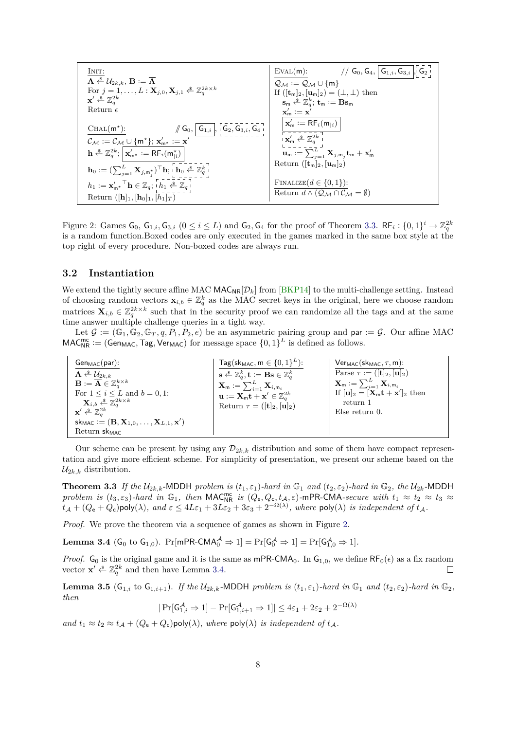```
Init:
  A ←$ U_{2k,k}, B := Ā
  For j = 1,...,L : X_{j,0}, X_{j,1} ←$ Z_q^{2k×k}
  x' ←$ Z_q^{2k}
  Return ε

Chal(m*):                          // G_0, [G_{1,i}], [G_2, G_{3,i}, G_4] (dashed)
  C_M := C_M ∪ {m*}; x'_{m*} := x'
  h ←$ Z_q^{2k}; [x'_{m*} := RF_i(m*_{|i})]
  h_0 := (Σ_{j=1}^L X_{j,m*_j})^T h; [h_0 ←$ Z_q^k] (dashed)
  h_1 := x'_{m*}^T h ∈ Z_q; [h_1 ←$ Z_q] (dashed)
  Return ([h]_1, [h_0]_1, [h_1]_T)

Eval(m):                           // G_0, G_4, [G_{1,i}, G_{3,i}], [G_2] (dashed)
  Q_M := Q_M ∪ {m}
  If ([t_m]_2, [u_m]_2) = (⊥, ⊥) then
    s_m ←$ Z_q^k; t_m := B s_m
    x'_m := x'
    [x'_m := RF_i(m_{|i})]
    [x'_m ←$ Z_q^{2k}] (dashed)
    u_m := Σ_{j=1}^L X_{j,m_j} t_m + x'_m
  Return ([t_m]_2, [u_m]_2)

Finalize(d ∈ {0,1}):
  Return d ∧ (Q_M ∩ C_M = ∅)
```

Figure 2: Games $\mathsf{G}_0$, $\mathsf{G}_{1,i}$, $\mathsf{G}_{3,i}$ $(0 \le i \le L)$ and $\mathsf{G}_2, \mathsf{G}_4$ for the proof of Theorem 3.3. $\mathsf{RF}_i : \{0,1\}^i \to \mathbb{Z}_q^{2k}$ is a random function.Boxed codes are only executed in the games marked in the same box style at the top right of every procedure. Non-boxed codes are always run.

## 3.2 Instantiation

We extend the tightly secure affine MAC $\mathsf{MAC}_{\mathsf{NR}}[\mathcal{D}_k]$ from [BKP14] to the multi-challenge setting. Instead of choosing random vectors $\mathbf{x}_{i,b} \in \mathbb{Z}_q^k$ as the MAC secret keys in the original, here we choose random matrices $\mathbf{X}_{i,b} \in \mathbb{Z}_q^{2k \times k}$ such that in the security proof we can randomize all the tags and at the same time answer multiple challenge queries in a tight way.

Let $\mathcal{G} := (\mathbb{G}_1, \mathbb{G}_2, \mathbb{G}_T, q, P_1, P_2, e)$ be an asymmetric pairing group and $\mathsf{par} := \mathcal{G}$. Our affine MAC $\mathsf{MAC}_{\mathsf{NR}}^{\mathsf{mc}} := (\mathsf{Gen}_{\mathsf{MAC}}, \mathsf{Tag}, \mathsf{Ver}_{\mathsf{MAC}})$ for message space $\{0,1\}^L$ is defined as follows.

```
Gen_MAC(par):
  A ←$ U_{2k,k}
  B := Ā ∈ Z_q^{k×k}
  For 1 ≤ i ≤ L and b = 0,1:
    X_{i,b} ←$ Z_q^{2k×k}
  x' ←$ Z_q^{2k}
  sk_MAC := (B, X_{1,0}, ..., X_{L,1}, x')
  Return sk_MAC

Tag(sk_MAC, m ∈ {0,1}^L):
  s ←$ Z_q^k, t := Bs ∈ Z_q^k
  X_m := Σ_{i=1}^L X_{i,m_i}
  u := X_m t + x' ∈ Z_q^{2k}
  Return τ = ([t]_2, [u]_2)

Ver_MAC(sk_MAC, τ, m):
  Parse τ := ([t]_2, [u]_2)
  X_m := Σ_{i=1}^L X_{i,m_i}
  If [u]_2 = [X_m t + x']_2 then
    return 1
  Else return 0.
```

Our scheme can be present by using any $\mathcal{D}_{2k,k}$ distribution and some of them have compact representation and give more efficient scheme. For simplicity of presentation, we present our scheme based on the $\mathcal{U}_{2k,k}$ distribution.

**Theorem 3.3** *If the $\mathcal{U}_{2k,k}$-$\mathsf{MDDH}$ problem is $(t_1, \varepsilon_1)$-hard in $\mathbb{G}_1$ and $(t_2, \varepsilon_2)$-hard in $\mathbb{G}_2$, the $\mathcal{U}_{2k}$-$\mathsf{MDDH}$ problem is $(t_3, \varepsilon_3)$-hard in $\mathbb{G}_1$, then $\mathsf{MAC}_{\mathsf{NR}}^{\mathsf{mc}}$ is $(Q_{\mathsf{e}}, Q_{\mathsf{c}}, t_{\mathcal{A}}, \varepsilon)$-$\mathsf{mPR}$-$\mathsf{CMA}$-secure with $t_1 \approx t_2 \approx t_3 \approx t_{\mathcal{A}} + (Q_{\mathsf{e}} + Q_{\mathsf{c}})\mathsf{poly}(\lambda)$, and $\varepsilon \le 4L\varepsilon_1 + 3L\varepsilon_2 + 3\varepsilon_3 + 2^{-\Omega(\lambda)}$, where $\mathsf{poly}(\lambda)$ is independent of $t_{\mathcal{A}}$.*

*Proof.* We prove the theorem via a sequence of games as shown in Figure 2.

**Lemma 3.4** ($\mathsf{G}_0$ to $\mathsf{G}_{1,0}$). $\Pr[\mathsf{mPR}\text{-}\mathsf{CMA}_0^{\mathcal{A}} \Rightarrow 1] = \Pr[\mathsf{G}_0^{\mathcal{A}} \Rightarrow 1] = \Pr[\mathsf{G}_{1,0}^{\mathcal{A}} \Rightarrow 1]$.

*Proof.* $\mathsf{G}_0$ is the original game and it is the same as $\mathsf{mPR}\text{-}\mathsf{CMA}_0$. In $\mathsf{G}_{1,0}$, we define $\mathsf{RF}_0(\epsilon)$ as a fix random vector $\mathbf{x}' \xleftarrow{\$} \mathbb{Z}_q^{2k}$ and then have Lemma 3.4. □

**Lemma 3.5** ($\mathsf{G}_{1,i}$ to $\mathsf{G}_{1,i+1}$). *If the $\mathcal{U}_{2k,k}$-$\mathsf{MDDH}$ problem is $(t_1, \varepsilon_1)$-hard in $\mathbb{G}_1$ and $(t_2, \varepsilon_2)$-hard in $\mathbb{G}_2$, then*

$$|\Pr[\mathsf{G}_{1,i}^{\mathcal{A}} \Rightarrow 1] - \Pr[\mathsf{G}_{1,i+1}^{\mathcal{A}} \Rightarrow 1]| \le 4\varepsilon_1 + 2\varepsilon_2 + 2^{-\Omega(\lambda)}$$

*and $t_1 \approx t_2 \approx t_{\mathcal{A}} + (Q_{\mathsf{e}} + Q_{\mathsf{c}})\mathsf{poly}(\lambda)$, where $\mathsf{poly}(\lambda)$ is independent of $t_{\mathcal{A}}$.*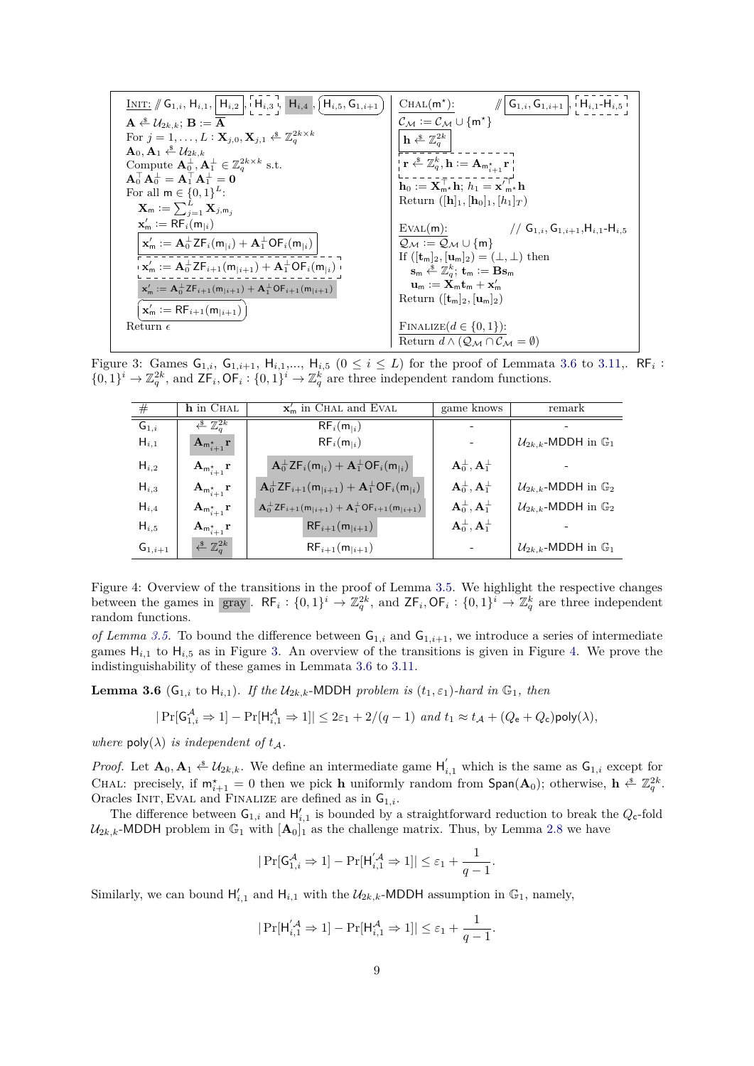Init: // $\mathsf{G}_{1,i}$, $\mathsf{H}_{i,1}$, $\boxed{\mathsf{H}_{i,2}}$, $\mathsf{H}_{i,3}$ (dashed box), $\mathsf{H}_{i,4}$ (gray), $\mathsf{H}_{i,5}, \mathsf{G}_{1,i+1}$ (rounded box)

$\mathbf{A} \xleftarrow{\$} \mathcal{U}_{2k,k}$; $\mathbf{B} := \overline{\mathbf{A}}$
For $j = 1, \ldots, L$ : $\mathbf{X}_{j,0}, \mathbf{X}_{j,1} \xleftarrow{\$} \mathbb{Z}_q^{2k \times k}$
$\mathbf{A}_0, \mathbf{A}_1 \xleftarrow{\$} \mathcal{U}_{2k,k}$
Compute $\mathbf{A}_0^\perp, \mathbf{A}_1^\perp \in \mathbb{Z}_q^{2k \times k}$ s.t.
$\mathbf{A}_0^\top \mathbf{A}_0^\perp = \mathbf{A}_1^\top \mathbf{A}_1^\perp = \mathbf{0}$
For all $\mathsf{m} \in \{0,1\}^L$:
  $\mathbf{X}_\mathsf{m} := \sum_{j=1}^{L} \mathbf{X}_{j,\mathsf{m}_j}$
  $\mathbf{x}'_\mathsf{m} := \mathsf{RF}_i(\mathsf{m}_{|i})$
  $\boxed{\mathbf{x}'_\mathsf{m} := \mathbf{A}_0^\perp \mathsf{ZF}_i(\mathsf{m}_{|i}) + \mathbf{A}_1^\perp \mathsf{OF}_i(\mathsf{m}_{|i})}$
  $\mathbf{x}'_\mathsf{m} := \mathbf{A}_0^\perp \mathsf{ZF}_{i+1}(\mathsf{m}_{|i+1}) + \mathbf{A}_1^\perp \mathsf{OF}_i(\mathsf{m}_{|i})$ (dashed box)
  $\mathbf{x}'_\mathsf{m} := \mathbf{A}_0^\perp \mathsf{ZF}_{i+1}(\mathsf{m}_{|i+1}) + \mathbf{A}_1^\perp \mathsf{OF}_{i+1}(\mathsf{m}_{|i+1})$ (gray)
  $\mathbf{x}'_\mathsf{m} := \mathsf{RF}_{i+1}(\mathsf{m}_{|i+1})$ (rounded box)
Return $\epsilon$

Chal($\mathsf{m}^\star$): // $\boxed{\mathsf{G}_{1,i}, \mathsf{G}_{1,i+1}}$, $\mathsf{H}_{i,1}$-$\mathsf{H}_{i,5}$ (dashed box)
$\mathcal{C}_\mathcal{M} := \mathcal{C}_\mathcal{M} \cup \{\mathsf{m}^\star\}$
$\boxed{\mathbf{h} \xleftarrow{\$} \mathbb{Z}_q^{2k}}$
$\mathbf{r} \xleftarrow{\$} \mathbb{Z}_q^{k}, \mathbf{h} := \mathbf{A}_{\mathsf{m}^\star_{i+1}} \mathbf{r}$ (dashed box)
$\mathbf{h}_0 := \mathbf{X}_{\mathsf{m}^\star}^\top \mathbf{h}$; $h_1 = \mathbf{x}'^\top_{\mathsf{m}^\star} \mathbf{h}$
Return $([\mathbf{h}]_1, [\mathbf{h}_0]_1, [h_1]_T)$

Eval($\mathsf{m}$): // $\mathsf{G}_{1,i}, \mathsf{G}_{1,i+1}, \mathsf{H}_{i,1}$-$\mathsf{H}_{i,5}$
$\mathcal{Q}_\mathcal{M} := \mathcal{Q}_\mathcal{M} \cup \{\mathsf{m}\}$
If $([\mathbf{t}_\mathsf{m}]_2, [\mathbf{u}_\mathsf{m}]_2) = (\perp, \perp)$ then
  $\mathbf{s}_\mathsf{m} \xleftarrow{\$} \mathbb{Z}_q^k$; $\mathbf{t}_\mathsf{m} := \mathbf{B}\mathbf{s}_\mathsf{m}$
  $\mathbf{u}_\mathsf{m} := \mathbf{X}_\mathsf{m}\mathbf{t}_\mathsf{m} + \mathbf{x}'_\mathsf{m}$
Return $([\mathbf{t}_\mathsf{m}]_2, [\mathbf{u}_\mathsf{m}]_2)$

Finalize($d \in \{0,1\}$):
Return $d \wedge (\mathcal{Q}_\mathcal{M} \cap \mathcal{C}_\mathcal{M} = \emptyset)$

Figure 3: Games $\mathsf{G}_{1,i}$, $\mathsf{G}_{1,i+1}$, $\mathsf{H}_{i,1}$,..., $\mathsf{H}_{i,5}$ ($0 \le i \le L$) for the proof of Lemmata 3.6 to 3.11,. $\mathsf{RF}_i : \{0,1\}^i \to \mathbb{Z}_q^{2k}$, and $\mathsf{ZF}_i, \mathsf{OF}_i : \{0,1\}^i \to \mathbb{Z}_q^k$ are three independent random functions.

| # | $\mathbf{h}$ in Chal | $\mathbf{x}'_\mathsf{m}$ in Chal and Eval | game knows | remark |
|---|---|---|---|---|
| $\mathsf{G}_{1,i}$ | $\xleftarrow{\$} \mathbb{Z}_q^{2k}$ | $\mathsf{RF}_i(\mathsf{m}_{\vert i})$ | - | - |
| $\mathsf{H}_{i,1}$ | $\mathbf{A}_{\mathsf{m}^\star_{i+1}}\mathbf{r}$ | $\mathsf{RF}_i(\mathsf{m}_{\vert i})$ | - | $\mathcal{U}_{2k,k}$-MDDH in $\mathbb{G}_1$ |
| $\mathsf{H}_{i,2}$ | $\mathbf{A}_{\mathsf{m}^\star_{i+1}}\mathbf{r}$ | $\mathbf{A}_0^\perp \mathsf{ZF}_i(\mathsf{m}_{\vert i}) + \mathbf{A}_1^\perp \mathsf{OF}_i(\mathsf{m}_{\vert i})$ | $\mathbf{A}_0^\perp, \mathbf{A}_1^\perp$ | - |
| $\mathsf{H}_{i,3}$ | $\mathbf{A}_{\mathsf{m}^\star_{i+1}}\mathbf{r}$ | $\mathbf{A}_0^\perp \mathsf{ZF}_{i+1}(\mathsf{m}_{\vert i+1}) + \mathbf{A}_1^\perp \mathsf{OF}_i(\mathsf{m}_{\vert i})$ | $\mathbf{A}_0^\perp, \mathbf{A}_1^\perp$ | $\mathcal{U}_{2k,k}$-MDDH in $\mathbb{G}_2$ |
| $\mathsf{H}_{i,4}$ | $\mathbf{A}_{\mathsf{m}^\star_{i+1}}\mathbf{r}$ | $\mathbf{A}_0^\perp \mathsf{ZF}_{i+1}(\mathsf{m}_{\vert i+1}) + \mathbf{A}_1^\perp \mathsf{OF}_{i+1}(\mathsf{m}_{\vert i+1})$ | $\mathbf{A}_0^\perp, \mathbf{A}_1^\perp$ | $\mathcal{U}_{2k,k}$-MDDH in $\mathbb{G}_2$ |
| $\mathsf{H}_{i,5}$ | $\mathbf{A}_{\mathsf{m}^\star_{i+1}}\mathbf{r}$ | $\mathsf{RF}_{i+1}(\mathsf{m}_{\vert i+1})$ | $\mathbf{A}_0^\perp, \mathbf{A}_1^\perp$ | - |
| $\mathsf{G}_{1,i+1}$ | $\xleftarrow{\$} \mathbb{Z}_q^{2k}$ | $\mathsf{RF}_{i+1}(\mathsf{m}_{\vert i+1})$ | - | $\mathcal{U}_{2k,k}$-MDDH in $\mathbb{G}_1$ |

Figure 4: Overview of the transitions in the proof of Lemma 3.5. We highlight the respective changes between the games in gray. $\mathsf{RF}_i : \{0,1\}^i \to \mathbb{Z}_q^{2k}$, and $\mathsf{ZF}_i, \mathsf{OF}_i : \{0,1\}^i \to \mathbb{Z}_q^k$ are three independent random functions.

*of Lemma 3.5.* To bound the difference between $\mathsf{G}_{1,i}$ and $\mathsf{G}_{1,i+1}$, we introduce a series of intermediate games $\mathsf{H}_{i,1}$ to $\mathsf{H}_{i,5}$ as in Figure 3. An overview of the transitions is given in Figure 4. We prove the indistinguishability of these games in Lemmata 3.6 to 3.11.

**Lemma 3.6** ($\mathsf{G}_{1,i}$ to $\mathsf{H}_{i,1}$). *If the $\mathcal{U}_{2k,k}$-MDDH problem is $(t_1, \varepsilon_1)$-hard in $\mathbb{G}_1$, then*

$$|\Pr[\mathsf{G}_{1,i}^\mathcal{A} \Rightarrow 1] - \Pr[\mathsf{H}_{i,1}^\mathcal{A} \Rightarrow 1]| \le 2\varepsilon_1 + 2/(q-1) \text{ and } t_1 \approx t_\mathcal{A} + (Q_\mathsf{e} + Q_\mathsf{c})\mathsf{poly}(\lambda),$$

*where $\mathsf{poly}(\lambda)$ is independent of $t_\mathcal{A}$.*

*Proof.* Let $\mathbf{A}_0, \mathbf{A}_1 \xleftarrow{\$} \mathcal{U}_{2k,k}$. We define an intermediate game $\mathsf{H}'_{i,1}$ which is the same as $\mathsf{G}_{1,i}$ except for Chal: precisely, if $\mathsf{m}^\star_{i+1} = 0$ then we pick $\mathbf{h}$ uniformly random from $\mathsf{Span}(\mathbf{A}_0)$; otherwise, $\mathbf{h} \xleftarrow{\$} \mathbb{Z}_q^{2k}$. Oracles Init, Eval and Finalize are defined as in $\mathsf{G}_{1,i}$.

The difference between $\mathsf{G}_{1,i}$ and $\mathsf{H}'_{i,1}$ is bounded by a straightforward reduction to break the $Q_\mathsf{c}$-fold $\mathcal{U}_{2k,k}$-MDDH problem in $\mathbb{G}_1$ with $[\mathbf{A}_0]_1$ as the challenge matrix. Thus, by Lemma 2.8 we have

$$|\Pr[\mathsf{G}_{1,i}^\mathcal{A} \Rightarrow 1] - \Pr[\mathsf{H}'^\mathcal{A}_{i,1} \Rightarrow 1]| \le \varepsilon_1 + \frac{1}{q-1}.$$

Similarly, we can bound $\mathsf{H}'_{i,1}$ and $\mathsf{H}_{i,1}$ with the $\mathcal{U}_{2k,k}$-MDDH assumption in $\mathbb{G}_1$, namely,

$$|\Pr[\mathsf{H}'^\mathcal{A}_{i,1} \Rightarrow 1] - \Pr[\mathsf{H}_{i,1}^\mathcal{A} \Rightarrow 1]| \le \varepsilon_1 + \frac{1}{q-1}.$$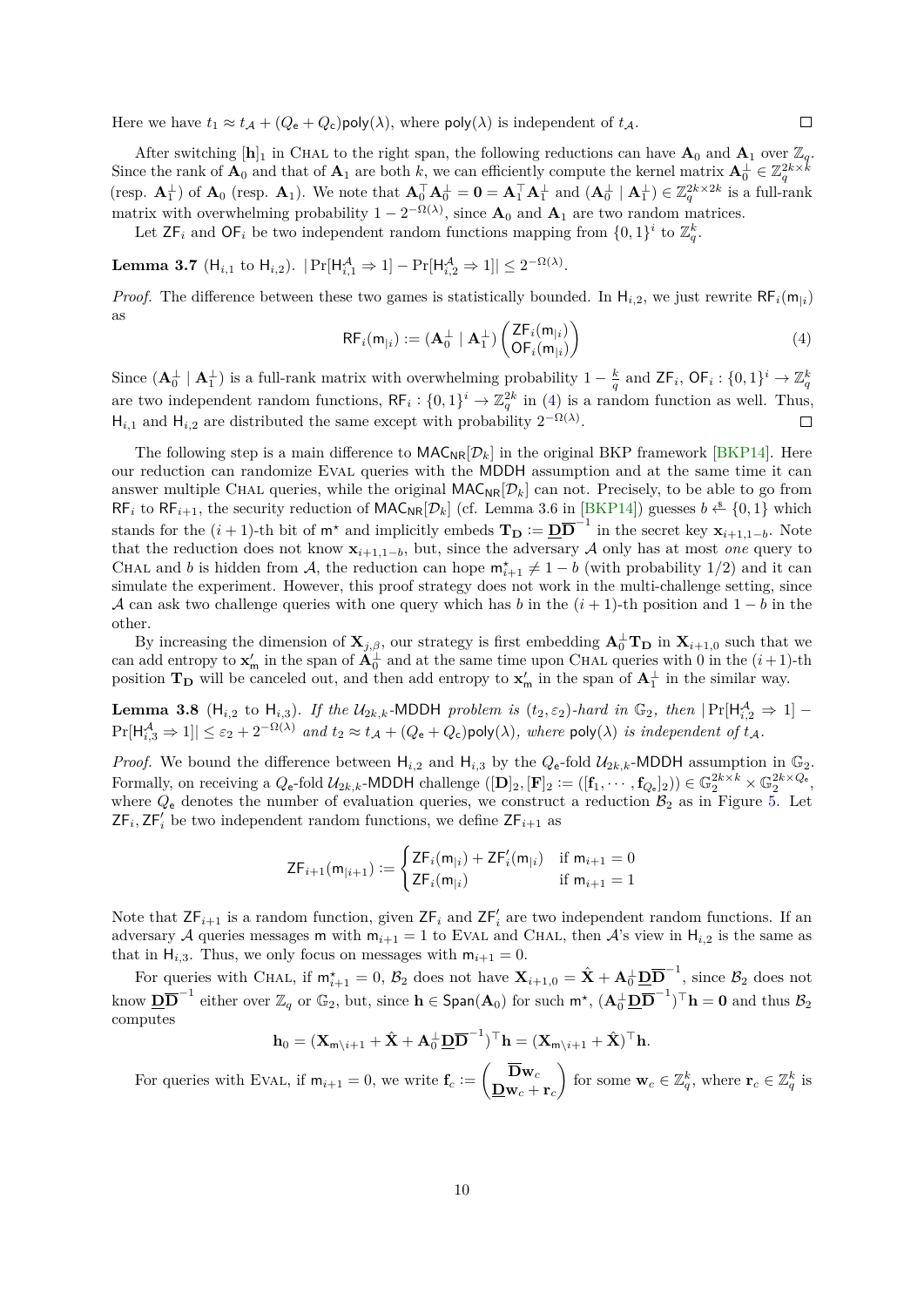Here we have $t_1 \approx t_\mathcal{A} + (Q_\mathsf{e} + Q_\mathsf{c})\mathsf{poly}(\lambda)$, where $\mathsf{poly}(\lambda)$ is independent of $t_\mathcal{A}$. □

After switching $[\mathbf{h}]_1$ in Chal to the right span, the following reductions can have $\mathbf{A}_0$ and $\mathbf{A}_1$ over $\mathbb{Z}_q$. Since the rank of $\mathbf{A}_0$ and that of $\mathbf{A}_1$ are both $k$, we can efficiently compute the kernel matrix $\mathbf{A}_0^\perp \in \mathbb{Z}_q^{2k\times k}$ (resp. $\mathbf{A}_1^\perp$) of $\mathbf{A}_0$ (resp. $\mathbf{A}_1$). We note that $\mathbf{A}_0^\top \mathbf{A}_0^\perp = \mathbf{0} = \mathbf{A}_1^\top \mathbf{A}_1^\perp$ and $(\mathbf{A}_0^\perp \mid \mathbf{A}_1^\perp) \in \mathbb{Z}_q^{2k\times 2k}$ is a full-rank matrix with overwhelming probability $1 - 2^{-\Omega(\lambda)}$, since $\mathbf{A}_0$ and $\mathbf{A}_1$ are two random matrices.

Let $\mathsf{ZF}_i$ and $\mathsf{OF}_i$ be two independent random functions mapping from $\{0,1\}^i$ to $\mathbb{Z}_q^k$.

**Lemma 3.7** ($\mathsf{H}_{i,1}$ to $\mathsf{H}_{i,2}$). $|\Pr[\mathsf{H}_{i,1}^\mathcal{A} \Rightarrow 1] - \Pr[\mathsf{H}_{i,2}^\mathcal{A} \Rightarrow 1]| \leq 2^{-\Omega(\lambda)}$.

*Proof.* The difference between these two games is statistically bounded. In $\mathsf{H}_{i,2}$, we just rewrite $\mathsf{RF}_i(\mathsf{m}_{|i})$ as

$$\mathsf{RF}_i(\mathsf{m}_{|i}) := (\mathbf{A}_0^\perp \mid \mathbf{A}_1^\perp)\begin{pmatrix}\mathsf{ZF}_i(\mathsf{m}_{|i})\\ \mathsf{OF}_i(\mathsf{m}_{|i})\end{pmatrix} \tag{4}$$

Since $(\mathbf{A}_0^\perp \mid \mathbf{A}_1^\perp)$ is a full-rank matrix with overwhelming probability $1 - \frac{k}{q}$ and $\mathsf{ZF}_i$, $\mathsf{OF}_i : \{0,1\}^i \to \mathbb{Z}_q^k$ are two independent random functions, $\mathsf{RF}_i : \{0,1\}^i \to \mathbb{Z}_q^{2k}$ in (4) is a random function as well. Thus, $\mathsf{H}_{i,1}$ and $\mathsf{H}_{i,2}$ are distributed the same except with probability $2^{-\Omega(\lambda)}$. □

The following step is a main difference to $\mathsf{MAC_{NR}}[\mathcal{D}_k]$ in the original BKP framework [BKP14]. Here our reduction can randomize Eval queries with the MDDH assumption and at the same time it can answer multiple Chal queries, while the original $\mathsf{MAC_{NR}}[\mathcal{D}_k]$ can not. Precisely, to be able to go from $\mathsf{RF}_i$ to $\mathsf{RF}_{i+1}$, the security reduction of $\mathsf{MAC_{NR}}[\mathcal{D}_k]$ (cf. Lemma 3.6 in [BKP14]) guesses $b \xleftarrow{\$} \{0,1\}$ which stands for the $(i+1)$-th bit of $\mathsf{m}^\star$ and implicitly embeds $\mathbf{T_D} := \underline{\mathbf{D}}\overline{\mathbf{D}}^{-1}$ in the secret key $\mathbf{x}_{i+1,1-b}$. Note that the reduction does not know $\mathbf{x}_{i+1,1-b}$, but, since the adversary $\mathcal{A}$ only has at most *one* query to Chal and $b$ is hidden from $\mathcal{A}$, the reduction can hope $\mathsf{m}_{i+1}^\star \neq 1-b$ (with probability 1/2) and it can simulate the experiment. However, this proof strategy does not work in the multi-challenge setting, since $\mathcal{A}$ can ask two challenge queries with one query which has $b$ in the $(i+1)$-th position and $1-b$ in the other.

By increasing the dimension of $\mathbf{X}_{j,\beta}$, our strategy is first embedding $\mathbf{A}_0^\perp\mathbf{T_D}$ in $\mathbf{X}_{i+1,0}$ such that we can add entropy to $\mathbf{x}'_\mathsf{m}$ in the span of $\mathbf{A}_0^\perp$ and at the same time upon Chal queries with 0 in the $(i+1)$-th position $\mathbf{T_D}$ will be canceled out, and then add entropy to $\mathbf{x}'_\mathsf{m}$ in the span of $\mathbf{A}_1^\perp$ in the similar way.

**Lemma 3.8** ($\mathsf{H}_{i,2}$ to $\mathsf{H}_{i,3}$). *If the* $\mathcal{U}_{2k,k}$-$\mathsf{MDDH}$ *problem is* $(t_2, \varepsilon_2)$*-hard in* $\mathbb{G}_2$*, then* $|\Pr[\mathsf{H}_{i,2}^\mathcal{A} \Rightarrow 1] - \Pr[\mathsf{H}_{i,3}^\mathcal{A} \Rightarrow 1]| \leq \varepsilon_2 + 2^{-\Omega(\lambda)}$ *and* $t_2 \approx t_\mathcal{A} + (Q_\mathsf{e} + Q_\mathsf{c})\mathsf{poly}(\lambda)$*, where* $\mathsf{poly}(\lambda)$ *is independent of* $t_\mathcal{A}$*.*

*Proof.* We bound the difference between $\mathsf{H}_{i,2}$ and $\mathsf{H}_{i,3}$ by the $Q_\mathsf{e}$-fold $\mathcal{U}_{2k,k}$-$\mathsf{MDDH}$ assumption in $\mathbb{G}_2$. Formally, on receiving a $Q_\mathsf{e}$-fold $\mathcal{U}_{2k,k}$-$\mathsf{MDDH}$ challenge $([\mathbf{D}]_2, [\mathbf{F}]_2 := ([\mathbf{f}_1, \cdots, \mathbf{f}_{Q_\mathsf{e}}]_2)) \in \mathbb{G}_2^{2k\times k} \times \mathbb{G}_2^{2k\times Q_\mathsf{e}}$, where $Q_\mathsf{e}$ denotes the number of evaluation queries, we construct a reduction $\mathcal{B}_2$ as in Figure 5. Let $\mathsf{ZF}_i, \mathsf{ZF}'_i$ be two independent random functions, we define $\mathsf{ZF}_{i+1}$ as

$$\mathsf{ZF}_{i+1}(\mathsf{m}_{|i+1}) := \begin{cases}\mathsf{ZF}_i(\mathsf{m}_{|i}) + \mathsf{ZF}'_i(\mathsf{m}_{|i}) & \text{if } \mathsf{m}_{i+1} = 0\\ \mathsf{ZF}_i(\mathsf{m}_{|i}) & \text{if } \mathsf{m}_{i+1} = 1\end{cases}$$

Note that $\mathsf{ZF}_{i+1}$ is a random function, given $\mathsf{ZF}_i$ and $\mathsf{ZF}'_i$ are two independent random functions. If an adversary $\mathcal{A}$ queries messages $\mathsf{m}$ with $\mathsf{m}_{i+1} = 1$ to Eval and Chal, then $\mathcal{A}$'s view in $\mathsf{H}_{i,2}$ is the same as that in $\mathsf{H}_{i,3}$. Thus, we only focus on messages with $\mathsf{m}_{i+1} = 0$.

For queries with Chal, if $\mathsf{m}_{i+1}^\star = 0$, $\mathcal{B}_2$ does not have $\mathbf{X}_{i+1,0} = \hat{\mathbf{X}} + \mathbf{A}_0^\perp\underline{\mathbf{D}}\overline{\mathbf{D}}^{-1}$, since $\mathcal{B}_2$ does not know $\underline{\mathbf{D}}\overline{\mathbf{D}}^{-1}$ either over $\mathbb{Z}_q$ or $\mathbb{G}_2$, but, since $\mathbf{h} \in \mathsf{Span}(\mathbf{A}_0)$ for such $\mathsf{m}^\star$, $(\mathbf{A}_0^\perp\underline{\mathbf{D}}\overline{\mathbf{D}}^{-1})^\top\mathbf{h} = \mathbf{0}$ and thus $\mathcal{B}_2$ computes

$$\mathbf{h}_0 = (\mathbf{X}_{\mathsf{m}\setminus i+1} + \hat{\mathbf{X}} + \mathbf{A}_0^\perp\underline{\mathbf{D}}\overline{\mathbf{D}}^{-1})^\top\mathbf{h} = (\mathbf{X}_{\mathsf{m}\setminus i+1} + \hat{\mathbf{X}})^\top\mathbf{h}.$$

For queries with Eval, if $\mathsf{m}_{i+1} = 0$, we write $\mathbf{f}_c := \begin{pmatrix}\overline{\mathbf{D}}\mathbf{w}_c\\ \underline{\mathbf{D}}\mathbf{w}_c + \mathbf{r}_c\end{pmatrix}$ for some $\mathbf{w}_c \in \mathbb{Z}_q^k$, where $\mathbf{r}_c \in \mathbb{Z}_q^k$ is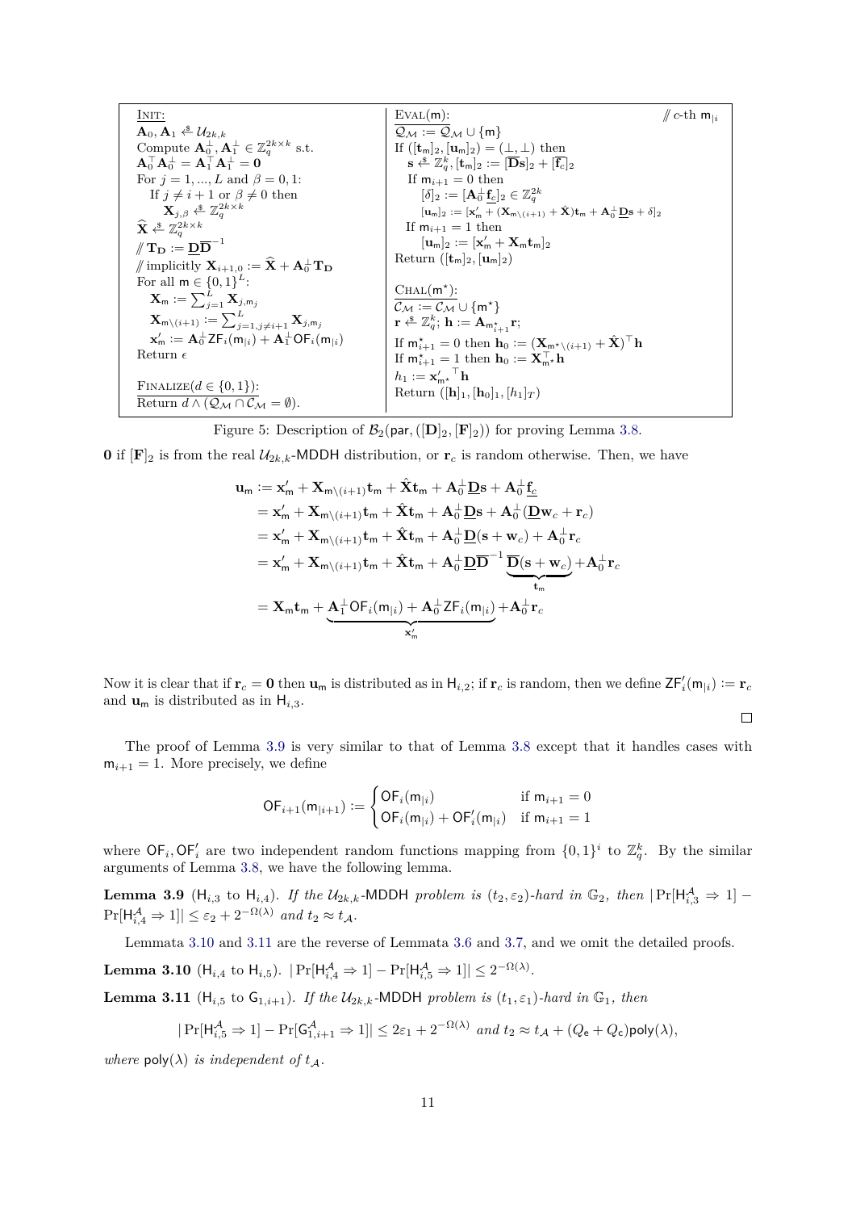| $\underline{\text{INIT:}}$ | $\underline{\text{EVAL}(\mathsf{m})\text{:}}$ // $c$-th $\mathsf{m}_{\|i}$ |
|---|---|
| $\mathbf{A}_0, \mathbf{A}_1 \xleftarrow{\$} \mathcal{U}_{2k,k}$ | $\mathcal{Q}_{\mathcal{M}} := \mathcal{Q}_{\mathcal{M}} \cup \{\mathsf{m}\}$ |
| Compute $\mathbf{A}_0^\perp, \mathbf{A}_1^\perp \in \mathbb{Z}_q^{2k\times k}$ s.t. | If $([\mathbf{t}_\mathsf{m}]_2, [\mathbf{u}_\mathsf{m}]_2) = (\perp, \perp)$ then |
| $\mathbf{A}_0^\top \mathbf{A}_0^\perp = \mathbf{A}_1^\top \mathbf{A}_1^\perp = \mathbf{0}$ | $\quad \mathbf{s} \xleftarrow{\$} \mathbb{Z}_q^k, [\mathbf{t}_\mathsf{m}]_2 := [\overline{\mathbf{D}}\mathbf{s}]_2 + [\overline{\mathbf{f}_c}]_2$ |
| For $j = 1, ..., L$ and $\beta = 0, 1$: | $\quad$ If $\mathsf{m}_{i+1} = 0$ then |
| $\quad$ If $j \neq i+1$ or $\beta \neq 0$ then | $\quad\quad [\delta]_2 := [\mathbf{A}_0^\perp \underline{\mathbf{f}_c}]_2 \in \mathbb{Z}_q^{2k}$ |
| $\quad\quad \mathbf{X}_{j,\beta} \xleftarrow{\$} \mathbb{Z}_q^{2k\times k}$ | $\quad\quad [\mathbf{u}_\mathsf{m}]_2 := [\mathbf{x}'_\mathsf{m} + (\mathbf{X}_{\mathsf{m}\setminus(i+1)} + \hat{\mathbf{X}})\mathbf{t}_\mathsf{m} + \mathbf{A}_0^\perp \underline{\mathbf{D}}\mathbf{s} + \delta]_2$ |
| $\widehat{\mathbf{X}} \xleftarrow{\$} \mathbb{Z}_q^{2k\times k}$ | $\quad$ If $\mathsf{m}_{i+1} = 1$ then |
| // $\mathbf{T}_\mathbf{D} := \underline{\mathbf{D}}\overline{\mathbf{D}}^{-1}$ | $\quad\quad [\mathbf{u}_\mathsf{m}]_2 := [\mathbf{x}'_\mathsf{m} + \mathbf{X}_\mathsf{m}\mathbf{t}_\mathsf{m}]_2$ |
| // implicitly $\mathbf{X}_{i+1,0} := \widehat{\mathbf{X}} + \mathbf{A}_0^\perp \mathbf{T}_\mathbf{D}$ | Return $([\mathbf{t}_\mathsf{m}]_2, [\mathbf{u}_\mathsf{m}]_2)$ |
| For all $\mathsf{m} \in \{0,1\}^L$: | |
| $\quad \mathbf{X}_\mathsf{m} := \sum_{j=1}^L \mathbf{X}_{j,\mathsf{m}_j}$ | $\underline{\text{CHAL}(\mathsf{m}^\star)\text{:}}$ |
| $\quad \mathbf{X}_{\mathsf{m}\setminus(i+1)} := \sum_{j=1, j\neq i+1}^L \mathbf{X}_{j,\mathsf{m}_j}$ | $\mathcal{C}_{\mathcal{M}} := \mathcal{C}_{\mathcal{M}} \cup \{\mathsf{m}^\star\}$ |
| $\quad \mathbf{x}'_\mathsf{m} := \mathbf{A}_0^\perp \mathsf{ZF}_i(\mathsf{m}_{\|i}) + \mathbf{A}_1^\perp \mathsf{OF}_i(\mathsf{m}_{\|i})$ | $\mathbf{r} \xleftarrow{\$} \mathbb{Z}_q^k$; $\mathbf{h} := \mathbf{A}_{\mathsf{m}^\star_{i+1}}\mathbf{r}$; |
| Return $\epsilon$ | If $\mathsf{m}^\star_{i+1} = 0$ then $\mathbf{h}_0 := (\mathbf{X}_{\mathsf{m}^\star\setminus(i+1)} + \hat{\mathbf{X}})^\top \mathbf{h}$ |
| | If $\mathsf{m}^\star_{i+1} = 1$ then $\mathbf{h}_0 := \mathbf{X}_{\mathsf{m}^\star}^\top \mathbf{h}$ |
| $\underline{\text{FINALIZE}(d \in \{0,1\})\text{:}}$ | $h_1 := {\mathbf{x}'_{\mathsf{m}^\star}}^\top \mathbf{h}$ |
| Return $d \wedge (\mathcal{Q}_{\mathcal{M}} \cap \mathcal{C}_{\mathcal{M}} = \emptyset)$. | Return $([\mathbf{h}]_1, [\mathbf{h}_0]_1, [h_1]_T)$ |

Figure 5: Description of $\mathcal{B}_2(\mathsf{par}, ([\mathbf{D}]_2, [\mathbf{F}]_2))$ for proving Lemma 3.8.

$\mathbf{0}$ if $[\mathbf{F}]_2$ is from the real $\mathcal{U}_{2k,k}$-MDDH distribution, or $\mathbf{r}_c$ is random otherwise. Then, we have

$$
\begin{aligned}
\mathbf{u}_\mathsf{m} &:= \mathbf{x}'_\mathsf{m} + \mathbf{X}_{\mathsf{m}\setminus(i+1)}\mathbf{t}_\mathsf{m} + \hat{\mathbf{X}}\mathbf{t}_\mathsf{m} + \mathbf{A}_0^\perp \underline{\mathbf{D}}\mathbf{s} + \mathbf{A}_0^\perp \underline{\mathbf{f}_c} \\
&= \mathbf{x}'_\mathsf{m} + \mathbf{X}_{\mathsf{m}\setminus(i+1)}\mathbf{t}_\mathsf{m} + \hat{\mathbf{X}}\mathbf{t}_\mathsf{m} + \mathbf{A}_0^\perp \underline{\mathbf{D}}\mathbf{s} + \mathbf{A}_0^\perp (\underline{\mathbf{D}}\mathbf{w}_c + \mathbf{r}_c) \\
&= \mathbf{x}'_\mathsf{m} + \mathbf{X}_{\mathsf{m}\setminus(i+1)}\mathbf{t}_\mathsf{m} + \hat{\mathbf{X}}\mathbf{t}_\mathsf{m} + \mathbf{A}_0^\perp \underline{\mathbf{D}}(\mathbf{s} + \mathbf{w}_c) + \mathbf{A}_0^\perp \mathbf{r}_c \\
&= \mathbf{x}'_\mathsf{m} + \mathbf{X}_{\mathsf{m}\setminus(i+1)}\mathbf{t}_\mathsf{m} + \hat{\mathbf{X}}\mathbf{t}_\mathsf{m} + \mathbf{A}_0^\perp \underline{\mathbf{D}}\overline{\mathbf{D}}^{-1} \underbrace{\overline{\mathbf{D}}(\mathbf{s} + \mathbf{w}_c)}_{\mathbf{t}_\mathsf{m}} + \mathbf{A}_0^\perp \mathbf{r}_c \\
&= \mathbf{X}_\mathsf{m}\mathbf{t}_\mathsf{m} + \underbrace{\mathbf{A}_1^\perp \mathsf{OF}_i(\mathsf{m}_{|i}) + \mathbf{A}_0^\perp \mathsf{ZF}_i(\mathsf{m}_{|i})}_{\mathbf{x}'_\mathsf{m}} + \mathbf{A}_0^\perp \mathbf{r}_c
\end{aligned}
$$

Now it is clear that if $\mathbf{r}_c = \mathbf{0}$ then $\mathbf{u}_\mathsf{m}$ is distributed as in $\mathsf{H}_{i,2}$; if $\mathbf{r}_c$ is random, then we define $\mathsf{ZF}'_i(\mathsf{m}_{|i}) := \mathbf{r}_c$ and $\mathbf{u}_\mathsf{m}$ is distributed as in $\mathsf{H}_{i,3}$. □

The proof of Lemma 3.9 is very similar to that of Lemma 3.8 except that it handles cases with $\mathsf{m}_{i+1} = 1$. More precisely, we define

$$
\mathsf{OF}_{i+1}(\mathsf{m}_{|i+1}) := \begin{cases} \mathsf{OF}_i(\mathsf{m}_{|i}) & \text{if } \mathsf{m}_{i+1} = 0 \\ \mathsf{OF}_i(\mathsf{m}_{|i}) + \mathsf{OF}'_i(\mathsf{m}_{|i}) & \text{if } \mathsf{m}_{i+1} = 1 \end{cases}
$$

where $\mathsf{OF}_i, \mathsf{OF}'_i$ are two independent random functions mapping from $\{0,1\}^i$ to $\mathbb{Z}_q^k$. By the similar arguments of Lemma 3.8, we have the following lemma.

**Lemma 3.9** ($\mathsf{H}_{i,3}$ to $\mathsf{H}_{i,4}$). *If the $\mathcal{U}_{2k,k}$-MDDH problem is $(t_2, \varepsilon_2)$-hard in $\mathbb{G}_2$, then $|\Pr[\mathsf{H}_{i,3}^{\mathcal{A}} \Rightarrow 1] - \Pr[\mathsf{H}_{i,4}^{\mathcal{A}} \Rightarrow 1]| \leq \varepsilon_2 + 2^{-\Omega(\lambda)}$ and $t_2 \approx t_{\mathcal{A}}$.*

Lemmata 3.10 and 3.11 are the reverse of Lemmata 3.6 and 3.7, and we omit the detailed proofs.

**Lemma 3.10** ($\mathsf{H}_{i,4}$ to $\mathsf{H}_{i,5}$). $|\Pr[\mathsf{H}_{i,4}^{\mathcal{A}} \Rightarrow 1] - \Pr[\mathsf{H}_{i,5}^{\mathcal{A}} \Rightarrow 1]| \leq 2^{-\Omega(\lambda)}$.

**Lemma 3.11** ($\mathsf{H}_{i,5}$ to $\mathsf{G}_{1,i+1}$). *If the $\mathcal{U}_{2k,k}$-MDDH problem is $(t_1, \varepsilon_1)$-hard in $\mathbb{G}_1$, then*

$$
|\Pr[\mathsf{H}_{i,5}^{\mathcal{A}} \Rightarrow 1] - \Pr[\mathsf{G}_{1,i+1}^{\mathcal{A}} \Rightarrow 1]| \leq 2\varepsilon_1 + 2^{-\Omega(\lambda)} \text{ and } t_2 \approx t_{\mathcal{A}} + (Q_\mathsf{e} + Q_\mathsf{c})\mathsf{poly}(\lambda),
$$

*where $\mathsf{poly}(\lambda)$ is independent of $t_{\mathcal{A}}$.*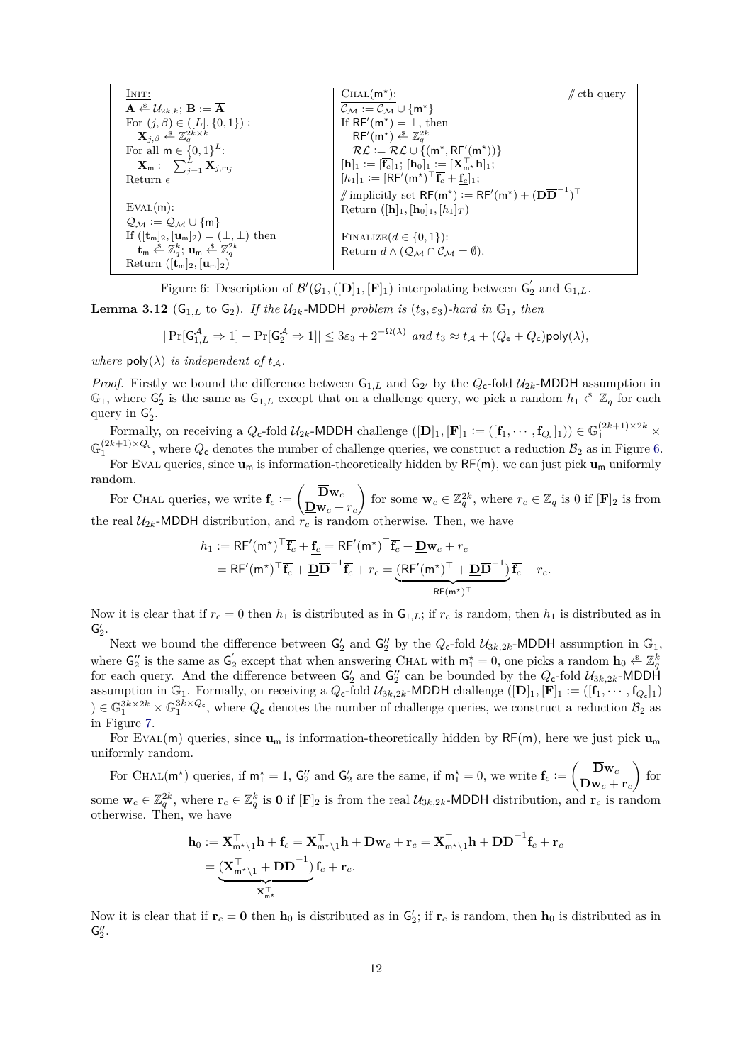| $\underline{\text{INIT:}}$ | $\underline{\text{CHAL}(\mathsf{m}^\star):}$ $\quad$ // $c$th query |
|---|---|
| $\mathbf{A} \xleftarrow{\$} \mathcal{U}_{2k,k}$; $\mathbf{B} := \overline{\mathbf{A}}$ | $\mathcal{C}_{\mathcal{M}} := \mathcal{C}_{\mathcal{M}} \cup \{\mathsf{m}^\star\}$ |
| For $(j,\beta) \in ([L],\{0,1\})$ : | If $\mathsf{RF}'(\mathsf{m}^\star) = \bot$, then |
| $\quad \mathbf{X}_{j,\beta} \xleftarrow{\$} \mathbb{Z}_q^{2k\times k}$ | $\quad \mathsf{RF}'(\mathsf{m}^\star) \xleftarrow{\$} \mathbb{Z}_q^{2k}$ |
| For all $\mathsf{m} \in \{0,1\}^L$: | $\quad \mathcal{RL} := \mathcal{RL} \cup \{(\mathsf{m}^\star, \mathsf{RF}'(\mathsf{m}^\star))\}$ |
| $\quad \mathbf{X}_{\mathsf{m}} := \sum_{j=1}^{L} \mathbf{X}_{j,\mathsf{m}_j}$ | $[\mathbf{h}]_1 := [\overline{\mathbf{f}_c}]_1$; $[\mathbf{h}_0]_1 := [\mathbf{X}_{\mathsf{m}^\star}^\top \mathbf{h}]_1$; |
| Return $\epsilon$ | $[h_1]_1 := [\mathsf{RF}'(\mathsf{m}^\star)^\top \overline{\mathbf{f}_c} + \underline{\mathbf{f}_c}]_1$; |
| | // implicitly set $\mathsf{RF}(\mathsf{m}^\star) := \mathsf{RF}'(\mathsf{m}^\star) + (\underline{\mathbf{D}}\overline{\mathbf{D}}^{-1})^\top$ |
| $\underline{\text{EVAL}(\mathsf{m}):}$ | Return $([\mathbf{h}]_1, [\mathbf{h}_0]_1, [h_1]_T)$ |
| $\mathcal{Q}_{\mathcal{M}} := \mathcal{Q}_{\mathcal{M}} \cup \{\mathsf{m}\}$ | |
| If $([\mathbf{t}_{\mathsf{m}}]_2, [\mathbf{u}_{\mathsf{m}}]_2) = (\bot, \bot)$ then | $\underline{\text{FINALIZE}(d \in \{0,1\}):}$ |
| $\quad \mathbf{t}_{\mathsf{m}} \xleftarrow{\$} \mathbb{Z}_q^k$; $\mathbf{u}_{\mathsf{m}} \xleftarrow{\$} \mathbb{Z}_q^{2k}$ | Return $d \wedge (\mathcal{Q}_{\mathcal{M}} \cap \mathcal{C}_{\mathcal{M}} = \emptyset)$. |
| Return $([\mathbf{t}_{\mathsf{m}}]_2, [\mathbf{u}_{\mathsf{m}}]_2)$ | |

Figure 6: Description of $\mathcal{B}'(\mathcal{G}_1, ([\mathbf{D}]_1, [\mathbf{F}]_1)$ interpolating between $\mathsf{G}_2'$ and $\mathsf{G}_{1,L}$.

**Lemma 3.12** ($\mathsf{G}_{1,L}$ to $\mathsf{G}_2$). *If the $\mathcal{U}_{2k}$-MDDH problem is $(t_3, \varepsilon_3)$-hard in $\mathbb{G}_1$, then*

$$|\Pr[\mathsf{G}_{1,L}^{\mathcal{A}} \Rightarrow 1] - \Pr[\mathsf{G}_2^{\mathcal{A}} \Rightarrow 1]| \leq 3\varepsilon_3 + 2^{-\Omega(\lambda)} \text{ and } t_3 \approx t_{\mathcal{A}} + (Q_{\mathsf{e}} + Q_{\mathsf{c}})\mathsf{poly}(\lambda),$$

*where $\mathsf{poly}(\lambda)$ is independent of $t_{\mathcal{A}}$.*

*Proof.* Firstly we bound the difference between $\mathsf{G}_{1,L}$ and $\mathsf{G}_{2'}$ by the $Q_{\mathsf{c}}$-fold $\mathcal{U}_{2k}$-MDDH assumption in $\mathbb{G}_1$, where $\mathsf{G}_2'$ is the same as $\mathsf{G}_{1,L}$ except that on a challenge query, we pick a random $h_1 \xleftarrow{\$} \mathbb{Z}_q$ for each query in $\mathsf{G}_2'$.

Formally, on receiving a $Q_{\mathsf{c}}$-fold $\mathcal{U}_{2k}$-MDDH challenge $([\mathbf{D}]_1, [\mathbf{F}]_1 := ([\mathbf{f}_1, \cdots, \mathbf{f}_{Q_{\mathsf{c}}}]_1)) \in \mathbb{G}_1^{(2k+1)\times 2k} \times \mathbb{G}_1^{(2k+1)\times Q_{\mathsf{c}}}$, where $Q_{\mathsf{c}}$ denotes the number of challenge queries, we construct a reduction $\mathcal{B}_2$ as in Figure 6.

For EVAL queries, since $\mathbf{u}_{\mathsf{m}}$ is information-theoretically hidden by $\mathsf{RF}(\mathsf{m})$, we can just pick $\mathbf{u}_{\mathsf{m}}$ uniformly random.

For CHAL queries, we write $\mathbf{f}_c := \begin{pmatrix} \overline{\mathbf{D}}\mathbf{w}_c \\ \underline{\mathbf{D}}\mathbf{w}_c + r_c \end{pmatrix}$ for some $\mathbf{w}_c \in \mathbb{Z}_q^{2k}$, where $r_c \in \mathbb{Z}_q$ is 0 if $[\mathbf{F}]_2$ is from the real $\mathcal{U}_{2k}$-MDDH distribution, and $r_c$ is random otherwise. Then, we have

$$\begin{aligned} h_1 &:= \mathsf{RF}'(\mathsf{m}^\star)^\top \overline{\mathbf{f}_c} + \underline{\mathbf{f}_c} = \mathsf{RF}'(\mathsf{m}^\star)^\top \overline{\mathbf{f}_c} + \underline{\mathbf{D}}\mathbf{w}_c + r_c \\ &= \mathsf{RF}'(\mathsf{m}^\star)^\top \overline{\mathbf{f}_c} + \underline{\mathbf{D}}\overline{\mathbf{D}}^{-1}\overline{\mathbf{f}_c} + r_c = \underbrace{(\mathsf{RF}'(\mathsf{m}^\star)^\top + \underline{\mathbf{D}}\overline{\mathbf{D}}^{-1})}_{\mathsf{RF}(\mathsf{m}^\star)^\top}\overline{\mathbf{f}_c} + r_c. \end{aligned}$$

Now it is clear that if $r_c = 0$ then $h_1$ is distributed as in $\mathsf{G}_{1,L}$; if $r_c$ is random, then $h_1$ is distributed as in $\mathsf{G}_2'$.

Next we bound the difference between $\mathsf{G}_2'$ and $\mathsf{G}_2''$ by the $Q_{\mathsf{c}}$-fold $\mathcal{U}_{3k,2k}$-MDDH assumption in $\mathbb{G}_1$, where $\mathsf{G}_2''$ is the same as $\mathsf{G}_2'$ except that when answering CHAL with $\mathsf{m}_1^\star = 0$, one picks a random $\mathbf{h}_0 \xleftarrow{\$} \mathbb{Z}_q^k$ for each query. And the difference between $\mathsf{G}_2'$ and $\mathsf{G}_2''$ can be bounded by the $Q_{\mathsf{c}}$-fold $\mathcal{U}_{3k,2k}$-MDDH assumption in $\mathbb{G}_1$. Formally, on receiving a $Q_{\mathsf{c}}$-fold $\mathcal{U}_{3k,2k}$-MDDH challenge $([\mathbf{D}]_1, [\mathbf{F}]_1 := ([\mathbf{f}_1, \cdots, \mathbf{f}_{Q_{\mathsf{c}}}]_1)) \in \mathbb{G}_1^{3k\times 2k} \times \mathbb{G}_1^{3k\times Q_{\mathsf{c}}}$, where $Q_{\mathsf{c}}$ denotes the number of challenge queries, we construct a reduction $\mathcal{B}_2$ as in Figure 7.

For EVAL$(\mathsf{m})$ queries, since $\mathbf{u}_{\mathsf{m}}$ is information-theoretically hidden by $\mathsf{RF}(\mathsf{m})$, here we just pick $\mathbf{u}_{\mathsf{m}}$ uniformly random.

For CHAL$(\mathsf{m}^\star)$ queries, if $\mathsf{m}_1^\star = 1$, $\mathsf{G}_2''$ and $\mathsf{G}_2'$ are the same, if $\mathsf{m}_1^\star = 0$, we write $\mathbf{f}_c := \begin{pmatrix} \overline{\mathbf{D}}\mathbf{w}_c \\ \underline{\mathbf{D}}\mathbf{w}_c + \mathbf{r}_c \end{pmatrix}$ for some $\mathbf{w}_c \in \mathbb{Z}_q^{2k}$, where $\mathbf{r}_c \in \mathbb{Z}_q^k$ is $\mathbf{0}$ if $[\mathbf{F}]_2$ is from the real $\mathcal{U}_{3k,2k}$-MDDH distribution, and $\mathbf{r}_c$ is random otherwise. Then, we have

$$\begin{aligned} \mathbf{h}_0 &:= \mathbf{X}_{\mathsf{m}^\star\setminus 1}^\top \mathbf{h} + \underline{\mathbf{f}_c} = \mathbf{X}_{\mathsf{m}^\star\setminus 1}^\top \mathbf{h} + \underline{\mathbf{D}}\mathbf{w}_c + \mathbf{r}_c = \mathbf{X}_{\mathsf{m}^\star\setminus 1}^\top \mathbf{h} + \underline{\mathbf{D}}\overline{\mathbf{D}}^{-1}\overline{\mathbf{f}_c} + \mathbf{r}_c \\ &= \underbrace{(\mathbf{X}_{\mathsf{m}^\star\setminus 1}^\top + \underline{\mathbf{D}}\overline{\mathbf{D}}^{-1})}_{\mathbf{X}_{\mathsf{m}^\star}^\top}\overline{\mathbf{f}_c} + \mathbf{r}_c. \end{aligned}$$

Now it is clear that if $\mathbf{r}_c = \mathbf{0}$ then $\mathbf{h}_0$ is distributed as in $\mathsf{G}_2'$; if $\mathbf{r}_c$ is random, then $\mathbf{h}_0$ is distributed as in $\mathsf{G}_2''$.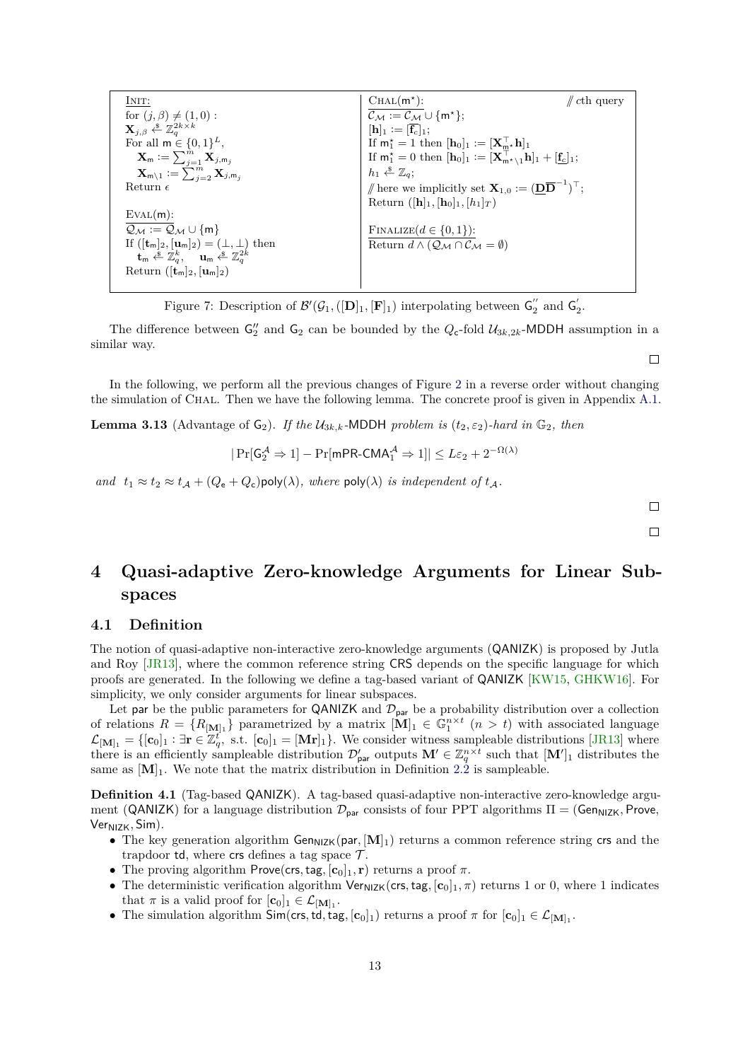| | |
|---|---|
| $\underline{\text{INIT:}}$ <br> for $(j,\beta) \neq (1,0)$ : <br> $\mathbf{X}_{j,\beta} \xleftarrow{\$} \mathbb{Z}_q^{2k\times k}$ <br> For all $\mathsf{m} \in \{0,1\}^L$, <br> $\quad \mathbf{X}_{\mathsf{m}} := \sum_{j=1}^{m} \mathbf{X}_{j,\mathsf{m}_j}$ <br> $\quad \mathbf{X}_{\mathsf{m}\setminus 1} := \sum_{j=2}^{m} \mathbf{X}_{j,\mathsf{m}_j}$ <br> Return $\epsilon$ <br><br> $\underline{\text{EVAL}(\mathsf{m})\text{:}}$ <br> $\mathcal{Q}_{\mathcal{M}} := \mathcal{Q}_{\mathcal{M}} \cup \{\mathsf{m}\}$ <br> If $([\mathbf{t}_{\mathsf{m}}]_2, [\mathbf{u}_{\mathsf{m}}]_2) = (\perp, \perp)$ then <br> $\quad \mathbf{t}_{\mathsf{m}} \xleftarrow{\$} \mathbb{Z}_q^k, \quad \mathbf{u}_{\mathsf{m}} \xleftarrow{\$} \mathbb{Z}_q^{2k}$ <br> Return $([\mathbf{t}_{\mathsf{m}}]_2, [\mathbf{u}_{\mathsf{m}}]_2)$ | $\underline{\text{CHAL}(\mathsf{m}^\star)\text{:}}$ // $c$th query <br> $\mathcal{C}_{\mathcal{M}} := \mathcal{C}_{\mathcal{M}} \cup \{\mathsf{m}^\star\}$; <br> $[\mathbf{h}]_1 := [\overline{\mathbf{f}_c}]_1$; <br> If $\mathsf{m}_1^\star = 1$ then $[\mathbf{h}_0]_1 := [\mathbf{X}_{\mathsf{m}^\star}^\top \mathbf{h}]_1$ <br> If $\mathsf{m}_1^\star = 0$ then $[\mathbf{h}_0]_1 := [\mathbf{X}_{\mathsf{m}^\star\setminus 1}^\top \mathbf{h}]_1 + [\underline{\mathbf{f}_c}]_1$; <br> $h_1 \xleftarrow{\$} \mathbb{Z}_q$; <br> // here we implicitly set $\mathbf{X}_{1,0} := (\underline{\mathbf{D}}\overline{\mathbf{D}}^{-1})^\top$; <br> Return $([\mathbf{h}]_1, [\mathbf{h}_0]_1, [h_1]_T)$ <br><br> $\underline{\text{FINALIZE}(d \in \{0,1\})\text{:}}$ <br> Return $d \wedge (\mathcal{Q}_{\mathcal{M}} \cap \mathcal{C}_{\mathcal{M}} = \emptyset)$ |

Figure 7: Description of $\mathcal{B}'(\mathcal{G}_1, ([\mathbf{D}]_1, [\mathbf{F}]_1)$ interpolating between $\mathsf{G}_2''$ and $\mathsf{G}_2'$.

The difference between $\mathsf{G}_2''$ and $\mathsf{G}_2$ can be bounded by the $Q_\mathsf{c}$-fold $\mathcal{U}_{3k,2k}$-MDDH assumption in a similar way.

□

In the following, we perform all the previous changes of Figure 2 in a reverse order without changing the simulation of CHAL. Then we have the following lemma. The concrete proof is given in Appendix A.1.

**Lemma 3.13** (Advantage of $\mathsf{G}_2$). *If the $\mathcal{U}_{3k,k}$-MDDH problem is $(t_2, \varepsilon_2)$-hard in $\mathbb{G}_2$, then*

$$|\Pr[\mathsf{G}_2^{\mathcal{A}} \Rightarrow 1] - \Pr[\mathsf{mPR\text{-}CMA}_1^{\mathcal{A}} \Rightarrow 1]| \leq L\varepsilon_2 + 2^{-\Omega(\lambda)}$$

*and* $t_1 \approx t_2 \approx t_{\mathcal{A}} + (Q_\mathsf{e} + Q_\mathsf{c})\mathsf{poly}(\lambda)$*, where* $\mathsf{poly}(\lambda)$ *is independent of* $t_{\mathcal{A}}$*.*

□

□

# 4 Quasi-adaptive Zero-knowledge Arguments for Linear Subspaces

## 4.1 Definition

The notion of quasi-adaptive non-interactive zero-knowledge arguments (QANIZK) is proposed by Jutla and Roy [JR13], where the common reference string CRS depends on the specific language for which proofs are generated. In the following we define a tag-based variant of QANIZK [KW15, GHKW16]. For simplicity, we only consider arguments for linear subspaces.

Let par be the public parameters for QANIZK and $\mathcal{D}_{\mathsf{par}}$ be a probability distribution over a collection of relations $R = \{R_{[\mathbf{M}]_1}\}$ parametrized by a matrix $[\mathbf{M}]_1 \in \mathbb{G}_1^{n\times t}$ $(n > t)$ with associated language $\mathcal{L}_{[\mathbf{M}]_1} = \{[\mathbf{c}_0]_1 : \exists \mathbf{r} \in \mathbb{Z}_q^t, \text{ s.t. } [\mathbf{c}_0]_1 = [\mathbf{Mr}]_1\}$. We consider witness sampleable distributions [JR13] where there is an efficiently sampleable distribution $\mathcal{D}_{\mathsf{par}}'$ outputs $\mathbf{M}' \in \mathbb{Z}_q^{n\times t}$ such that $[\mathbf{M}']_1$ distributes the same as $[\mathbf{M}]_1$. We note that the matrix distribution in Definition 2.2 is sampleable.

**Definition 4.1** (Tag-based QANIZK). A tag-based quasi-adaptive non-interactive zero-knowledge argument (QANIZK) for a language distribution $\mathcal{D}_{\mathsf{par}}$ consists of four PPT algorithms $\Pi = (\mathsf{Gen}_{\mathsf{NIZK}}, \mathsf{Prove}, \mathsf{Ver}_{\mathsf{NIZK}}, \mathsf{Sim})$.

- The key generation algorithm $\mathsf{Gen}_{\mathsf{NIZK}}(\mathsf{par}, [\mathbf{M}]_1)$ returns a common reference string crs and the trapdoor td, where crs defines a tag space $\mathcal{T}$.
- The proving algorithm $\mathsf{Prove}(\mathsf{crs}, \mathsf{tag}, [\mathbf{c}_0]_1, \mathbf{r})$ returns a proof $\pi$.
- The deterministic verification algorithm $\mathsf{Ver}_{\mathsf{NIZK}}(\mathsf{crs}, \mathsf{tag}, [\mathbf{c}_0]_1, \pi)$ returns 1 or 0, where 1 indicates that $\pi$ is a valid proof for $[\mathbf{c}_0]_1 \in \mathcal{L}_{[\mathbf{M}]_1}$.
- The simulation algorithm $\mathsf{Sim}(\mathsf{crs}, \mathsf{td}, \mathsf{tag}, [\mathbf{c}_0]_1)$ returns a proof $\pi$ for $[\mathbf{c}_0]_1 \in \mathcal{L}_{[\mathbf{M}]_1}$.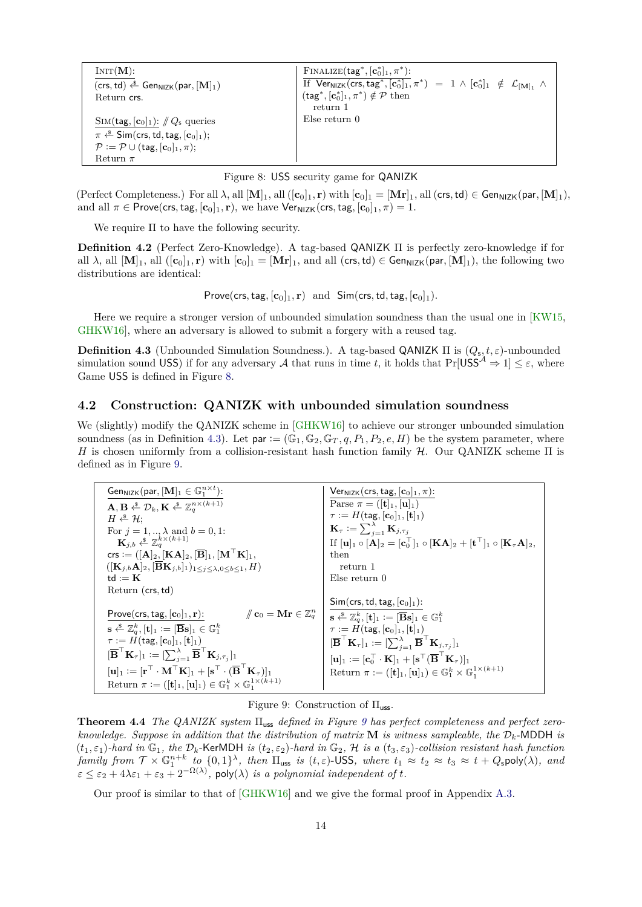| $\text{INIT}(\mathbf{M})$: | $\text{FINALIZE}(\mathsf{tag}^*, [\mathbf{c}_0^*]_1, \pi^*)$: |
|---|---|
| $(\mathsf{crs}, \mathsf{td}) \xleftarrow{\$} \mathsf{Gen}_{\mathsf{NIZK}}(\mathsf{par}, [\mathbf{M}]_1)$ | If $\mathsf{Ver}_{\mathsf{NIZK}}(\mathsf{crs}, \mathsf{tag}^*, [\mathbf{c}_0^*]_1, \pi^*) = 1 \wedge [\mathbf{c}_0^*]_1 \notin \mathcal{L}_{[\mathbf{M}]_1} \wedge$ |
| Return $\mathsf{crs}$. | $(\mathsf{tag}^*, [\mathbf{c}_0^*]_1, \pi^*) \notin \mathcal{P}$ then |
| | return 1 |
| $\text{SIM}(\mathsf{tag}, [\mathbf{c}_0]_1)$: // $Q_s$ queries | Else return 0 |
| $\pi \xleftarrow{\$} \mathsf{Sim}(\mathsf{crs}, \mathsf{td}, \mathsf{tag}, [\mathbf{c}_0]_1)$; | |
| $\mathcal{P} := \mathcal{P} \cup (\mathsf{tag}, [\mathbf{c}_0]_1, \pi)$; | |
| Return $\pi$ | |

Figure 8: USS security game for QANIZK

(Perfect Completeness.) For all $\lambda$, all $[\mathbf{M}]_1$, all $([\mathbf{c}_0]_1, \mathbf{r})$ with $[\mathbf{c}_0]_1 = [\mathbf{Mr}]_1$, all $(\mathsf{crs}, \mathsf{td}) \in \mathsf{Gen}_{\mathsf{NIZK}}(\mathsf{par}, [\mathbf{M}]_1)$, and all $\pi \in \mathsf{Prove}(\mathsf{crs}, \mathsf{tag}, [\mathbf{c}_0]_1, \mathbf{r})$, we have $\mathsf{Ver}_{\mathsf{NIZK}}(\mathsf{crs}, \mathsf{tag}, [\mathbf{c}_0]_1, \pi) = 1$.

We require $\Pi$ to have the following security.

**Definition 4.2** (Perfect Zero-Knowledge). A tag-based QANIZK $\Pi$ is perfectly zero-knowledge if for all $\lambda$, all $[\mathbf{M}]_1$, all $([\mathbf{c}_0]_1, \mathbf{r})$ with $[\mathbf{c}_0]_1 = [\mathbf{Mr}]_1$, and all $(\mathsf{crs}, \mathsf{td}) \in \mathsf{Gen}_{\mathsf{NIZK}}(\mathsf{par}, [\mathbf{M}]_1)$, the following two distributions are identical:

$$\mathsf{Prove}(\mathsf{crs}, \mathsf{tag}, [\mathbf{c}_0]_1, \mathbf{r}) \text{ and } \mathsf{Sim}(\mathsf{crs}, \mathsf{td}, \mathsf{tag}, [\mathbf{c}_0]_1).$$

Here we require a stronger version of unbounded simulation soundness than the usual one in [KW15, GHKW16], where an adversary is allowed to submit a forgery with a reused tag.

**Definition 4.3** (Unbounded Simulation Soundness.). A tag-based QANIZK $\Pi$ is $(Q_s, t, \varepsilon)$-unbounded simulation sound USS) if for any adversary $\mathcal{A}$ that runs in time $t$, it holds that $\Pr[\mathsf{USS}^{\mathcal{A}} \Rightarrow 1] \leq \varepsilon$, where Game USS is defined in Figure 8.

## 4.2 Construction: QANIZK with unbounded simulation soundness

We (slightly) modify the QANIZK scheme in [GHKW16] to achieve our stronger unbounded simulation soundness (as in Definition 4.3). Let $\mathsf{par} := (\mathbb{G}_1, \mathbb{G}_2, \mathbb{G}_T, q, P_1, P_2, e, H)$ be the system parameter, where $H$ is chosen uniformly from a collision-resistant hash function family $\mathcal{H}$. Our QANIZK scheme $\Pi$ is defined as in Figure 9.

| $\mathsf{Gen}_{\mathsf{NIZK}}(\mathsf{par}, [\mathbf{M}]_1 \in \mathbb{G}_1^{n \times t})$: | $\mathsf{Ver}_{\mathsf{NIZK}}(\mathsf{crs}, \mathsf{tag}, [\mathbf{c}_0]_1, \pi)$: |
|---|---|
| $\mathbf{A}, \mathbf{B} \xleftarrow{\$} \mathcal{D}_k, \mathbf{K} \xleftarrow{\$} \mathbb{Z}_q^{n \times (k+1)}$ | Parse $\pi = ([\mathbf{t}]_1, [\mathbf{u}]_1)$ |
| $H \xleftarrow{\$} \mathcal{H}$; | $\tau := H(\mathsf{tag}, [\mathbf{c}_0]_1, [\mathbf{t}]_1)$ |
| For $j = 1, .., \lambda$ and $b = 0, 1$: | $\mathbf{K}_\tau := \sum_{j=1}^{\lambda} \mathbf{K}_{j,\tau_j}$ |
| $\mathbf{K}_{j,b} \xleftarrow{\$} \mathbb{Z}_q^{k \times (k+1)}$ | If $[\mathbf{u}]_1 \circ [\mathbf{A}]_2 = [\mathbf{c}_0^\top]_1 \circ [\mathbf{KA}]_2 + [\mathbf{t}^\top]_1 \circ [\mathbf{K}_\tau \mathbf{A}]_2$, |
| $\mathsf{crs} := ([\mathbf{A}]_2, [\mathbf{KA}]_2, [\overline{\mathbf{B}}]_1, [\mathbf{M}^\top \mathbf{K}]_1,$ | then |
| $([\mathbf{K}_{j,b}\mathbf{A}]_2, [\overline{\mathbf{B}}\mathbf{K}_{j,b}]_1)_{1 \leq j \leq \lambda, 0 \leq b \leq 1}, H)$ | return 1 |
| $\mathsf{td} := \mathbf{K}$ | Else return 0 |
| Return $(\mathsf{crs}, \mathsf{td})$ | |
| | $\mathsf{Sim}(\mathsf{crs}, \mathsf{td}, \mathsf{tag}, [\mathbf{c}_0]_1)$: |
| $\mathsf{Prove}(\mathsf{crs}, \mathsf{tag}, [\mathbf{c}_0]_1, \mathbf{r})$: // $\mathbf{c}_0 = \mathbf{Mr} \in \mathbb{Z}_q^n$ | $\mathbf{s} \xleftarrow{\$} \mathbb{Z}_q^k, [\mathbf{t}]_1 := [\overline{\mathbf{B}}\mathbf{s}]_1 \in \mathbb{G}_1^k$ |
| $\mathbf{s} \xleftarrow{\$} \mathbb{Z}_q^k, [\mathbf{t}]_1 := [\overline{\mathbf{B}}\mathbf{s}]_1 \in \mathbb{G}_1^k$ | $\tau := H(\mathsf{tag}, [\mathbf{c}_0]_1, [\mathbf{t}]_1)$ |
| $\tau := H(\mathsf{tag}, [\mathbf{c}_0]_1, [\mathbf{t}]_1)$ | $[\overline{\mathbf{B}}^\top \mathbf{K}_\tau]_1 := [\sum_{j=1}^{\lambda} \overline{\mathbf{B}}^\top \mathbf{K}_{j,\tau_j}]_1$ |
| $[\overline{\mathbf{B}}^\top \mathbf{K}_\tau]_1 := [\sum_{j=1}^{\lambda} \overline{\mathbf{B}}^\top \mathbf{K}_{j,\tau_j}]_1$ | $[\mathbf{u}]_1 := [\mathbf{c}_0^\top \cdot \mathbf{K}]_1 + [\mathbf{s}^\top (\overline{\mathbf{B}}^\top \mathbf{K}_\tau)]_1$ |
| $[\mathbf{u}]_1 := [\mathbf{r}^\top \cdot \mathbf{M}^\top \mathbf{K}]_1 + [\mathbf{s}^\top \cdot (\overline{\mathbf{B}}^\top \mathbf{K}_\tau)]_1$ | Return $\pi := ([\mathbf{t}]_1, [\mathbf{u}]_1) \in \mathbb{G}_1^k \times \mathbb{G}_1^{1 \times (k+1)}$ |
| Return $\pi := ([\mathbf{t}]_1, [\mathbf{u}]_1) \in \mathbb{G}_1^k \times \mathbb{G}_1^{1 \times (k+1)}$ | |

Figure 9: Construction of $\Pi_{\mathsf{uss}}$.

**Theorem 4.4** *The QANIZK system $\Pi_{\mathsf{uss}}$ defined in Figure 9 has perfect completeness and perfect zero-knowledge. Suppose in addition that the distribution of matrix $\mathbf{M}$ is witness sampleable, the $\mathcal{D}_k$-MDDH is $(t_1, \varepsilon_1)$-hard in $\mathbb{G}_1$, the $\mathcal{D}_k$-KerMDH is $(t_2, \varepsilon_2)$-hard in $\mathbb{G}_2$, $\mathcal{H}$ is a $(t_3, \varepsilon_3)$-collision resistant hash function family from $\mathcal{T} \times \mathbb{G}_1^{n+k}$ to $\{0,1\}^\lambda$, then $\Pi_{\mathsf{uss}}$ is $(t, \varepsilon)$-USS, where $t_1 \approx t_2 \approx t_3 \approx t + Q_s \mathsf{poly}(\lambda)$, and $\varepsilon \leq \varepsilon_2 + 4\lambda\varepsilon_1 + \varepsilon_3 + 2^{-\Omega(\lambda)}$, $\mathsf{poly}(\lambda)$ is a polynomial independent of $t$.*

Our proof is similar to that of [GHKW16] and we give the formal proof in Appendix A.3.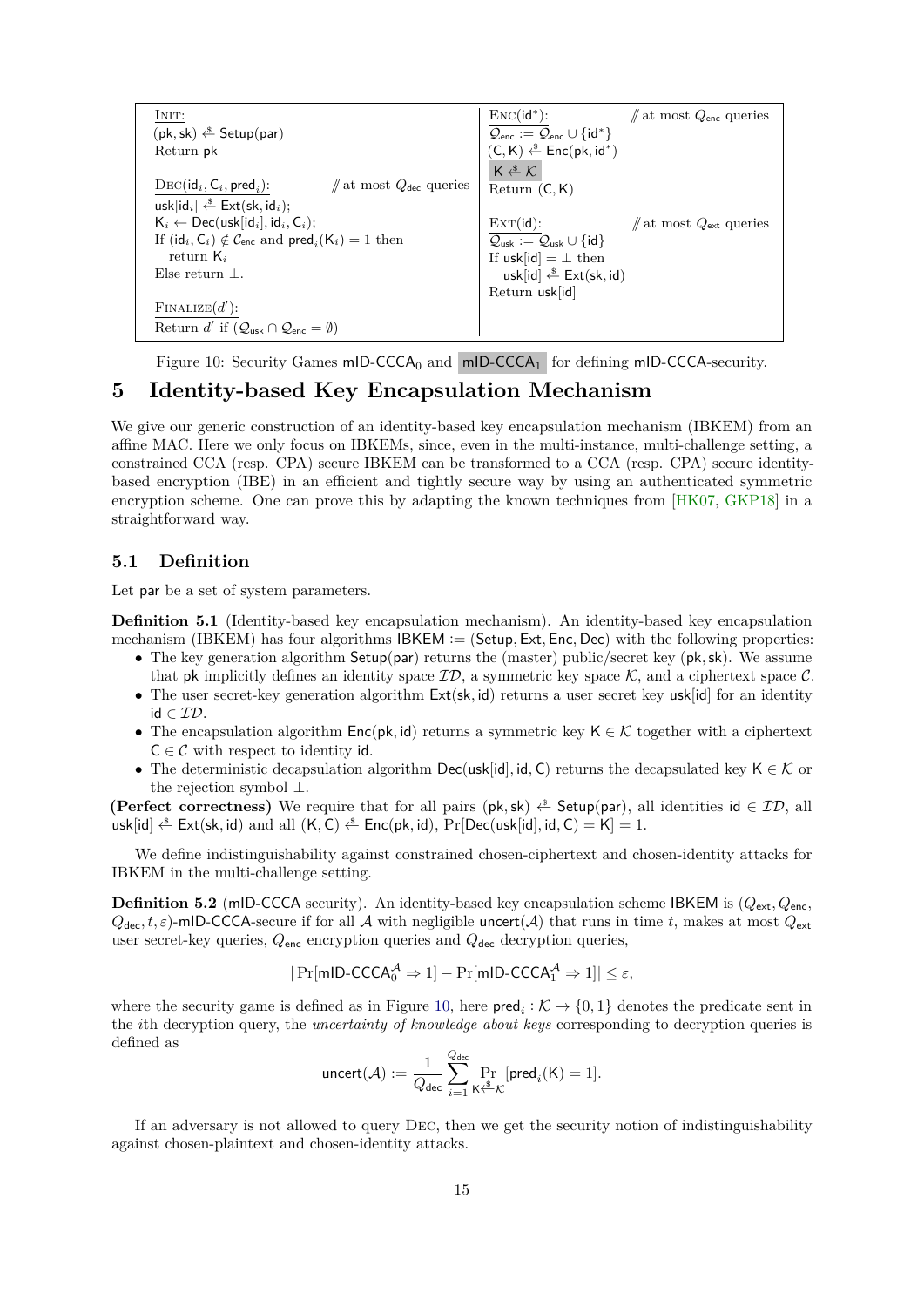| Left column | Right column |
| --- | --- |
| INIT:<br>$(\mathsf{pk}, \mathsf{sk}) \xleftarrow{\$} \mathsf{Setup}(\mathsf{par})$<br>Return $\mathsf{pk}$ | $\underline{\text{ENC}(\mathsf{id}^*)}$: // at most $Q_{\mathsf{enc}}$ queries<br>$\mathcal{Q}_{\mathsf{enc}} := \mathcal{Q}_{\mathsf{enc}} \cup \{\mathsf{id}^*\}$<br>$(\mathsf{C}, \mathsf{K}) \xleftarrow{\$} \mathsf{Enc}(\mathsf{pk}, \mathsf{id}^*)$<br>$\boxed{\mathsf{K} \xleftarrow{\$} \mathcal{K}}$<br>Return $(\mathsf{C}, \mathsf{K})$ |
| $\underline{\text{DEC}(\mathsf{id}_i, \mathsf{C}_i, \mathsf{pred}_i)}$: // at most $Q_{\mathsf{dec}}$ queries<br>$\mathsf{usk}[\mathsf{id}_i] \xleftarrow{\$} \mathsf{Ext}(\mathsf{sk}, \mathsf{id}_i)$;<br>$\mathsf{K}_i \leftarrow \mathsf{Dec}(\mathsf{usk}[\mathsf{id}_i], \mathsf{id}_i, \mathsf{C}_i)$;<br>If $(\mathsf{id}_i, \mathsf{C}_i) \notin \mathcal{C}_{\mathsf{enc}}$ and $\mathsf{pred}_i(\mathsf{K}_i) = 1$ then<br>&nbsp;&nbsp;return $\mathsf{K}_i$<br>Else return $\perp$. | $\underline{\text{EXT}(\mathsf{id})}$: // at most $Q_{\mathsf{ext}}$ queries<br>$\mathcal{Q}_{\mathsf{usk}} := \mathcal{Q}_{\mathsf{usk}} \cup \{\mathsf{id}\}$<br>If $\mathsf{usk}[\mathsf{id}] = \perp$ then<br>&nbsp;&nbsp;$\mathsf{usk}[\mathsf{id}] \xleftarrow{\$} \mathsf{Ext}(\mathsf{sk}, \mathsf{id})$<br>Return $\mathsf{usk}[\mathsf{id}]$ |
| $\underline{\text{FINALIZE}(d')}$:<br>Return $d'$ if $(\mathcal{Q}_{\mathsf{usk}} \cap \mathcal{Q}_{\mathsf{enc}} = \emptyset)$ | |

Figure 10: Security Games $\mathsf{mID\text{-}CCCA}_0$ and $\boxed{\mathsf{mID\text{-}CCCA}_1}$ for defining mID-CCCA-security.

# 5 Identity-based Key Encapsulation Mechanism

We give our generic construction of an identity-based key encapsulation mechanism (IBKEM) from an affine MAC. Here we only focus on IBKEMs, since, even in the multi-instance, multi-challenge setting, a constrained CCA (resp. CPA) secure IBKEM can be transformed to a CCA (resp. CPA) secure identity-based encryption (IBE) in an efficient and tightly secure way by using an authenticated symmetric encryption scheme. One can prove this by adapting the known techniques from [HK07, GKP18] in a straightforward way.

## 5.1 Definition

Let par be a set of system parameters.

**Definition 5.1** (Identity-based key encapsulation mechanism). An identity-based key encapsulation mechanism (IBKEM) has four algorithms $\mathsf{IBKEM} := (\mathsf{Setup}, \mathsf{Ext}, \mathsf{Enc}, \mathsf{Dec})$ with the following properties:

- The key generation algorithm $\mathsf{Setup}(\mathsf{par})$ returns the (master) public/secret key $(\mathsf{pk}, \mathsf{sk})$. We assume that $\mathsf{pk}$ implicitly defines an identity space $\mathcal{ID}$, a symmetric key space $\mathcal{K}$, and a ciphertext space $\mathcal{C}$.
- The user secret-key generation algorithm $\mathsf{Ext}(\mathsf{sk}, \mathsf{id})$ returns a user secret key $\mathsf{usk}[\mathsf{id}]$ for an identity $\mathsf{id} \in \mathcal{ID}$.
- The encapsulation algorithm $\mathsf{Enc}(\mathsf{pk}, \mathsf{id})$ returns a symmetric key $\mathsf{K} \in \mathcal{K}$ together with a ciphertext $\mathsf{C} \in \mathcal{C}$ with respect to identity $\mathsf{id}$.
- The deterministic decapsulation algorithm $\mathsf{Dec}(\mathsf{usk}[\mathsf{id}], \mathsf{id}, \mathsf{C})$ returns the decapsulated key $\mathsf{K} \in \mathcal{K}$ or the rejection symbol $\perp$.

**(Perfect correctness)** We require that for all pairs $(\mathsf{pk}, \mathsf{sk}) \xleftarrow{\$} \mathsf{Setup}(\mathsf{par})$, all identities $\mathsf{id} \in \mathcal{ID}$, all $\mathsf{usk}[\mathsf{id}] \xleftarrow{\$} \mathsf{Ext}(\mathsf{sk}, \mathsf{id})$ and all $(\mathsf{K}, \mathsf{C}) \xleftarrow{\$} \mathsf{Enc}(\mathsf{pk}, \mathsf{id})$, $\Pr[\mathsf{Dec}(\mathsf{usk}[\mathsf{id}], \mathsf{id}, \mathsf{C}) = \mathsf{K}] = 1$.

We define indistinguishability against constrained chosen-ciphertext and chosen-identity attacks for IBKEM in the multi-challenge setting.

**Definition 5.2** (mID-CCCA security). An identity-based key encapsulation scheme IBKEM is $(Q_{\mathsf{ext}}, Q_{\mathsf{enc}}, Q_{\mathsf{dec}}, t, \varepsilon)$-mID-CCCA-secure if for all $\mathcal{A}$ with negligible $\mathsf{uncert}(\mathcal{A})$ that runs in time $t$, makes at most $Q_{\mathsf{ext}}$ user secret-key queries, $Q_{\mathsf{enc}}$ encryption queries and $Q_{\mathsf{dec}}$ decryption queries,

$$|\Pr[\mathsf{mID\text{-}CCCA}_0^{\mathcal{A}} \Rightarrow 1] - \Pr[\mathsf{mID\text{-}CCCA}_1^{\mathcal{A}} \Rightarrow 1]| \leq \varepsilon,$$

where the security game is defined as in Figure 10, here $\mathsf{pred}_i : \mathcal{K} \to \{0, 1\}$ denotes the predicate sent in the $i$th decryption query, the *uncertainty of knowledge about keys* corresponding to decryption queries is defined as

$$\mathsf{uncert}(\mathcal{A}) := \frac{1}{Q_{\mathsf{dec}}} \sum_{i=1}^{Q_{\mathsf{dec}}} \Pr_{\mathsf{K} \xleftarrow{\$} \mathcal{K}} [\mathsf{pred}_i(\mathsf{K}) = 1].$$

If an adversary is not allowed to query DEC, then we get the security notion of indistinguishability against chosen-plaintext and chosen-identity attacks.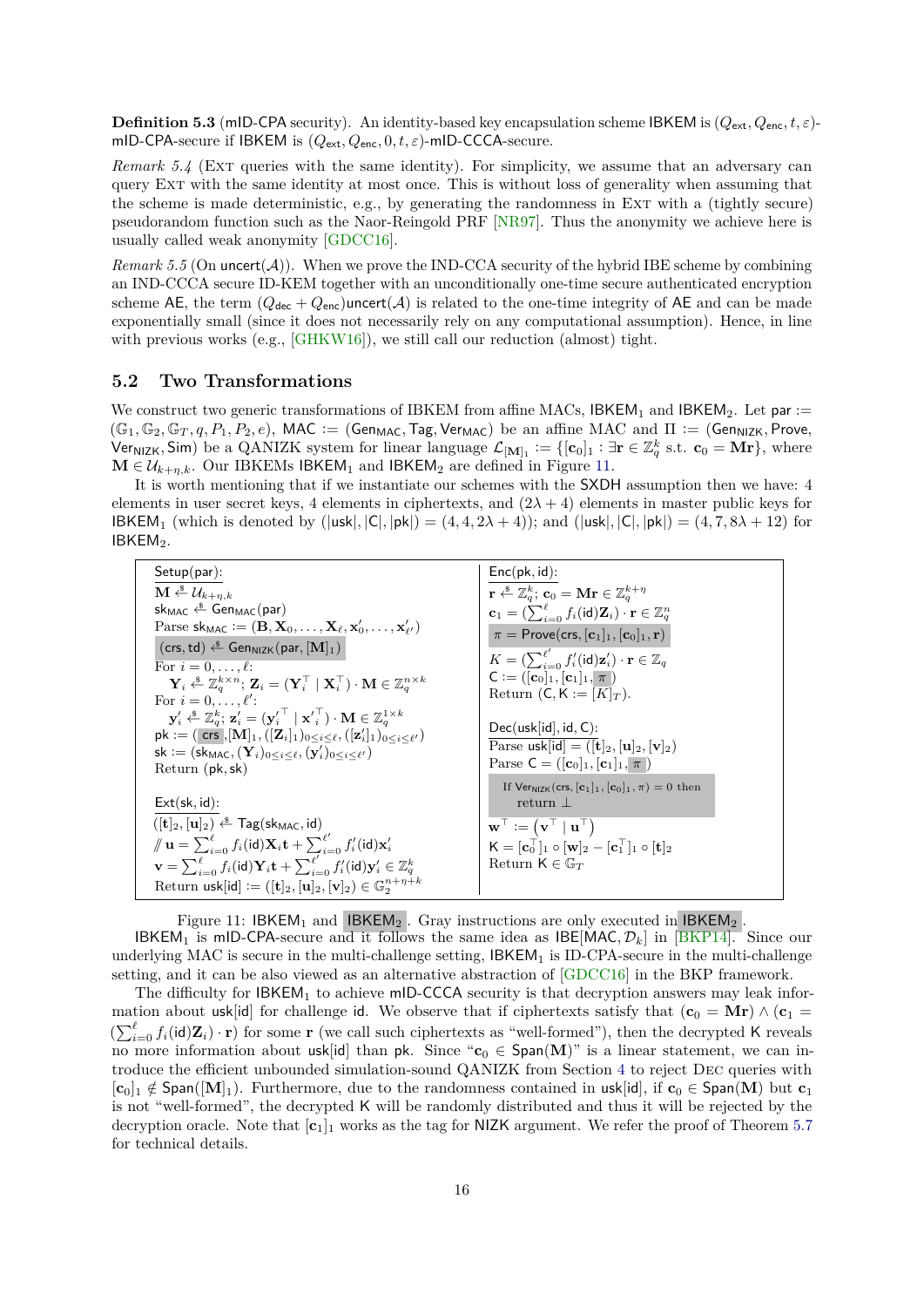**Definition 5.3** (mID-CPA security). An identity-based key encapsulation scheme IBKEM is $(Q_{\mathsf{ext}}, Q_{\mathsf{enc}}, t, \varepsilon)$-mID-CPA-secure if IBKEM is $(Q_{\mathsf{ext}}, Q_{\mathsf{enc}}, 0, t, \varepsilon)$-mID-CCCA-secure.

*Remark 5.4* (Ext queries with the same identity). For simplicity, we assume that an adversary can query Ext with the same identity at most once. This is without loss of generality when assuming that the scheme is made deterministic, e.g., by generating the randomness in Ext with a (tightly secure) pseudorandom function such as the Naor-Reingold PRF [NR97]. Thus the anonymity we achieve here is usually called weak anonymity [GDCC16].

*Remark 5.5* (On $\mathsf{uncert}(\mathcal{A})$). When we prove the IND-CCA security of the hybrid IBE scheme by combining an IND-CCCA secure ID-KEM together with an unconditionally one-time secure authenticated encryption scheme AE, the term $(Q_{\mathsf{dec}} + Q_{\mathsf{enc}})\mathsf{uncert}(\mathcal{A})$ is related to the one-time integrity of AE and can be made exponentially small (since it does not necessarily rely on any computational assumption). Hence, in line with previous works (e.g., [GHKW16]), we still call our reduction (almost) tight.

## 5.2 Two Transformations

We construct two generic transformations of IBKEM from affine MACs, $\mathsf{IBKEM}_1$ and $\mathsf{IBKEM}_2$. Let $\mathsf{par} := (\mathbb{G}_1, \mathbb{G}_2, \mathbb{G}_T, q, P_1, P_2, e)$, $\mathsf{MAC} := (\mathsf{Gen}_{\mathsf{MAC}}, \mathsf{Tag}, \mathsf{Ver}_{\mathsf{MAC}})$ be an affine MAC and $\Pi := (\mathsf{Gen}_{\mathsf{NIZK}}, \mathsf{Prove}, \mathsf{Ver}_{\mathsf{NIZK}}, \mathsf{Sim})$ be a QANIZK system for linear language $\mathcal{L}_{[\mathbf{M}]_1} := \{[\mathbf{c}_0]_1 : \exists \mathbf{r} \in \mathbb{Z}_q^k \text{ s.t. } \mathbf{c}_0 = \mathbf{Mr}\}$, where $\mathbf{M} \in \mathcal{U}_{k+\eta,k}$. Our IBKEMs $\mathsf{IBKEM}_1$ and $\mathsf{IBKEM}_2$ are defined in Figure 11.

It is worth mentioning that if we instantiate our schemes with the SXDH assumption then we have: 4 elements in user secret keys, 4 elements in ciphertexts, and $(2\lambda + 4)$ elements in master public keys for $\mathsf{IBKEM}_1$ (which is denoted by $(|\mathsf{usk}|, |\mathsf{C}|, |\mathsf{pk}|) = (4, 4, 2\lambda + 4)$); and $(|\mathsf{usk}|, |\mathsf{C}|, |\mathsf{pk}|) = (4, 7, 8\lambda + 12)$ for $\mathsf{IBKEM}_2$.

| $\mathsf{Setup}(\mathsf{par})$: | $\mathsf{Enc}(\mathsf{pk}, \mathsf{id})$: |
|---|---|
| $\mathbf{M} \xleftarrow{\$} \mathcal{U}_{k+\eta,k}$ | $\mathbf{r} \xleftarrow{\$} \mathbb{Z}_q^k$; $\mathbf{c}_0 = \mathbf{Mr} \in \mathbb{Z}_q^{k+\eta}$ |
| $\mathsf{sk}_{\mathsf{MAC}} \xleftarrow{\$} \mathsf{Gen}_{\mathsf{MAC}}(\mathsf{par})$ | $\mathbf{c}_1 = (\sum_{i=0}^{\ell} f_i(\mathsf{id})\mathbf{Z}_i) \cdot \mathbf{r} \in \mathbb{Z}_q^n$ |
| Parse $\mathsf{sk}_{\mathsf{MAC}} := (\mathbf{B}, \mathbf{X}_0, \ldots, \mathbf{X}_\ell, \mathbf{x}'_0, \ldots, \mathbf{x}'_{\ell'})$ | $\pi = \mathsf{Prove}(\mathsf{crs}, [\mathbf{c}_1]_1, [\mathbf{c}_0]_1, \mathbf{r})$ |
| $(\mathsf{crs}, \mathsf{td}) \xleftarrow{\$} \mathsf{Gen}_{\mathsf{NIZK}}(\mathsf{par}, [\mathbf{M}]_1)$ | $K = (\sum_{i=0}^{\ell'} f'_i(\mathsf{id})\mathbf{z}'_i) \cdot \mathbf{r} \in \mathbb{Z}_q$ |
| For $i = 0, \ldots, \ell$: | $\mathsf{C} := ([\mathbf{c}_0]_1, [\mathbf{c}_1]_1, \pi)$ |
| $\quad \mathbf{Y}_i \xleftarrow{\$} \mathbb{Z}_q^{k \times n}$; $\mathbf{Z}_i = (\mathbf{Y}_i^\top \mid \mathbf{X}_i^\top) \cdot \mathbf{M} \in \mathbb{Z}_q^{n \times k}$ | Return $(\mathsf{C}, \mathsf{K} := [K]_T)$. |
| For $i = 0, \ldots, \ell'$: | |
| $\quad \mathbf{y}'_i \xleftarrow{\$} \mathbb{Z}_q^k$; $\mathbf{z}'_i = (\mathbf{y}'^\top_i \mid \mathbf{x}'^\top_i) \cdot \mathbf{M} \in \mathbb{Z}_q^{1 \times k}$ | $\mathsf{Dec}(\mathsf{usk}[\mathsf{id}], \mathsf{id}, \mathsf{C})$: |
| $\mathsf{pk} := (\mathsf{crs}, [\mathbf{M}]_1, ([\mathbf{Z}_i]_1)_{0 \le i \le \ell}, ([\mathbf{z}'_i]_1)_{0 \le i \le \ell'})$ | Parse $\mathsf{usk}[\mathsf{id}] = ([\mathbf{t}]_2, [\mathbf{u}]_2, [\mathbf{v}]_2)$ |
| $\mathsf{sk} := (\mathsf{sk}_{\mathsf{MAC}}, (\mathbf{Y}_i)_{0 \le i \le \ell}, (\mathbf{y}'_i)_{0 \le i \le \ell'})$ | Parse $\mathsf{C} = ([\mathbf{c}_0]_1, [\mathbf{c}_1]_1, \pi)$ |
| Return $(\mathsf{pk}, \mathsf{sk})$ | If $\mathsf{Ver}_{\mathsf{NIZK}}(\mathsf{crs}, [\mathbf{c}_1]_1, [\mathbf{c}_0]_1, \pi) = 0$ then return $\perp$ |
| | $\mathbf{w}^\top := (\mathbf{v}^\top \mid \mathbf{u}^\top)$ |
| $\mathsf{Ext}(\mathsf{sk}, \mathsf{id})$: | $\mathsf{K} = [\mathbf{c}_0^\top]_1 \circ [\mathbf{w}]_2 - [\mathbf{c}_1^\top]_1 \circ [\mathbf{t}]_2$ |
| $([\mathbf{t}]_2, [\mathbf{u}]_2) \xleftarrow{\$} \mathsf{Tag}(\mathsf{sk}_{\mathsf{MAC}}, \mathsf{id})$ | Return $\mathsf{K} \in \mathbb{G}_T$ |
| // $\mathbf{u} = \sum_{i=0}^{\ell} f_i(\mathsf{id})\mathbf{X}_i\mathbf{t} + \sum_{i=0}^{\ell'} f'_i(\mathsf{id})\mathbf{x}'_i$ | |
| $\mathbf{v} = \sum_{i=0}^{\ell} f_i(\mathsf{id})\mathbf{Y}_i\mathbf{t} + \sum_{i=0}^{\ell'} f'_i(\mathsf{id})\mathbf{y}'_i \in \mathbb{Z}_q^k$ | |
| Return $\mathsf{usk}[\mathsf{id}] := ([\mathbf{t}]_2, [\mathbf{u}]_2, [\mathbf{v}]_2) \in \mathbb{G}_2^{n+\eta+k}$ | |

Figure 11: $\mathsf{IBKEM}_1$ and $\mathsf{IBKEM}_2$. Gray instructions are only executed in $\mathsf{IBKEM}_2$.

$\mathsf{IBKEM}_1$ is mID-CPA-secure and it follows the same idea as $\mathsf{IBE}[\mathsf{MAC}, \mathcal{D}_k]$ in [BKP14]. Since our underlying MAC is secure in the multi-challenge setting, $\mathsf{IBKEM}_1$ is ID-CPA-secure in the multi-challenge setting, and it can be also viewed as an alternative abstraction of [GDCC16] in the BKP framework.

The difficulty for $\mathsf{IBKEM}_1$ to achieve mID-CCCA security is that decryption answers may leak information about $\mathsf{usk}[\mathsf{id}]$ for challenge $\mathsf{id}$. We observe that if ciphertexts satisfy that $(\mathbf{c}_0 = \mathbf{Mr}) \wedge (\mathbf{c}_1 = (\sum_{i=0}^{\ell} f_i(\mathsf{id})\mathbf{Z}_i) \cdot \mathbf{r})$ for some $\mathbf{r}$ (we call such ciphertexts as "well-formed"), then the decrypted $\mathsf{K}$ reveals no more information about $\mathsf{usk}[\mathsf{id}]$ than $\mathsf{pk}$. Since "$\mathbf{c}_0 \in \mathsf{Span}(\mathbf{M})$" is a linear statement, we can introduce the efficient unbounded simulation-sound QANIZK from Section 4 to reject Dec queries with $[\mathbf{c}_0]_1 \notin \mathsf{Span}([\mathbf{M}]_1)$. Furthermore, due to the randomness contained in $\mathsf{usk}[\mathsf{id}]$, if $\mathbf{c}_0 \in \mathsf{Span}(\mathbf{M})$ but $\mathbf{c}_1$ is not "well-formed", the decrypted $\mathsf{K}$ will be randomly distributed and thus it will be rejected by the decryption oracle. Note that $[\mathbf{c}_1]_1$ works as the tag for NIZK argument. We refer the proof of Theorem 5.7 for technical details.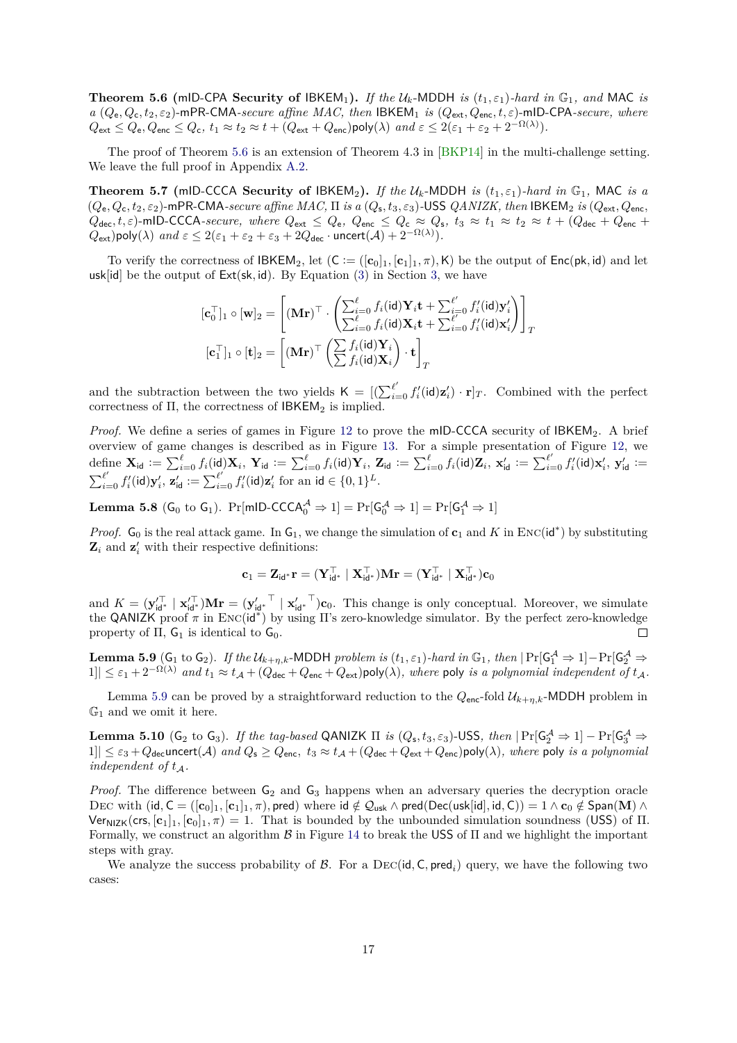**Theorem 5.6** (mID-CPA **Security of** $\mathsf{IBKEM}_1$)**.** *If the* $\mathcal{U}_k$*-*MDDH *is* $(t_1, \varepsilon_1)$*-hard in* $\mathbb{G}_1$*, and* MAC *is a* $(Q_\mathsf{e}, Q_\mathsf{c}, t_2, \varepsilon_2)$*-*mPR-CMA*-secure affine MAC, then* $\mathsf{IBKEM}_1$ *is* $(Q_\mathsf{ext}, Q_\mathsf{enc}, t, \varepsilon)$*-*mID-CPA*-secure, where* $Q_\mathsf{ext} \le Q_\mathsf{e}, Q_\mathsf{enc} \le Q_\mathsf{c}$*,* $t_1 \approx t_2 \approx t + (Q_\mathsf{ext} + Q_\mathsf{enc})\mathsf{poly}(\lambda)$ *and* $\varepsilon \le 2(\varepsilon_1 + \varepsilon_2 + 2^{-\Omega(\lambda)})$*.*

The proof of Theorem 5.6 is an extension of Theorem 4.3 in [BKP14] in the multi-challenge setting. We leave the full proof in Appendix A.2.

**Theorem 5.7** (mID-CCCA **Security of** $\mathsf{IBKEM}_2$)**.** *If the* $\mathcal{U}_k$*-*MDDH *is* $(t_1, \varepsilon_1)$*-hard in* $\mathbb{G}_1$*,* MAC *is a* $(Q_\mathsf{e}, Q_\mathsf{c}, t_2, \varepsilon_2)$*-*mPR-CMA*-secure affine MAC,* $\Pi$ *is a* $(Q_\mathsf{s}, t_3, \varepsilon_3)$*-*USS *QANIZK, then* $\mathsf{IBKEM}_2$ *is* $(Q_\mathsf{ext}, Q_\mathsf{enc}, Q_\mathsf{dec}, t, \varepsilon)$*-*mID-CCCA*-secure, where* $Q_\mathsf{ext} \le Q_\mathsf{e}$*,* $Q_\mathsf{enc} \le Q_\mathsf{c} \approx Q_\mathsf{s}$*,* $t_3 \approx t_1 \approx t_2 \approx t + (Q_\mathsf{dec} + Q_\mathsf{enc} + Q_\mathsf{ext})\mathsf{poly}(\lambda)$ *and* $\varepsilon \le 2(\varepsilon_1 + \varepsilon_2 + \varepsilon_3 + 2Q_\mathsf{dec} \cdot \mathsf{uncert}(\mathcal{A}) + 2^{-\Omega(\lambda)})$*.*

To verify the correctness of $\mathsf{IBKEM}_2$, let $(\mathsf{C} := ([\mathbf{c}_0]_1, [\mathbf{c}_1]_1, \pi), \mathsf{K})$ be the output of $\mathsf{Enc}(\mathsf{pk}, \mathsf{id})$ and let $\mathsf{usk}[\mathsf{id}]$ be the output of $\mathsf{Ext}(\mathsf{sk}, \mathsf{id})$. By Equation (3) in Section 3, we have

$$[\mathbf{c}_0^\top]_1 \circ [\mathbf{w}]_2 = \left[(\mathbf{M}\mathbf{r})^\top \cdot \begin{pmatrix} \sum_{i=0}^{\ell} f_i(\mathsf{id})\mathbf{Y}_i\mathbf{t} + \sum_{i=0}^{\ell'} f'_i(\mathsf{id})\mathbf{y}'_i \\ \sum_{i=0}^{\ell} f_i(\mathsf{id})\mathbf{X}_i\mathbf{t} + \sum_{i=0}^{\ell'} f'_i(\mathsf{id})\mathbf{x}'_i \end{pmatrix}\right]_T$$

$$[\mathbf{c}_1^\top]_1 \circ [\mathbf{t}]_2 = \left[(\mathbf{M}\mathbf{r})^\top \begin{pmatrix} \sum f_i(\mathsf{id})\mathbf{Y}_i \\ \sum f_i(\mathsf{id})\mathbf{X}_i \end{pmatrix} \cdot \mathbf{t}\right]_T$$

and the subtraction between the two yields $\mathsf{K} = [(\sum_{i=0}^{\ell'} f'_i(\mathsf{id})\mathbf{z}'_i) \cdot \mathbf{r}]_T$. Combined with the perfect correctness of $\Pi$, the correctness of $\mathsf{IBKEM}_2$ is implied.

*Proof.* We define a series of games in Figure 12 to prove the mID-CCCA security of $\mathsf{IBKEM}_2$. A brief overview of game changes is described as in Figure 13. For a simple presentation of Figure 12, we define $\mathbf{X}_\mathsf{id} := \sum_{i=0}^{\ell} f_i(\mathsf{id})\mathbf{X}_i$, $\mathbf{Y}_\mathsf{id} := \sum_{i=0}^{\ell} f_i(\mathsf{id})\mathbf{Y}_i$, $\mathbf{Z}_\mathsf{id} := \sum_{i=0}^{\ell} f_i(\mathsf{id})\mathbf{Z}_i$, $\mathbf{x}'_\mathsf{id} := \sum_{i=0}^{\ell'} f'_i(\mathsf{id})\mathbf{x}'_i$, $\mathbf{y}'_\mathsf{id} := \sum_{i=0}^{\ell'} f'_i(\mathsf{id})\mathbf{y}'_i$, $\mathbf{z}'_\mathsf{id} := \sum_{i=0}^{\ell'} f'_i(\mathsf{id})\mathbf{z}'_i$ for an $\mathsf{id} \in \{0,1\}^L$.

**Lemma 5.8** ($\mathsf{G}_0$ to $\mathsf{G}_1$). $\Pr[\mathsf{mID\text{-}CCCA}_0^\mathcal{A} \Rightarrow 1] = \Pr[\mathsf{G}_0^\mathcal{A} \Rightarrow 1] = \Pr[\mathsf{G}_1^\mathcal{A} \Rightarrow 1]$

*Proof.* $\mathsf{G}_0$ is the real attack game. In $\mathsf{G}_1$, we change the simulation of $\mathbf{c}_1$ and $K$ in $\textsc{Enc}(\mathsf{id}^*)$ by substituting $\mathbf{Z}_i$ and $\mathbf{z}'_i$ with their respective definitions:

$$\mathbf{c}_1 = \mathbf{Z}_{\mathsf{id}^*}\mathbf{r} = (\mathbf{Y}_{\mathsf{id}^*}^\top \mid \mathbf{X}_{\mathsf{id}^*}^\top)\mathbf{M}\mathbf{r} = (\mathbf{Y}_{\mathsf{id}^*}^\top \mid \mathbf{X}_{\mathsf{id}^*}^\top)\mathbf{c}_0$$

and $K = (\mathbf{y}'^\top_{\mathsf{id}^*} \mid \mathbf{x}'^\top_{\mathsf{id}^*})\mathbf{M}\mathbf{r} = ({\mathbf{y}'_{\mathsf{id}^*}}^\top \mid {\mathbf{x}'_{\mathsf{id}^*}}^\top)\mathbf{c}_0$. This change is only conceptual. Moreover, we simulate the QANIZK proof $\pi$ in $\textsc{Enc}(\mathsf{id}^*)$ by using $\Pi$'s zero-knowledge simulator. By the perfect zero-knowledge property of $\Pi$, $\mathsf{G}_1$ is identical to $\mathsf{G}_0$. ◻

**Lemma 5.9** ($\mathsf{G}_1$ to $\mathsf{G}_2$). *If the* $\mathcal{U}_{k+\eta,k}$*-*MDDH *problem is* $(t_1, \varepsilon_1)$*-hard in* $\mathbb{G}_1$*, then* $|\Pr[\mathsf{G}_1^\mathcal{A} \Rightarrow 1] - \Pr[\mathsf{G}_2^\mathcal{A} \Rightarrow 1]| \le \varepsilon_1 + 2^{-\Omega(\lambda)}$ *and* $t_1 \approx t_\mathcal{A} + (Q_\mathsf{dec} + Q_\mathsf{enc} + Q_\mathsf{ext})\mathsf{poly}(\lambda)$*, where* $\mathsf{poly}$ *is a polynomial independent of* $t_\mathcal{A}$*.*

Lemma 5.9 can be proved by a straightforward reduction to the $Q_\mathsf{enc}$-fold $\mathcal{U}_{k+\eta,k}$-MDDH problem in $\mathbb{G}_1$ and we omit it here.

**Lemma 5.10** ($\mathsf{G}_2$ to $\mathsf{G}_3$). *If the tag-based* QANIZK $\Pi$ *is* $(Q_\mathsf{s}, t_3, \varepsilon_3)$*-*USS*, then* $|\Pr[\mathsf{G}_2^\mathcal{A} \Rightarrow 1] - \Pr[\mathsf{G}_3^\mathcal{A} \Rightarrow 1]| \le \varepsilon_3 + Q_\mathsf{dec}\mathsf{uncert}(\mathcal{A})$ *and* $Q_\mathsf{s} \ge Q_\mathsf{enc}$*,* $t_3 \approx t_\mathcal{A} + (Q_\mathsf{dec} + Q_\mathsf{ext} + Q_\mathsf{enc})\mathsf{poly}(\lambda)$*, where* $\mathsf{poly}$ *is a polynomial independent of* $t_\mathcal{A}$*.*

*Proof.* The difference between $\mathsf{G}_2$ and $\mathsf{G}_3$ happens when an adversary queries the decryption oracle $\textsc{Dec}$ with $(\mathsf{id}, \mathsf{C} = ([\mathbf{c}_0]_1, [\mathbf{c}_1]_1, \pi), \mathsf{pred})$ where $\mathsf{id} \notin \mathcal{Q}_\mathsf{usk} \wedge \mathsf{pred}(\mathsf{Dec}(\mathsf{usk}[\mathsf{id}], \mathsf{id}, \mathsf{C})) = 1 \wedge \mathbf{c}_0 \notin \mathsf{Span}(\mathbf{M}) \wedge \mathsf{Ver}_\mathsf{NIZK}(\mathsf{crs}, [\mathbf{c}_1]_1, [\mathbf{c}_0]_1, \pi) = 1$. That is bounded by the unbounded simulation soundness (USS) of $\Pi$. Formally, we construct an algorithm $\mathcal{B}$ in Figure 14 to break the USS of $\Pi$ and we highlight the important steps with gray.

We analyze the success probability of $\mathcal{B}$. For a $\textsc{Dec}(\mathsf{id}, \mathsf{C}, \mathsf{pred}_i)$ query, we have the following two cases: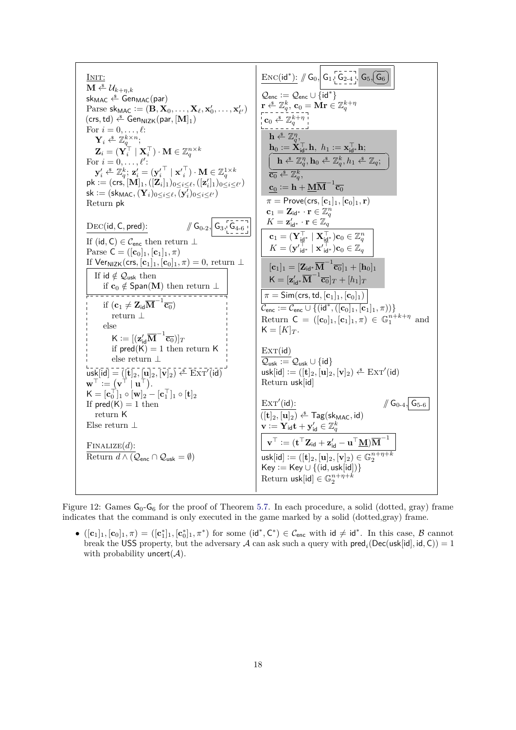**Init:**
$\mathbf{M} \xleftarrow{\$} \mathcal{U}_{k+\eta,k}$
$\mathsf{sk}_{\mathsf{MAC}} \xleftarrow{\$} \mathsf{Gen}_{\mathsf{MAC}}(\mathsf{par})$
Parse $\mathsf{sk}_{\mathsf{MAC}} := (\mathbf{B}, \mathbf{X}_0, \ldots, \mathbf{X}_\ell, \mathbf{x}'_0, \ldots, \mathbf{x}'_{\ell'})$
$(\mathsf{crs}, \mathsf{td}) \xleftarrow{\$} \mathsf{Gen}_{\mathsf{NIZK}}(\mathsf{par}, [\mathbf{M}]_1)$
For $i = 0, \ldots, \ell$:
  $\mathbf{Y}_i \xleftarrow{\$} \mathbb{Z}_q^{k \times n}$;
  $\mathbf{Z}_i = (\mathbf{Y}_i^\top \mid \mathbf{X}_i^\top) \cdot \mathbf{M} \in \mathbb{Z}_q^{n \times k}$
For $i = 0, \ldots, \ell'$:
  $\mathbf{y}'_i \xleftarrow{\$} \mathbb{Z}_q^k$; $\mathbf{z}'_i = (\mathbf{y}'^\top_i \mid \mathbf{x}'^\top_i) \cdot \mathbf{M} \in \mathbb{Z}_q^{1 \times k}$
$\mathsf{pk} := (\mathsf{crs}, [\mathbf{M}]_1, ([\mathbf{Z}_i]_1)_{0 \le i \le \ell}, ([\mathbf{z}'_i]_1)_{0 \le i \le \ell'})$
$\mathsf{sk} := (\mathsf{sk}_{\mathsf{MAC}}, (\mathbf{Y}_i)_{0 \le i \le \ell}, (\mathbf{y}'_i)_{0 \le i \le \ell'})$
Return $\mathsf{pk}$

**Dec(id, C, pred):** // $\mathsf{G}_{0\text{-}2}$, $\boxed{\mathsf{G}_3}$, $\mathsf{G}_{4\text{-}6}$ (dotted)
If $(\mathsf{id}, \mathsf{C}) \in \mathcal{C}_{\mathsf{enc}}$ then return $\perp$
Parse $\mathsf{C} = ([\mathbf{c}_0]_1, [\mathbf{c}_1]_1, \pi)$
If $\mathsf{Ver}_{\mathsf{NIZK}}(\mathsf{crs}, [\mathbf{c}_1]_1, [\mathbf{c}_0]_1, \pi) = 0$, return $\perp$
[solid box] If $\mathsf{id} \notin \mathcal{Q}_{\mathsf{usk}}$ then
  if $\mathbf{c}_0 \notin \mathsf{Span}(\mathbf{M})$ then return $\perp$
[dotted box]
  if $(\mathbf{c}_1 \neq \mathbf{Z}_{\mathsf{id}} \overline{\mathbf{M}}^{-1} \overline{\mathbf{c}_0})$
    return $\perp$
  else
    $\mathsf{K} := [(\mathbf{z}'_{\mathsf{id}} \overline{\mathbf{M}}^{-1} \overline{\mathbf{c}_0})]_T$
    if $\mathsf{pred}(\mathsf{K}) = 1$ then return $\mathsf{K}$
    else return $\perp$
$\mathsf{usk}[\mathsf{id}] = ([\mathbf{t}]_2, [\mathbf{u}]_2, [\mathbf{v}]_2) \xleftarrow{\$} \mathrm{Ext}'(\mathsf{id})$
$\mathbf{w}^\top := (\mathbf{v}^\top \mid \mathbf{u}^\top)$.
$\mathsf{K} = [\mathbf{c}_0^\top]_1 \circ [\mathbf{w}]_2 - [\mathbf{c}_1^\top]_1 \circ [\mathbf{t}]_2$
If $\mathsf{pred}(\mathsf{K}) = 1$ then
  return $\mathsf{K}$
Else return $\perp$

**Finalize($d$):**
Return $d \wedge (\mathcal{Q}_{\mathsf{enc}} \cap \mathcal{Q}_{\mathsf{usk}} = \emptyset)$

**Enc(id\*):** // $\mathsf{G}_0$, $\boxed{\mathsf{G}_1}$, $\mathsf{G}_{2\text{-}4}$ (dotted), $\mathsf{G}_5$ (gray), $\mathsf{G}_6$ (rounded)
$\mathcal{Q}_{\mathsf{enc}} := \mathcal{Q}_{\mathsf{enc}} \cup \{\mathsf{id}^*\}$
$\mathbf{r} \xleftarrow{\$} \mathbb{Z}_q^k$, $\mathbf{c}_0 = \mathbf{M}\mathbf{r} \in \mathbb{Z}_q^{k+\eta}$
[dotted] $\mathbf{c}_0 \xleftarrow{\$} \mathbb{Z}_q^{k+\eta}$
[gray] $\mathbf{h} \xleftarrow{\$} \mathbb{Z}_q^\eta$,
  $\mathbf{h}_0 := \mathbf{X}_{\mathsf{id}^*}^\top \mathbf{h}$, $h_1 := \mathbf{x}_{\mathsf{id}^*}^\top \mathbf{h}$;
  [rounded] $\mathbf{h} \xleftarrow{\$} \mathbb{Z}_q^\eta, \mathbf{h}_0 \xleftarrow{\$} \mathbb{Z}_q^k, h_1 \xleftarrow{\$} \mathbb{Z}_q$;
  $\overline{\mathbf{c}_0} \xleftarrow{\$} \mathbb{Z}_q^k$,
  $\underline{\mathbf{c}_0} := \mathbf{h} + \underline{\mathbf{M}}\overline{\mathbf{M}}^{-1}\overline{\mathbf{c}_0}$
$\pi = \mathsf{Prove}(\mathsf{crs}, [\mathbf{c}_1]_1, [\mathbf{c}_0]_1, \mathbf{r})$
$\mathbf{c}_1 = \mathbf{Z}_{\mathsf{id}^*} \cdot \mathbf{r} \in \mathbb{Z}_q^n$
$K = \mathbf{z}'_{\mathsf{id}^*} \cdot \mathbf{r} \in \mathbb{Z}_q$
[solid] $\mathbf{c}_1 = (\mathbf{Y}_{\mathsf{id}^*}^\top \mid \mathbf{X}_{\mathsf{id}^*}^\top)\mathbf{c}_0 \in \mathbb{Z}_q^n$
  $K = (\mathbf{y}'^\top_{\mathsf{id}^*} \mid \mathbf{x}'^\top_{\mathsf{id}^*})\mathbf{c}_0 \in \mathbb{Z}_q$
[gray] $[\mathbf{c}_1]_1 = [\mathbf{Z}_{\mathsf{id}^*}\overline{\mathbf{M}}^{-1}\overline{\mathbf{c}_0}]_1 + [\mathbf{h}_0]_1$
  $\mathsf{K} = [\mathbf{z}'_{\mathsf{id}^*}\overline{\mathbf{M}}^{-1}\overline{\mathbf{c}_0}]_T + [h_1]_T$
[solid] $\pi = \mathsf{Sim}(\mathsf{crs}, \mathsf{td}, [\mathbf{c}_1]_1, [\mathbf{c}_0]_1)$
$\mathcal{C}_{\mathsf{enc}} := \mathcal{C}_{\mathsf{enc}} \cup \{(\mathsf{id}^*, ([\mathbf{c}_0]_1, [\mathbf{c}_1]_1, \pi))\}$
Return $\mathsf{C} = ([\mathbf{c}_0]_1, [\mathbf{c}_1]_1, \pi) \in \mathbb{G}_1^{n+k+\eta}$ and $\mathsf{K} = [K]_T$.

**Ext(id)**
$\mathcal{Q}_{\mathsf{usk}} := \mathcal{Q}_{\mathsf{usk}} \cup \{\mathsf{id}\}$
$\mathsf{usk}[\mathsf{id}] := ([\mathbf{t}]_2, [\mathbf{u}]_2, [\mathbf{v}]_2) \xleftarrow{\$} \mathrm{Ext}'(\mathsf{id})$
Return $\mathsf{usk}[\mathsf{id}]$

**Ext′(id):** // $\mathsf{G}_{0\text{-}4}$, $\boxed{\mathsf{G}_{5\text{-}6}}$
$([\mathbf{t}]_2, [\mathbf{u}]_2) \xleftarrow{\$} \mathsf{Tag}(\mathsf{sk}_{\mathsf{MAC}}, \mathsf{id})$
$\mathbf{v} := \mathbf{Y}_{\mathsf{id}}\mathbf{t} + \mathbf{y}'_{\mathsf{id}} \in \mathbb{Z}_q^k$
[solid] $\mathbf{v}^\top := (\mathbf{t}^\top \mathbf{Z}_{\mathsf{id}} + \mathbf{z}'_{\mathsf{id}} - \mathbf{u}^\top \underline{\mathbf{M}})\overline{\mathbf{M}}^{-1}$
$\mathsf{usk}[\mathsf{id}] := ([\mathbf{t}]_2, [\mathbf{u}]_2, [\mathbf{v}]_2) \in \mathbb{G}_2^{n+\eta+k}$
$\mathsf{Key} := \mathsf{Key} \cup \{(\mathsf{id}, \mathsf{usk}[\mathsf{id}])\}$
Return $\mathsf{usk}[\mathsf{id}] \in \mathbb{G}_2^{n+\eta+k}$

Figure 12: Games $\mathsf{G}_0$-$\mathsf{G}_6$ for the proof of Theorem 5.7. In each procedure, a solid (dotted, gray) frame indicates that the command is only executed in the game marked by a solid (dotted,gray) frame.

- $([\mathbf{c}_1]_1, [\mathbf{c}_0]_1, \pi) = ([\mathbf{c}_1^*]_1, [\mathbf{c}_0^*]_1, \pi^*)$ for some $(\mathsf{id}^*, \mathsf{C}^*) \in \mathcal{C}_{\mathsf{enc}}$ with $\mathsf{id} \neq \mathsf{id}^*$. In this case, $\mathcal{B}$ cannot break the USS property, but the adversary $\mathcal{A}$ can ask such a query with $\mathsf{pred}_i(\mathsf{Dec}(\mathsf{usk}[\mathsf{id}], \mathsf{id}, \mathsf{C})) = 1$ with probability $\mathsf{uncert}(\mathcal{A})$.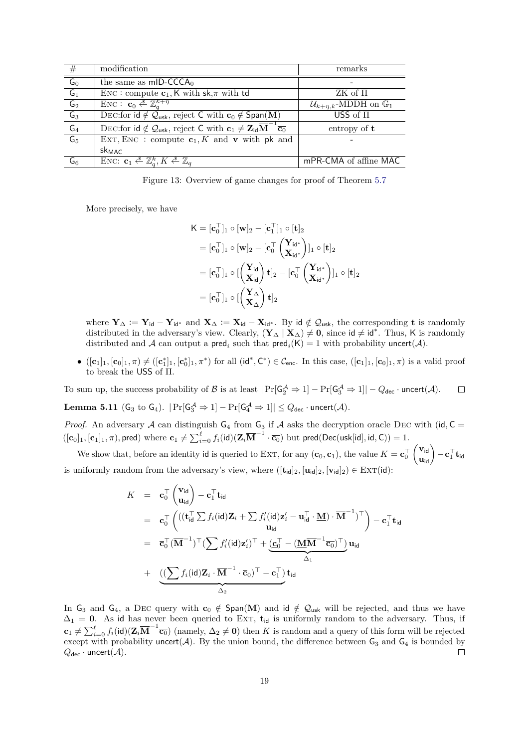| # | modification | remarks |
| --- | --- | --- |
| $\mathsf{G}_0$ | the same as $\mathsf{mID\text{-}CCCA}_0$ | - |
| $\mathsf{G}_1$ | Enc : compute $\mathbf{c}_1, \mathsf{K}$ with $\mathsf{sk}$,$\pi$ with $\mathsf{td}$ | ZK of $\Pi$ |
| $\mathsf{G}_2$ | Enc : $\mathbf{c}_0 \xleftarrow{\$} \mathbb{Z}_q^{k+\eta}$ | $\mathcal{U}_{k+\eta,k}$-MDDH on $\mathbb{G}_1$ |
| $\mathsf{G}_3$ | Dec:for $\mathsf{id} \notin \mathcal{Q}_{\mathsf{usk}}$, reject $\mathsf{C}$ with $\mathbf{c}_0 \notin \mathsf{Span}(\mathbf{M})$ | USS of $\Pi$ |
| $\mathsf{G}_4$ | Dec:for $\mathsf{id} \notin \mathcal{Q}_{\mathsf{usk}}$, reject $\mathsf{C}$ with $\mathbf{c}_1 \neq \mathbf{Z}_{\mathsf{id}}\overline{\mathbf{M}}^{-1}\overline{\mathbf{c}_0}$ | entropy of $\mathbf{t}$ |
| $\mathsf{G}_5$ | Ext, Enc : compute $\mathbf{c}_1, K$ and $\mathbf{v}$ with $\mathsf{pk}$ and $\mathsf{sk}_{\mathsf{MAC}}$ | - |
| $\mathsf{G}_6$ | Enc: $\mathbf{c}_1 \xleftarrow{\$} \mathbb{Z}_q^k, K \xleftarrow{\$} \mathbb{Z}_q$ | mPR-CMA of affine MAC |

Figure 13: Overview of game changes for proof of Theorem 5.7

More precisely, we have

$$
\begin{aligned}
\mathsf{K} &= [\mathbf{c}_0^\top]_1 \circ [\mathbf{w}]_2 - [\mathbf{c}_1^\top]_1 \circ [\mathbf{t}]_2 \\
&= [\mathbf{c}_0^\top]_1 \circ [\mathbf{w}]_2 - [\mathbf{c}_0^\top \begin{pmatrix} \mathbf{Y}_{\mathsf{id}^*} \\ \mathbf{X}_{\mathsf{id}^*} \end{pmatrix}]_1 \circ [\mathbf{t}]_2 \\
&= [\mathbf{c}_0^\top]_1 \circ [\begin{pmatrix} \mathbf{Y}_{\mathsf{id}} \\ \mathbf{X}_{\mathsf{id}} \end{pmatrix} \mathbf{t}]_2 - [\mathbf{c}_0^\top \begin{pmatrix} \mathbf{Y}_{\mathsf{id}^*} \\ \mathbf{X}_{\mathsf{id}^*} \end{pmatrix}]_1 \circ [\mathbf{t}]_2 \\
&= [\mathbf{c}_0^\top]_1 \circ [\begin{pmatrix} \mathbf{Y}_{\Delta} \\ \mathbf{X}_{\Delta} \end{pmatrix} \mathbf{t}]_2
\end{aligned}
$$

where $\mathbf{Y}_\Delta := \mathbf{Y}_{\mathsf{id}} - \mathbf{Y}_{\mathsf{id}^*}$ and $\mathbf{X}_\Delta := \mathbf{X}_{\mathsf{id}} - \mathbf{X}_{\mathsf{id}^*}$. By $\mathsf{id} \notin \mathcal{Q}_{\mathsf{usk}}$, the corresponding $\mathbf{t}$ is randomly distributed in the adversary's view. Clearly, $(\mathbf{Y}_\Delta \mid \mathbf{X}_\Delta) \neq \mathbf{0}$, since $\mathsf{id} \neq \mathsf{id}^*$. Thus, $\mathsf{K}$ is randomly distributed and $\mathcal{A}$ can output a $\mathsf{pred}_i$ such that $\mathsf{pred}_i(\mathsf{K}) = 1$ with probability $\mathsf{uncert}(\mathcal{A})$.

- $([\mathbf{c}_1]_1, [\mathbf{c}_0]_1, \pi) \neq ([\mathbf{c}_1^*]_1, [\mathbf{c}_0^*]_1, \pi^*)$ for all $(\mathsf{id}^*, \mathsf{C}^*) \in \mathcal{C}_{\mathsf{enc}}$. In this case, $([\mathbf{c}_1]_1, [\mathbf{c}_0]_1, \pi)$ is a valid proof to break the USS of $\Pi$.

To sum up, the success probability of $\mathcal{B}$ is at least $|\Pr[\mathsf{G}_2^{\mathcal{A}} \Rightarrow 1] - \Pr[\mathsf{G}_3^{\mathcal{A}} \Rightarrow 1]| - Q_{\mathsf{dec}} \cdot \mathsf{uncert}(\mathcal{A})$. ◻

**Lemma 5.11** ($\mathsf{G}_3$ to $\mathsf{G}_4$). $|\Pr[\mathsf{G}_3^{\mathcal{A}} \Rightarrow 1] - \Pr[\mathsf{G}_4^{\mathcal{A}} \Rightarrow 1]| \leq Q_{\mathsf{dec}} \cdot \mathsf{uncert}(\mathcal{A})$.

*Proof.* An adversary $\mathcal{A}$ can distinguish $\mathsf{G}_4$ from $\mathsf{G}_3$ if $\mathcal{A}$ asks the decryption oracle Dec with $(\mathsf{id}, \mathsf{C} = ([\mathbf{c}_0]_1, [\mathbf{c}_1]_1, \pi), \mathsf{pred})$ where $\mathbf{c}_1 \neq \sum_{i=0}^{\ell} f_i(\mathsf{id})(\mathbf{Z}_i \overline{\mathbf{M}}^{-1} \cdot \overline{\mathbf{c}_0})$ but $\mathsf{pred}(\mathsf{Dec}(\mathsf{usk}[\mathsf{id}], \mathsf{id}, \mathsf{C})) = 1$.

We show that, before an identity $\mathsf{id}$ is queried to Ext, for any $(\mathbf{c}_0, \mathbf{c}_1)$, the value $K = \mathbf{c}_0^\top \begin{pmatrix} \mathbf{v}_{\mathsf{id}} \\ \mathbf{u}_{\mathsf{id}} \end{pmatrix} - \mathbf{c}_1^\top \mathbf{t}_{\mathsf{id}}$ is uniformly random from the adversary's view, where $([\mathbf{t}_{\mathsf{id}}]_2, [\mathbf{u}_{\mathsf{id}}]_2, [\mathbf{v}_{\mathsf{id}}]_2) \in \mathrm{Ext}(\mathsf{id})$:

$$
\begin{aligned}
K &= \mathbf{c}_0^\top \begin{pmatrix} \mathbf{v}_{\mathsf{id}} \\ \mathbf{u}_{\mathsf{id}} \end{pmatrix} - \mathbf{c}_1^\top \mathbf{t}_{\mathsf{id}} \\
&= \mathbf{c}_0^\top \begin{pmatrix} ((\mathbf{t}_{\mathsf{id}}^\top \sum f_i(\mathsf{id}) \mathbf{Z}_i + \sum f_i'(\mathsf{id}) \mathbf{z}_i' - \mathbf{u}_{\mathsf{id}}^\top \cdot \underline{\mathbf{M}}) \cdot \overline{\mathbf{M}}^{-1})^\top \\ \mathbf{u}_{\mathsf{id}} \end{pmatrix} - \mathbf{c}_1^\top \mathbf{t}_{\mathsf{id}} \\
&= \overline{\mathbf{c}}_0^\top (\overline{\mathbf{M}}^{-1})^\top (\sum f_i'(\mathsf{id}) \mathbf{z}_i')^\top + \underbrace{(\underline{\mathbf{c}}_0^\top - (\underline{\mathbf{M}} \overline{\mathbf{M}}^{-1} \overline{\mathbf{c}_0})^\top)}_{\Delta_1} \mathbf{u}_{\mathsf{id}} \\
&\quad + \underbrace{((\sum f_i(\mathsf{id}) \mathbf{Z}_i \cdot \overline{\mathbf{M}}^{-1} \cdot \overline{\mathbf{c}}_0)^\top - \mathbf{c}_1^\top)}_{\Delta_2} \mathbf{t}_{\mathsf{id}}
\end{aligned}
$$

In $\mathsf{G}_3$ and $\mathsf{G}_4$, a Dec query with $\mathbf{c}_0 \notin \mathsf{Span}(\mathbf{M})$ and $\mathsf{id} \notin \mathcal{Q}_{\mathsf{usk}}$ will be rejected, and thus we have $\Delta_1 = \mathbf{0}$. As $\mathsf{id}$ has never been queried to Ext, $\mathbf{t}_{\mathsf{id}}$ is uniformly random to the adversary. Thus, if $\mathbf{c}_1 \neq \sum_{i=0}^{\ell} f_i(\mathsf{id})(\mathbf{Z}_i \overline{\mathbf{M}}^{-1} \overline{\mathbf{c}_0})$ (namely, $\Delta_2 \neq \mathbf{0}$) then $K$ is random and a query of this form will be rejected except with probability $\mathsf{uncert}(\mathcal{A})$. By the union bound, the difference between $\mathsf{G}_3$ and $\mathsf{G}_4$ is bounded by $Q_{\mathsf{dec}} \cdot \mathsf{uncert}(\mathcal{A})$. ◻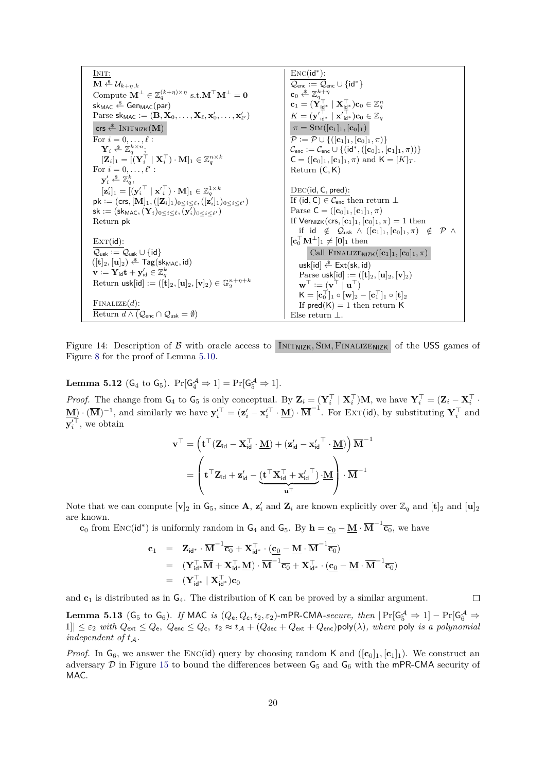| Init: | Enc(id*): |
|---|---|
| $\mathbf{M} \xleftarrow{\$} \mathcal{U}_{k+\eta,k}$ | $\mathcal{Q}_{\mathsf{enc}} := \mathcal{Q}_{\mathsf{enc}} \cup \{\mathsf{id}^*\}$ |
| Compute $\mathbf{M}^{\perp} \in \mathbb{Z}_q^{(k+\eta)\times\eta}$ s.t. $\mathbf{M}^{\top}\mathbf{M}^{\perp} = \mathbf{0}$ | $\mathbf{c}_0 \xleftarrow{\$} \mathbb{Z}_q^{k+\eta}$ |
| $\mathsf{sk}_{\mathsf{MAC}} \xleftarrow{\$} \mathsf{Gen}_{\mathsf{MAC}}(\mathsf{par})$ | $\mathbf{c}_1 = (\mathbf{Y}_{\mathsf{id}^*}^{\top} \mid \mathbf{X}_{\mathsf{id}^*}^{\top})\mathbf{c}_0 \in \mathbb{Z}_q^n$ |
| Parse $\mathsf{sk}_{\mathsf{MAC}} := (\mathbf{B}, \mathbf{X}_0, \ldots, \mathbf{X}_\ell, \mathbf{x}'_0, \ldots, \mathbf{x}'_{\ell'})$ | $K = ({\mathbf{y}'}_{\mathsf{id}^*}^{\top} \mid {\mathbf{x}'}_{\mathsf{id}^*}^{\top})\mathbf{c}_0 \in \mathbb{Z}_q$ |
| $\mathsf{crs} \xleftarrow{\$} \mathrm{Init}_{\mathsf{NIZK}}(\mathbf{M})$ | $\pi = \mathrm{Sim}([\mathbf{c}_1]_1, [\mathbf{c}_0]_1)$ |
| For $i = 0, \ldots, \ell$ : | $\mathcal{P} := \mathcal{P} \cup \{([\mathbf{c}_1]_1, [\mathbf{c}_0]_1, \pi)\}$ |
| $\quad \mathbf{Y}_i \xleftarrow{\$} \mathbb{Z}_q^{k\times n}$; | $\mathcal{C}_{\mathsf{enc}} := \mathcal{C}_{\mathsf{enc}} \cup \{(\mathsf{id}^*, ([\mathbf{c}_0]_1, [\mathbf{c}_1]_1, \pi))\}$ |
| $\quad [\mathbf{Z}_i]_1 = [(\mathbf{Y}_i^{\top} \mid \mathbf{X}_i^{\top}) \cdot \mathbf{M}]_1 \in \mathbb{Z}_q^{n\times k}$ | $\mathsf{C} = ([\mathbf{c}_0]_1, [\mathbf{c}_1]_1, \pi)$ and $\mathsf{K} = [K]_T$. |
| For $i = 0, \ldots, \ell'$ : | Return $(\mathsf{C}, \mathsf{K})$ |
| $\quad \mathbf{y}'_i \xleftarrow{\$} \mathbb{Z}_q^k$, | |
| $\quad [\mathbf{z}'_i]_1 = [({\mathbf{y}'_i}^{\top} \mid {\mathbf{x}'_i}^{\top}) \cdot \mathbf{M}]_1 \in \mathbb{Z}_q^{1\times k}$ | Dec(id, C, pred): |
| $\mathsf{pk} := (\mathsf{crs}, [\mathbf{M}]_1, ([\mathbf{Z}_i]_1)_{0\le i\le\ell}, ([\mathbf{z}'_i]_1)_{0\le i\le\ell'})$ | If $(\mathsf{id}, \mathsf{C}) \in \mathcal{C}_{\mathsf{enc}}$ then return $\perp$ |
| $\mathsf{sk} := (\mathsf{sk}_{\mathsf{MAC}}, (\mathbf{Y}_i)_{0\le i\le\ell}, (\mathbf{y}'_i)_{0\le i\le\ell'})$ | Parse $\mathsf{C} = ([\mathbf{c}_0]_1, [\mathbf{c}_1]_1, \pi)$ |
| Return pk | If $\mathsf{Ver}_{\mathsf{NIZK}}(\mathsf{crs}, [\mathbf{c}_1]_1, [\mathbf{c}_0]_1, \pi) = 1$ then |
| | $\quad$ if $\mathsf{id} \notin \mathcal{Q}_{\mathsf{usk}} \wedge ([\mathbf{c}_1]_1, [\mathbf{c}_0]_1, \pi) \notin \mathcal{P} \wedge [\mathbf{c}_0^{\top}\mathbf{M}^{\perp}]_1 \neq [\mathbf{0}]_1$ then |
| Ext(id): | $\quad\quad$ Call $\mathrm{Finalize}_{\mathsf{NIZK}}([\mathbf{c}_1]_1, [\mathbf{c}_0]_1, \pi)$ |
| $\mathcal{Q}_{\mathsf{usk}} := \mathcal{Q}_{\mathsf{usk}} \cup \{\mathsf{id}\}$ | $\quad \mathsf{usk}[\mathsf{id}] \xleftarrow{\$} \mathsf{Ext}(\mathsf{sk}, \mathsf{id})$ |
| $([\mathbf{t}]_2, [\mathbf{u}]_2) \xleftarrow{\$} \mathsf{Tag}(\mathsf{sk}_{\mathsf{MAC}}, \mathsf{id})$ | $\quad$ Parse $\mathsf{usk}[\mathsf{id}] := ([\mathbf{t}]_2, [\mathbf{u}]_2, [\mathbf{v}]_2)$ |
| $\mathbf{v} := \mathbf{Y}_{\mathsf{id}}\mathbf{t} + \mathbf{y}'_{\mathsf{id}} \in \mathbb{Z}_q^k$ | $\quad \mathbf{w}^{\top} := (\mathbf{v}^{\top} \mid \mathbf{u}^{\top})$ |
| Return $\mathsf{usk}[\mathsf{id}] := ([\mathbf{t}]_2, [\mathbf{u}]_2, [\mathbf{v}]_2) \in \mathbb{G}_2^{n+\eta+k}$ | $\quad \mathsf{K} = [\mathbf{c}_0^{\top}]_1 \circ [\mathbf{w}]_2 - [\mathbf{c}_1^{\top}]_1 \circ [\mathbf{t}]_2$ |
| | $\quad$ If $\mathsf{pred}(\mathsf{K}) = 1$ then return K |
| Finalize($d$): | Else return $\perp$. |
| Return $d \wedge (\mathcal{Q}_{\mathsf{enc}} \cap \mathcal{Q}_{\mathsf{usk}} = \emptyset)$ | |

Figure 14: Description of $\mathcal{B}$ with oracle access to $\mathrm{Init}_{\mathsf{NIZK}}, \mathrm{Sim}, \mathrm{Finalize}_{\mathsf{NIZK}}$ of the USS games of Figure 8 for the proof of Lemma 5.10.

**Lemma 5.12** ($\mathsf{G}_4$ to $\mathsf{G}_5$). $\Pr[\mathsf{G}_4^{\mathcal{A}} \Rightarrow 1] = \Pr[\mathsf{G}_5^{\mathcal{A}} \Rightarrow 1]$.

*Proof.* The change from $\mathsf{G}_4$ to $\mathsf{G}_5$ is only conceptual. By $\mathbf{Z}_i = (\mathbf{Y}_i^{\top} \mid \mathbf{X}_i^{\top})\mathbf{M}$, we have $\mathbf{Y}_i^{\top} = (\mathbf{Z}_i - \mathbf{X}_i^{\top} \cdot \underline{\mathbf{M}}) \cdot (\overline{\mathbf{M}})^{-1}$, and similarly we have ${\mathbf{y}'_i}^{\top} = (\mathbf{z}'_i - {\mathbf{x}'_i}^{\top} \cdot \underline{\mathbf{M}}) \cdot \overline{\mathbf{M}}^{-1}$. For Ext(id), by substituting $\mathbf{Y}_i^{\top}$ and ${\mathbf{y}'_i}^{\top}$, we obtain

$$
\begin{aligned}
\mathbf{v}^{\top} &= \left(\mathbf{t}^{\top}(\mathbf{Z}_{\mathsf{id}} - \mathbf{X}_{\mathsf{id}}^{\top} \cdot \underline{\mathbf{M}}) + (\mathbf{z}'_{\mathsf{id}} - {\mathbf{x}'_{\mathsf{id}}}^{\top} \cdot \underline{\mathbf{M}})\right)\overline{\mathbf{M}}^{-1} \\
&= \left(\mathbf{t}^{\top}\mathbf{Z}_{\mathsf{id}} + \mathbf{z}'_{\mathsf{id}} - \underbrace{(\mathbf{t}^{\top}\mathbf{X}_{\mathsf{id}}^{\top} + {\mathbf{x}'_{\mathsf{id}}}^{\top})}_{\mathbf{u}^{\top}} \cdot \underline{\mathbf{M}}\right) \cdot \overline{\mathbf{M}}^{-1}
\end{aligned}
$$

Note that we can compute $[\mathbf{v}]_2$ in $\mathsf{G}_5$, since $\mathbf{A}$, $\mathbf{z}'_i$ and $\mathbf{Z}_i$ are known explicitly over $\mathbb{Z}_q$ and $[\mathbf{t}]_2$ and $[\mathbf{u}]_2$ are known.

$\mathbf{c}_0$ from Enc(id*) is uniformly random in $\mathsf{G}_4$ and $\mathsf{G}_5$. By $\mathbf{h} = \underline{\mathbf{c}_0} - \underline{\mathbf{M}} \cdot \overline{\mathbf{M}}^{-1}\overline{\mathbf{c}_0}$, we have

$$
\begin{aligned}
\mathbf{c}_1 &= \mathbf{Z}_{\mathsf{id}^*} \cdot \overline{\mathbf{M}}^{-1}\overline{\mathbf{c}_0} + \mathbf{X}_{\mathsf{id}^*}^{\top} \cdot (\underline{\mathbf{c}_0} - \underline{\mathbf{M}} \cdot \overline{\mathbf{M}}^{-1}\overline{\mathbf{c}_0}) \\
&= (\mathbf{Y}_{\mathsf{id}^*}^{\top}\overline{\mathbf{M}} + \mathbf{X}_{\mathsf{id}^*}^{\top}\underline{\mathbf{M}}) \cdot \overline{\mathbf{M}}^{-1}\overline{\mathbf{c}_0} + \mathbf{X}_{\mathsf{id}^*}^{\top} \cdot (\underline{\mathbf{c}_0} - \underline{\mathbf{M}} \cdot \overline{\mathbf{M}}^{-1}\overline{\mathbf{c}_0}) \\
&= (\mathbf{Y}_{\mathsf{id}^*}^{\top} \mid \mathbf{X}_{\mathsf{id}^*}^{\top})\mathbf{c}_0
\end{aligned}
$$

and $\mathbf{c}_1$ is distributed as in $\mathsf{G}_4$. The distribution of K can be proved by a similar argument. $\square$

**Lemma 5.13** ($\mathsf{G}_5$ to $\mathsf{G}_6$). *If* MAC *is* $(Q_{\mathsf{e}}, Q_{\mathsf{c}}, t_2, \varepsilon_2)$-mPR-CMA*-secure, then* $|\Pr[\mathsf{G}_5^{\mathcal{A}} \Rightarrow 1] - \Pr[\mathsf{G}_6^{\mathcal{A}} \Rightarrow 1]| \le \varepsilon_2$ *with* $Q_{\mathsf{ext}} \le Q_{\mathsf{e}}$, $Q_{\mathsf{enc}} \le Q_{\mathsf{c}}$, $t_2 \approx t_{\mathcal{A}} + (Q_{\mathsf{dec}} + Q_{\mathsf{ext}} + Q_{\mathsf{enc}})\mathsf{poly}(\lambda)$*, where* poly *is a polynomial independent of* $t_{\mathcal{A}}$.

*Proof.* In $\mathsf{G}_6$, we answer the Enc(id) query by choosing random K and $([\mathbf{c}_0]_1, [\mathbf{c}_1]_1)$. We construct an adversary $\mathcal{D}$ in Figure 15 to bound the differences between $\mathsf{G}_5$ and $\mathsf{G}_6$ with the mPR-CMA security of MAC.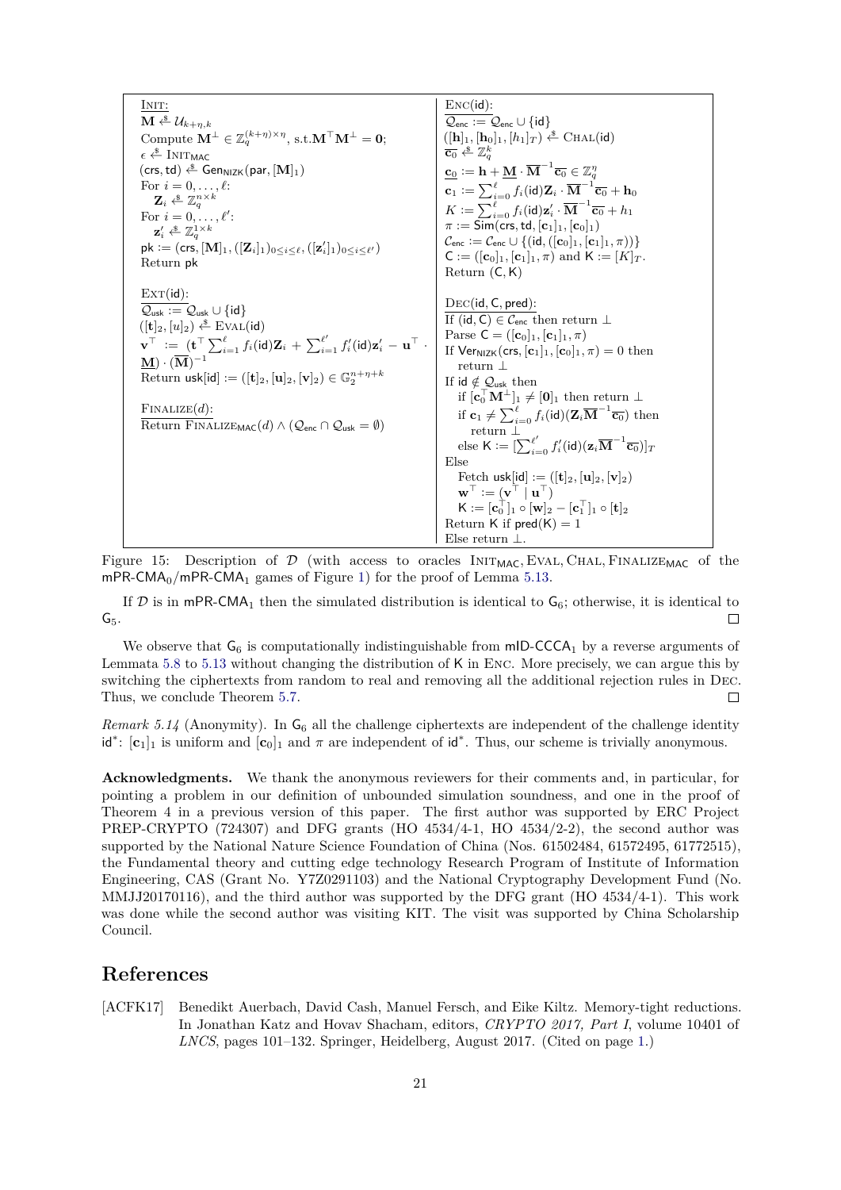**Init:**

$\mathbf{M} \xleftarrow{\$} \mathcal{U}_{k+\eta,k}$

Compute $\mathbf{M}^{\perp} \in \mathbb{Z}_q^{(k+\eta)\times\eta}$, s.t.$\mathbf{M}^{\top}\mathbf{M}^{\perp} = \mathbf{0}$;

$\epsilon \xleftarrow{\$} \textsc{Init}_{\mathsf{MAC}}$

$(\mathsf{crs}, \mathsf{td}) \xleftarrow{\$} \mathsf{Gen}_{\mathsf{NIZK}}(\mathsf{par}, [\mathbf{M}]_1)$

For $i = 0, \ldots, \ell$:

 $\mathbf{Z}_i \xleftarrow{\$} \mathbb{Z}_q^{n\times k}$

For $i = 0, \ldots, \ell'$:

 $\mathbf{z}'_i \xleftarrow{\$} \mathbb{Z}_q^{1\times k}$

$\mathsf{pk} := (\mathsf{crs}, [\mathbf{M}]_1, ([\mathbf{Z}_i]_1)_{0\le i\le \ell}, ([\mathbf{z}'_i]_1)_{0\le i\le \ell'})$

Return $\mathsf{pk}$

**Ext(id):**

$\mathcal{Q}_{\mathsf{usk}} := \mathcal{Q}_{\mathsf{usk}} \cup \{\mathsf{id}\}$

$([\mathbf{t}]_2, [u]_2) \xleftarrow{\$} \textsc{Eval}(\mathsf{id})$

$\mathbf{v}^{\top} := (\mathbf{t}^{\top}\sum_{i=1}^{\ell} f_i(\mathsf{id})\mathbf{Z}_i + \sum_{i=1}^{\ell'} f'_i(\mathsf{id})\mathbf{z}'_i - \mathbf{u}^{\top} \cdot \underline{\mathbf{M}}) \cdot (\overline{\mathbf{M}})^{-1}$

Return $\mathsf{usk}[\mathsf{id}] := ([\mathbf{t}]_2, [\mathbf{u}]_2, [\mathbf{v}]_2) \in \mathbb{G}_2^{n+\eta+k}$

**Finalize(d):**

Return $\textsc{Finalize}_{\mathsf{MAC}}(d) \wedge (\mathcal{Q}_{\mathsf{enc}} \cap \mathcal{Q}_{\mathsf{usk}} = \emptyset)$

**Enc(id):**

$\mathcal{Q}_{\mathsf{enc}} := \mathcal{Q}_{\mathsf{enc}} \cup \{\mathsf{id}\}$

$([\mathbf{h}]_1, [\mathbf{h}_0]_1, [h_1]_T) \xleftarrow{\$} \textsc{Chal}(\mathsf{id})$

$\overline{\mathbf{c}_0} \xleftarrow{\$} \mathbb{Z}_q^k$

$\underline{\mathbf{c}_0} := \mathbf{h} + \underline{\mathbf{M}} \cdot \overline{\mathbf{M}}^{-1}\overline{\mathbf{c}_0} \in \mathbb{Z}_q^{\eta}$

$\mathbf{c}_1 := \sum_{i=0}^{\ell} f_i(\mathsf{id})\mathbf{Z}_i \cdot \overline{\mathbf{M}}^{-1}\overline{\mathbf{c}_0} + \mathbf{h}_0$

$K := \sum_{i=0}^{\ell} f_i(\mathsf{id})\mathbf{z}'_i \cdot \overline{\mathbf{M}}^{-1}\overline{\mathbf{c}_0} + h_1$

$\pi := \mathsf{Sim}(\mathsf{crs}, \mathsf{td}, [\mathbf{c}_1]_1, [\mathbf{c}_0]_1)$

$\mathcal{C}_{\mathsf{enc}} := \mathcal{C}_{\mathsf{enc}} \cup \{(\mathsf{id}, ([\mathbf{c}_0]_1, [\mathbf{c}_1]_1, \pi))\}$

$\mathsf{C} := ([\mathbf{c}_0]_1, [\mathbf{c}_1]_1, \pi)$ and $\mathsf{K} := [K]_T$.

Return $(\mathsf{C}, \mathsf{K})$

**Dec(id, C, pred):**

If $(\mathsf{id}, \mathsf{C}) \in \mathcal{C}_{\mathsf{enc}}$ then return $\perp$

Parse $\mathsf{C} = ([\mathbf{c}_0]_1, [\mathbf{c}_1]_1, \pi)$

If $\mathsf{Ver}_{\mathsf{NIZK}}(\mathsf{crs}, [\mathbf{c}_1]_1, [\mathbf{c}_0]_1, \pi) = 0$ then return $\perp$

If $\mathsf{id} \notin \mathcal{Q}_{\mathsf{usk}}$ then

 if $[\mathbf{c}_0^{\top}\mathbf{M}^{\perp}]_1 \neq [\mathbf{0}]_1$ then return $\perp$

 if $\mathbf{c}_1 \neq \sum_{i=0}^{\ell} f_i(\mathsf{id})(\mathbf{Z}_i\overline{\mathbf{M}}^{-1}\overline{\mathbf{c}_0})$ then return $\perp$

 else $\mathsf{K} := [\sum_{i=0}^{\ell'} f'_i(\mathsf{id})(\mathbf{z}_i\overline{\mathbf{M}}^{-1}\overline{\mathbf{c}_0})]_T$

Else

 Fetch $\mathsf{usk}[\mathsf{id}] := ([\mathbf{t}]_2, [\mathbf{u}]_2, [\mathbf{v}]_2)$

 $\mathbf{w}^{\top} := (\mathbf{v}^{\top} \mid \mathbf{u}^{\top})$

 $\mathsf{K} := [\mathbf{c}_0^{\top}]_1 \circ [\mathbf{w}]_2 - [\mathbf{c}_1^{\top}]_1 \circ [\mathbf{t}]_2$

Return $\mathsf{K}$ if $\mathsf{pred}(\mathsf{K}) = 1$

Else return $\perp$.

Figure 15: Description of $\mathcal{D}$ (with access to oracles $\textsc{Init}_{\mathsf{MAC}}, \textsc{Eval}, \textsc{Chal}, \textsc{Finalize}_{\mathsf{MAC}}$ of the $\mathsf{mPR\text{-}CMA}_0/\mathsf{mPR\text{-}CMA}_1$ games of Figure 1) for the proof of Lemma 5.13.

If $\mathcal{D}$ is in $\mathsf{mPR\text{-}CMA}_1$ then the simulated distribution is identical to $\mathsf{G}_6$; otherwise, it is identical to $\mathsf{G}_5$. ☐

We observe that $\mathsf{G}_6$ is computationally indistinguishable from $\mathsf{mID\text{-}CCCA}_1$ by a reverse arguments of Lemmata 5.8 to 5.13 without changing the distribution of K in Enc. More precisely, we can argue this by switching the ciphertexts from random to real and removing all the additional rejection rules in Dec. Thus, we conclude Theorem 5.7. ☐

*Remark 5.14* (Anonymity). In $\mathsf{G}_6$ all the challenge ciphertexts are independent of the challenge identity $\mathsf{id}^*$: $[\mathbf{c}_1]_1$ is uniform and $[\mathbf{c}_0]_1$ and $\pi$ are independent of $\mathsf{id}^*$. Thus, our scheme is trivially anonymous.

**Acknowledgments.** We thank the anonymous reviewers for their comments and, in particular, for pointing a problem in our definition of unbounded simulation soundness, and one in the proof of Theorem 4 in a previous version of this paper. The first author was supported by ERC Project PREP-CRYPTO (724307) and DFG grants (HO 4534/4-1, HO 4534/2-2), the second author was supported by the National Nature Science Foundation of China (Nos. 61502484, 61572495, 61772515), the Fundamental theory and cutting edge technology Research Program of Institute of Information Engineering, CAS (Grant No. Y7Z0291103) and the National Cryptography Development Fund (No. MMJJ20170116), and the third author was supported by the DFG grant (HO 4534/4-1). This work was done while the second author was visiting KIT. The visit was supported by China Scholarship Council.

## References

[ACFK17] Benedikt Auerbach, David Cash, Manuel Fersch, and Eike Kiltz. Memory-tight reductions. In Jonathan Katz and Hovav Shacham, editors, *CRYPTO 2017, Part I*, volume 10401 of *LNCS*, pages 101–132. Springer, Heidelberg, August 2017. (Cited on page 1.)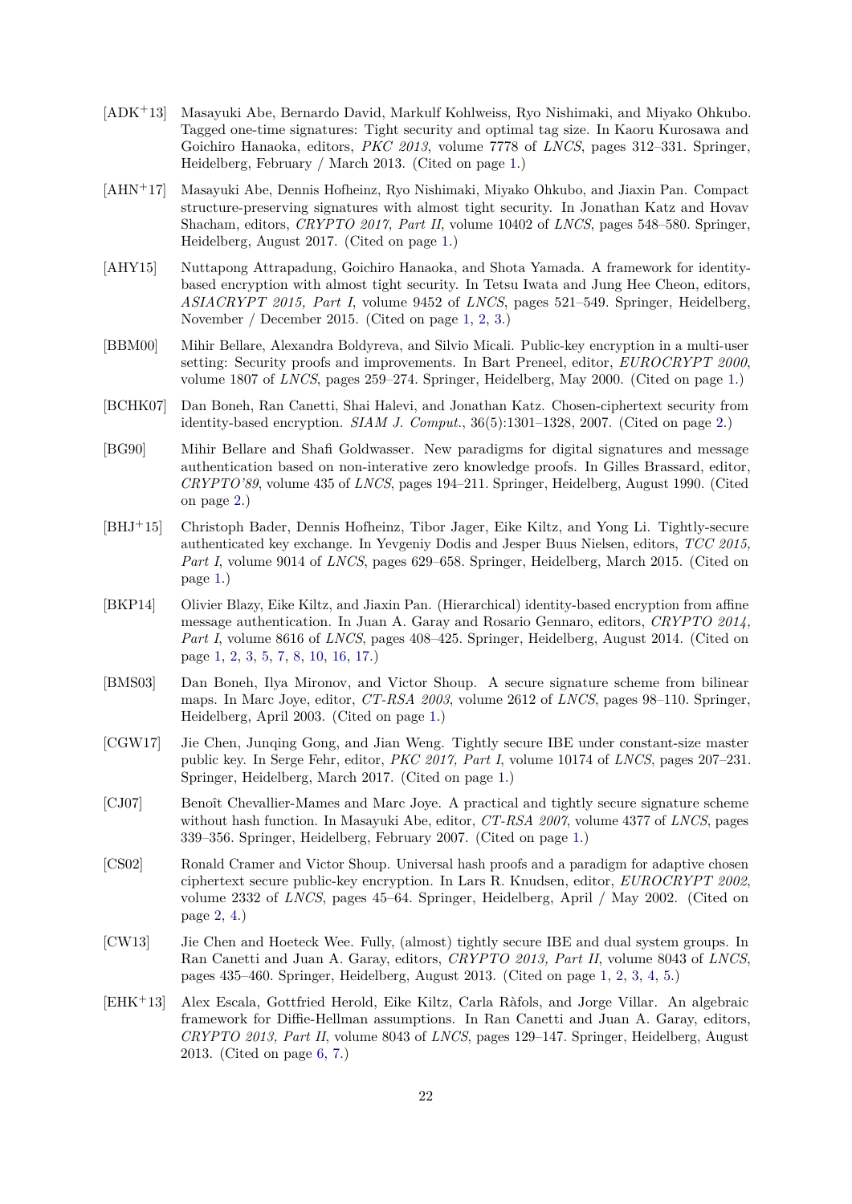[ADK+13] Masayuki Abe, Bernardo David, Markulf Kohlweiss, Ryo Nishimaki, and Miyako Ohkubo. Tagged one-time signatures: Tight security and optimal tag size. In Kaoru Kurosawa and Goichiro Hanaoka, editors, *PKC 2013*, volume 7778 of *LNCS*, pages 312–331. Springer, Heidelberg, February / March 2013. (Cited on page 1.)

[AHN+17] Masayuki Abe, Dennis Hofheinz, Ryo Nishimaki, Miyako Ohkubo, and Jiaxin Pan. Compact structure-preserving signatures with almost tight security. In Jonathan Katz and Hovav Shacham, editors, *CRYPTO 2017, Part II*, volume 10402 of *LNCS*, pages 548–580. Springer, Heidelberg, August 2017. (Cited on page 1.)

[AHY15] Nuttapong Attrapadung, Goichiro Hanaoka, and Shota Yamada. A framework for identity-based encryption with almost tight security. In Tetsu Iwata and Jung Hee Cheon, editors, *ASIACRYPT 2015, Part I*, volume 9452 of *LNCS*, pages 521–549. Springer, Heidelberg, November / December 2015. (Cited on page 1, 2, 3.)

[BBM00] Mihir Bellare, Alexandra Boldyreva, and Silvio Micali. Public-key encryption in a multi-user setting: Security proofs and improvements. In Bart Preneel, editor, *EUROCRYPT 2000*, volume 1807 of *LNCS*, pages 259–274. Springer, Heidelberg, May 2000. (Cited on page 1.)

[BCHK07] Dan Boneh, Ran Canetti, Shai Halevi, and Jonathan Katz. Chosen-ciphertext security from identity-based encryption. *SIAM J. Comput.*, 36(5):1301–1328, 2007. (Cited on page 2.)

[BG90] Mihir Bellare and Shafi Goldwasser. New paradigms for digital signatures and message authentication based on non-interative zero knowledge proofs. In Gilles Brassard, editor, *CRYPTO'89*, volume 435 of *LNCS*, pages 194–211. Springer, Heidelberg, August 1990. (Cited on page 2.)

[BHJ+15] Christoph Bader, Dennis Hofheinz, Tibor Jager, Eike Kiltz, and Yong Li. Tightly-secure authenticated key exchange. In Yevgeniy Dodis and Jesper Buus Nielsen, editors, *TCC 2015, Part I*, volume 9014 of *LNCS*, pages 629–658. Springer, Heidelberg, March 2015. (Cited on page 1.)

[BKP14] Olivier Blazy, Eike Kiltz, and Jiaxin Pan. (Hierarchical) identity-based encryption from affine message authentication. In Juan A. Garay and Rosario Gennaro, editors, *CRYPTO 2014, Part I*, volume 8616 of *LNCS*, pages 408–425. Springer, Heidelberg, August 2014. (Cited on page 1, 2, 3, 5, 7, 8, 10, 16, 17.)

[BMS03] Dan Boneh, Ilya Mironov, and Victor Shoup. A secure signature scheme from bilinear maps. In Marc Joye, editor, *CT-RSA 2003*, volume 2612 of *LNCS*, pages 98–110. Springer, Heidelberg, April 2003. (Cited on page 1.)

[CGW17] Jie Chen, Junqing Gong, and Jian Weng. Tightly secure IBE under constant-size master public key. In Serge Fehr, editor, *PKC 2017, Part I*, volume 10174 of *LNCS*, pages 207–231. Springer, Heidelberg, March 2017. (Cited on page 1.)

[CJ07] Benoît Chevallier-Mames and Marc Joye. A practical and tightly secure signature scheme without hash function. In Masayuki Abe, editor, *CT-RSA 2007*, volume 4377 of *LNCS*, pages 339–356. Springer, Heidelberg, February 2007. (Cited on page 1.)

[CS02] Ronald Cramer and Victor Shoup. Universal hash proofs and a paradigm for adaptive chosen ciphertext secure public-key encryption. In Lars R. Knudsen, editor, *EUROCRYPT 2002*, volume 2332 of *LNCS*, pages 45–64. Springer, Heidelberg, April / May 2002. (Cited on page 2, 4.)

[CW13] Jie Chen and Hoeteck Wee. Fully, (almost) tightly secure IBE and dual system groups. In Ran Canetti and Juan A. Garay, editors, *CRYPTO 2013, Part II*, volume 8043 of *LNCS*, pages 435–460. Springer, Heidelberg, August 2013. (Cited on page 1, 2, 3, 4, 5.)

[EHK+13] Alex Escala, Gottfried Herold, Eike Kiltz, Carla Ràfols, and Jorge Villar. An algebraic framework for Diffie-Hellman assumptions. In Ran Canetti and Juan A. Garay, editors, *CRYPTO 2013, Part II*, volume 8043 of *LNCS*, pages 129–147. Springer, Heidelberg, August 2013. (Cited on page 6, 7.)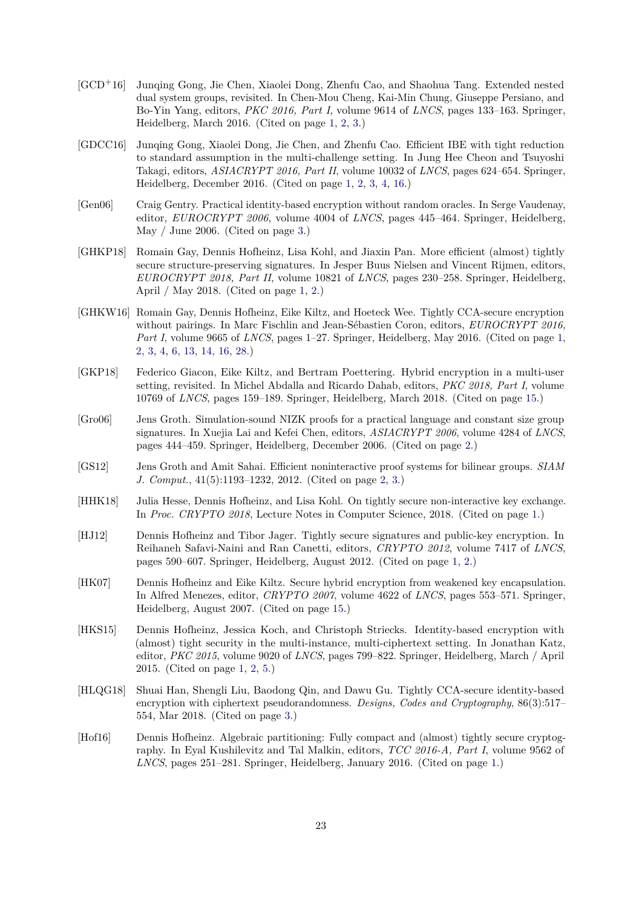- [GCD+16] Junqing Gong, Jie Chen, Xiaolei Dong, Zhenfu Cao, and Shaohua Tang. Extended nested dual system groups, revisited. In Chen-Mou Cheng, Kai-Min Chung, Giuseppe Persiano, and Bo-Yin Yang, editors, *PKC 2016, Part I*, volume 9614 of *LNCS*, pages 133–163. Springer, Heidelberg, March 2016. (Cited on page 1, 2, 3.)

- [GDCC16] Junqing Gong, Xiaolei Dong, Jie Chen, and Zhenfu Cao. Efficient IBE with tight reduction to standard assumption in the multi-challenge setting. In Jung Hee Cheon and Tsuyoshi Takagi, editors, *ASIACRYPT 2016, Part II*, volume 10032 of *LNCS*, pages 624–654. Springer, Heidelberg, December 2016. (Cited on page 1, 2, 3, 4, 16.)

- [Gen06] Craig Gentry. Practical identity-based encryption without random oracles. In Serge Vaudenay, editor, *EUROCRYPT 2006*, volume 4004 of *LNCS*, pages 445–464. Springer, Heidelberg, May / June 2006. (Cited on page 3.)

- [GHKP18] Romain Gay, Dennis Hofheinz, Lisa Kohl, and Jiaxin Pan. More efficient (almost) tightly secure structure-preserving signatures. In Jesper Buus Nielsen and Vincent Rijmen, editors, *EUROCRYPT 2018, Part II*, volume 10821 of *LNCS*, pages 230–258. Springer, Heidelberg, April / May 2018. (Cited on page 1, 2.)

- [GHKW16] Romain Gay, Dennis Hofheinz, Eike Kiltz, and Hoeteck Wee. Tightly CCA-secure encryption without pairings. In Marc Fischlin and Jean-Sébastien Coron, editors, *EUROCRYPT 2016, Part I*, volume 9665 of *LNCS*, pages 1–27. Springer, Heidelberg, May 2016. (Cited on page 1, 2, 3, 4, 6, 13, 14, 16, 28.)

- [GKP18] Federico Giacon, Eike Kiltz, and Bertram Poettering. Hybrid encryption in a multi-user setting, revisited. In Michel Abdalla and Ricardo Dahab, editors, *PKC 2018, Part I*, volume 10769 of *LNCS*, pages 159–189. Springer, Heidelberg, March 2018. (Cited on page 15.)

- [Gro06] Jens Groth. Simulation-sound NIZK proofs for a practical language and constant size group signatures. In Xuejia Lai and Kefei Chen, editors, *ASIACRYPT 2006*, volume 4284 of *LNCS*, pages 444–459. Springer, Heidelberg, December 2006. (Cited on page 2.)

- [GS12] Jens Groth and Amit Sahai. Efficient noninteractive proof systems for bilinear groups. *SIAM J. Comput.*, 41(5):1193–1232, 2012. (Cited on page 2, 3.)

- [HHK18] Julia Hesse, Dennis Hofheinz, and Lisa Kohl. On tightly secure non-interactive key exchange. In *Proc. CRYPTO 2018*, Lecture Notes in Computer Science, 2018. (Cited on page 1.)

- [HJ12] Dennis Hofheinz and Tibor Jager. Tightly secure signatures and public-key encryption. In Reihaneh Safavi-Naini and Ran Canetti, editors, *CRYPTO 2012*, volume 7417 of *LNCS*, pages 590–607. Springer, Heidelberg, August 2012. (Cited on page 1, 2.)

- [HK07] Dennis Hofheinz and Eike Kiltz. Secure hybrid encryption from weakened key encapsulation. In Alfred Menezes, editor, *CRYPTO 2007*, volume 4622 of *LNCS*, pages 553–571. Springer, Heidelberg, August 2007. (Cited on page 15.)

- [HKS15] Dennis Hofheinz, Jessica Koch, and Christoph Striecks. Identity-based encryption with (almost) tight security in the multi-instance, multi-ciphertext setting. In Jonathan Katz, editor, *PKC 2015*, volume 9020 of *LNCS*, pages 799–822. Springer, Heidelberg, March / April 2015. (Cited on page 1, 2, 5.)

- [HLQG18] Shuai Han, Shengli Liu, Baodong Qin, and Dawu Gu. Tightly CCA-secure identity-based encryption with ciphertext pseudorandomness. *Designs, Codes and Cryptography*, 86(3):517–554, Mar 2018. (Cited on page 3.)

- [Hof16] Dennis Hofheinz. Algebraic partitioning: Fully compact and (almost) tightly secure cryptography. In Eyal Kushilevitz and Tal Malkin, editors, *TCC 2016-A, Part I*, volume 9562 of *LNCS*, pages 251–281. Springer, Heidelberg, January 2016. (Cited on page 1.)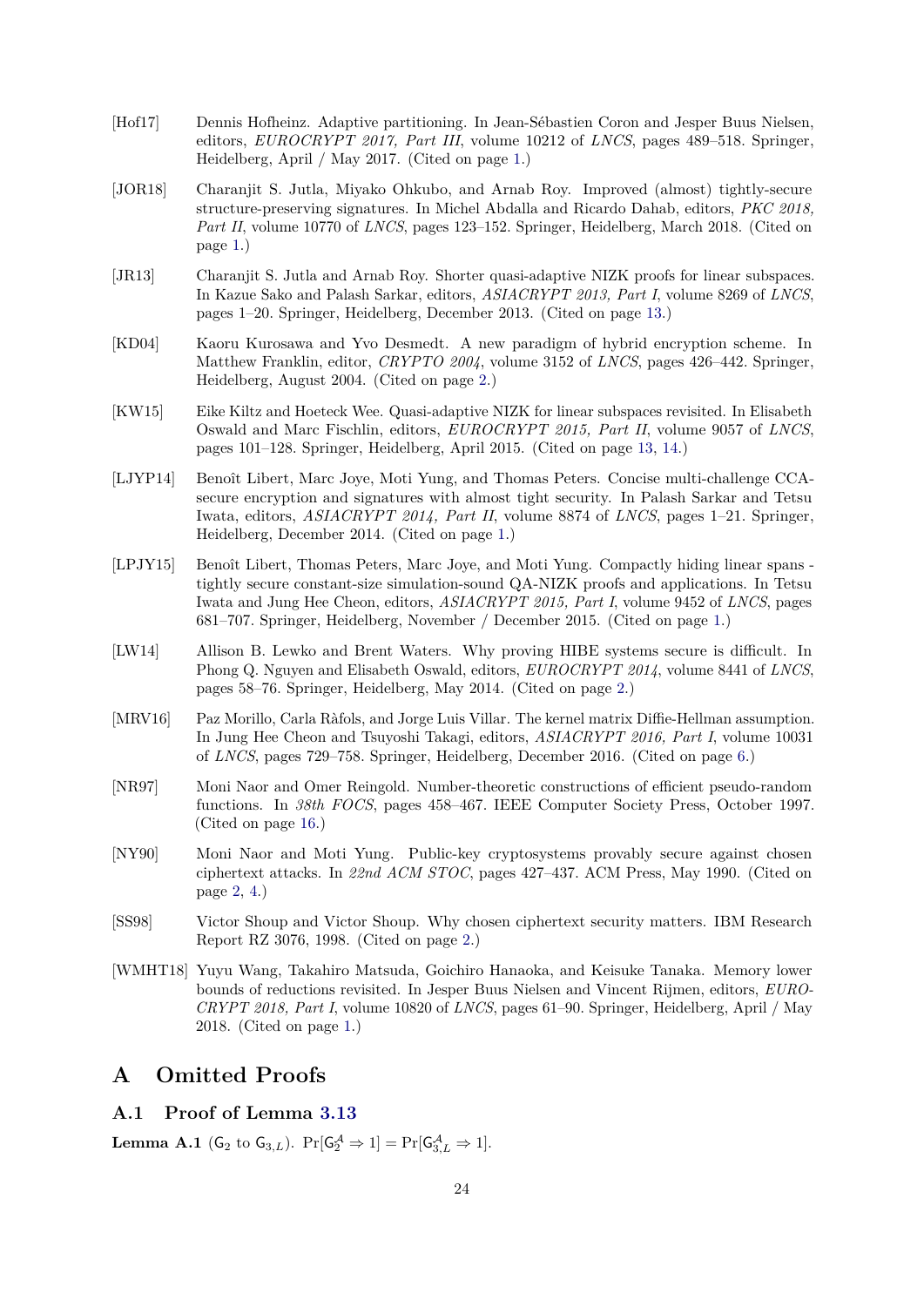[Hof17] Dennis Hofheinz. Adaptive partitioning. In Jean-Sébastien Coron and Jesper Buus Nielsen, editors, *EUROCRYPT 2017, Part III*, volume 10212 of *LNCS*, pages 489–518. Springer, Heidelberg, April / May 2017. (Cited on page 1.)

[JOR18] Charanjit S. Jutla, Miyako Ohkubo, and Arnab Roy. Improved (almost) tightly-secure structure-preserving signatures. In Michel Abdalla and Ricardo Dahab, editors, *PKC 2018, Part II*, volume 10770 of *LNCS*, pages 123–152. Springer, Heidelberg, March 2018. (Cited on page 1.)

[JR13] Charanjit S. Jutla and Arnab Roy. Shorter quasi-adaptive NIZK proofs for linear subspaces. In Kazue Sako and Palash Sarkar, editors, *ASIACRYPT 2013, Part I*, volume 8269 of *LNCS*, pages 1–20. Springer, Heidelberg, December 2013. (Cited on page 13.)

[KD04] Kaoru Kurosawa and Yvo Desmedt. A new paradigm of hybrid encryption scheme. In Matthew Franklin, editor, *CRYPTO 2004*, volume 3152 of *LNCS*, pages 426–442. Springer, Heidelberg, August 2004. (Cited on page 2.)

[KW15] Eike Kiltz and Hoeteck Wee. Quasi-adaptive NIZK for linear subspaces revisited. In Elisabeth Oswald and Marc Fischlin, editors, *EUROCRYPT 2015, Part II*, volume 9057 of *LNCS*, pages 101–128. Springer, Heidelberg, April 2015. (Cited on page 13, 14.)

[LJYP14] Benoît Libert, Marc Joye, Moti Yung, and Thomas Peters. Concise multi-challenge CCA-secure encryption and signatures with almost tight security. In Palash Sarkar and Tetsu Iwata, editors, *ASIACRYPT 2014, Part II*, volume 8874 of *LNCS*, pages 1–21. Springer, Heidelberg, December 2014. (Cited on page 1.)

[LPJY15] Benoît Libert, Thomas Peters, Marc Joye, and Moti Yung. Compactly hiding linear spans - tightly secure constant-size simulation-sound QA-NIZK proofs and applications. In Tetsu Iwata and Jung Hee Cheon, editors, *ASIACRYPT 2015, Part I*, volume 9452 of *LNCS*, pages 681–707. Springer, Heidelberg, November / December 2015. (Cited on page 1.)

[LW14] Allison B. Lewko and Brent Waters. Why proving HIBE systems secure is difficult. In Phong Q. Nguyen and Elisabeth Oswald, editors, *EUROCRYPT 2014*, volume 8441 of *LNCS*, pages 58–76. Springer, Heidelberg, May 2014. (Cited on page 2.)

[MRV16] Paz Morillo, Carla Ràfols, and Jorge Luis Villar. The kernel matrix Diffie-Hellman assumption. In Jung Hee Cheon and Tsuyoshi Takagi, editors, *ASIACRYPT 2016, Part I*, volume 10031 of *LNCS*, pages 729–758. Springer, Heidelberg, December 2016. (Cited on page 6.)

[NR97] Moni Naor and Omer Reingold. Number-theoretic constructions of efficient pseudo-random functions. In *38th FOCS*, pages 458–467. IEEE Computer Society Press, October 1997. (Cited on page 16.)

[NY90] Moni Naor and Moti Yung. Public-key cryptosystems provably secure against chosen ciphertext attacks. In *22nd ACM STOC*, pages 427–437. ACM Press, May 1990. (Cited on page 2, 4.)

[SS98] Victor Shoup and Victor Shoup. Why chosen ciphertext security matters. IBM Research Report RZ 3076, 1998. (Cited on page 2.)

[WMHT18] Yuyu Wang, Takahiro Matsuda, Goichiro Hanaoka, and Keisuke Tanaka. Memory lower bounds of reductions revisited. In Jesper Buus Nielsen and Vincent Rijmen, editors, *EUROCRYPT 2018, Part I*, volume 10820 of *LNCS*, pages 61–90. Springer, Heidelberg, April / May 2018. (Cited on page 1.)

# A Omitted Proofs

## A.1 Proof of Lemma 3.13

**Lemma A.1** ($\mathsf{G}_2$ to $\mathsf{G}_{3,L}$). $\Pr[\mathsf{G}_2^{\mathcal{A}} \Rightarrow 1] = \Pr[\mathsf{G}_{3,L}^{\mathcal{A}} \Rightarrow 1]$.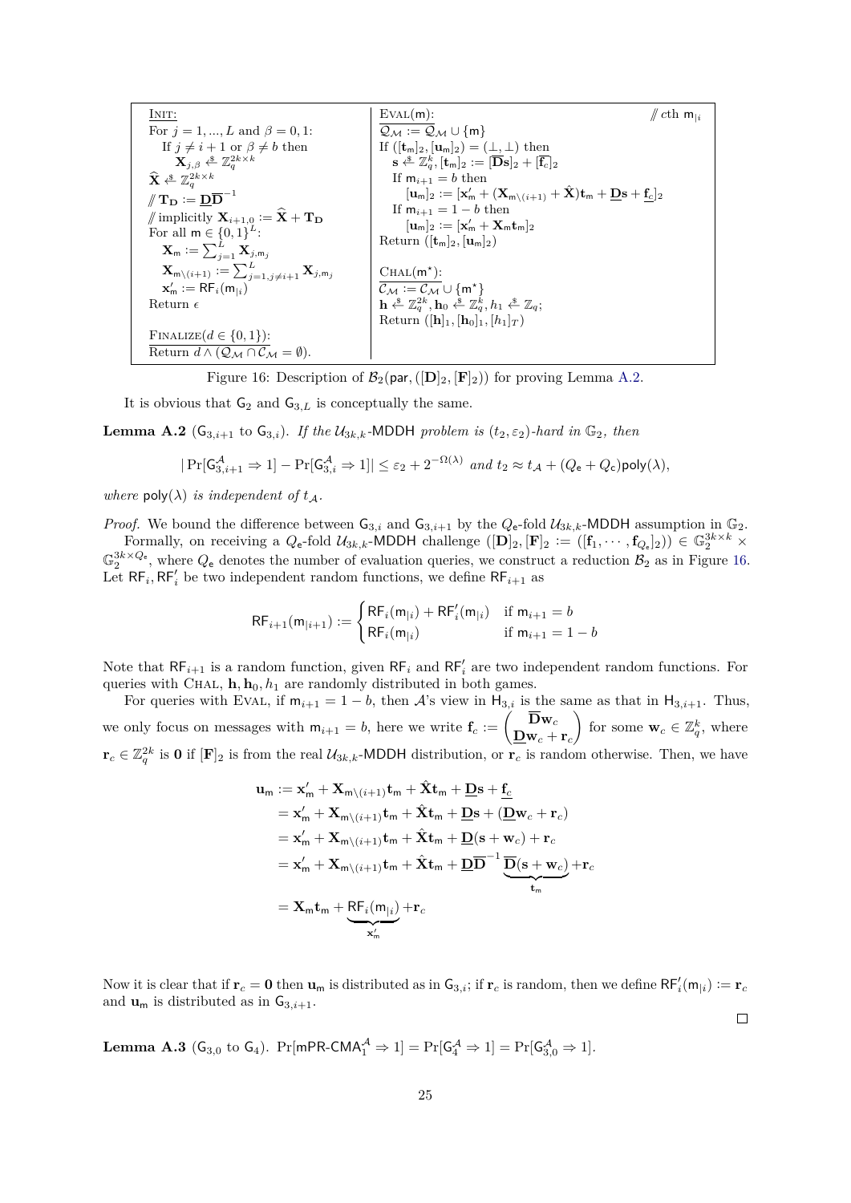| | |
|---|---|
| <u>INIT:</u><br>For $j = 1, ..., L$ and $\beta = 0, 1$:<br>  If $j \neq i+1$ or $\beta \neq b$ then<br>    $\mathbf{X}_{j,\beta} \xleftarrow{\$} \mathbb{Z}_q^{2k \times k}$<br>$\widehat{\mathbf{X}} \xleftarrow{\$} \mathbb{Z}_q^{2k \times k}$<br>// $\mathbf{T_D} := \underline{\mathbf{D}}\overline{\mathbf{D}}^{-1}$<br>// implicitly $\mathbf{X}_{i+1,0} := \widehat{\mathbf{X}} + \mathbf{T_D}$<br>For all $\mathsf{m} \in \{0,1\}^L$:<br>  $\mathbf{X}_\mathsf{m} := \sum_{j=1}^{L} \mathbf{X}_{j,\mathsf{m}_j}$<br>  $\mathbf{X}_{\mathsf{m}\setminus(i+1)} := \sum_{j=1, j\neq i+1}^{L} \mathbf{X}_{j,\mathsf{m}_j}$<br>  $\mathbf{x}'_\mathsf{m} := \mathsf{RF}_i(\mathsf{m}_{\vert i})$<br>Return $\epsilon$<br><br><u>FINALIZE($d \in \{0,1\}$):</u><br>Return $d \wedge (\mathcal{Q_M} \cap \mathcal{C_M} = \emptyset)$. | <u>EVAL($\mathsf{m}$):</u> // $c$th $\mathsf{m}_{\vert i}$<br>$\mathcal{Q_M} := \mathcal{Q_M} \cup \{\mathsf{m}\}$<br>If $([\mathbf{t}_\mathsf{m}]_2, [\mathbf{u}_\mathsf{m}]_2) = (\perp, \perp)$ then<br>  $\mathbf{s} \xleftarrow{\$} \mathbb{Z}_q^k, [\mathbf{t}_\mathsf{m}]_2 := [\overline{\mathbf{D}}\mathbf{s}]_2 + [\overline{\mathbf{f}_c}]_2$<br>  If $\mathsf{m}_{i+1} = b$ then<br>    $[\mathbf{u}_\mathsf{m}]_2 := [\mathbf{x}'_\mathsf{m} + (\mathbf{X}_{\mathsf{m}\setminus(i+1)} + \hat{\mathbf{X}})\mathbf{t}_\mathsf{m} + \underline{\mathbf{D}}\mathbf{s} + \underline{\mathbf{f}_c}]_2$<br>  If $\mathsf{m}_{i+1} = 1-b$ then<br>    $[\mathbf{u}_\mathsf{m}]_2 := [\mathbf{x}'_\mathsf{m} + \mathbf{X}_\mathsf{m}\mathbf{t}_\mathsf{m}]_2$<br>Return $([\mathbf{t}_\mathsf{m}]_2, [\mathbf{u}_\mathsf{m}]_2)$<br><br><u>CHAL($\mathsf{m}^\star$):</u><br>$\mathcal{C_M} := \mathcal{C_M} \cup \{\mathsf{m}^\star\}$<br>$\mathbf{h} \xleftarrow{\$} \mathbb{Z}_q^{2k}, \mathbf{h}_0 \xleftarrow{\$} \mathbb{Z}_q^k, h_1 \xleftarrow{\$} \mathbb{Z}_q$;<br>Return $([\mathbf{h}]_1, [\mathbf{h}_0]_1, [h_1]_T)$ |

Figure 16: Description of $\mathcal{B}_2(\mathsf{par}, ([\mathbf{D}]_2, [\mathbf{F}]_2))$ for proving Lemma A.2.

It is obvious that $\mathsf{G}_2$ and $\mathsf{G}_{3,L}$ is conceptually the same.

**Lemma A.2** ($\mathsf{G}_{3,i+1}$ to $\mathsf{G}_{3,i}$). *If the $\mathcal{U}_{3k,k}$-MDDH problem is $(t_2, \varepsilon_2)$-hard in $\mathbb{G}_2$, then*

$$|\Pr[\mathsf{G}_{3,i+1}^{\mathcal{A}} \Rightarrow 1] - \Pr[\mathsf{G}_{3,i}^{\mathcal{A}} \Rightarrow 1]| \leq \varepsilon_2 + 2^{-\Omega(\lambda)} \text{ and } t_2 \approx t_{\mathcal{A}} + (Q_\mathsf{e} + Q_\mathsf{c})\mathsf{poly}(\lambda),$$

*where $\mathsf{poly}(\lambda)$ is independent of $t_{\mathcal{A}}$.*

*Proof.* We bound the difference between $\mathsf{G}_{3,i}$ and $\mathsf{G}_{3,i+1}$ by the $Q_\mathsf{e}$-fold $\mathcal{U}_{3k,k}$-MDDH assumption in $\mathbb{G}_2$.

Formally, on receiving a $Q_\mathsf{e}$-fold $\mathcal{U}_{3k,k}$-MDDH challenge $([\mathbf{D}]_2, [\mathbf{F}]_2 := ([\mathbf{f}_1, \cdots, \mathbf{f}_{Q_\mathsf{e}}]_2)) \in \mathbb{G}_2^{3k\times k} \times \mathbb{G}_2^{3k\times Q_\mathsf{e}}$, where $Q_\mathsf{e}$ denotes the number of evaluation queries, we construct a reduction $\mathcal{B}_2$ as in Figure 16. Let $\mathsf{RF}_i, \mathsf{RF}'_i$ be two independent random functions, we define $\mathsf{RF}_{i+1}$ as

$$\mathsf{RF}_{i+1}(\mathsf{m}_{\vert i+1}) := \begin{cases} \mathsf{RF}_i(\mathsf{m}_{\vert i}) + \mathsf{RF}'_i(\mathsf{m}_{\vert i}) & \text{if } \mathsf{m}_{i+1} = b \\ \mathsf{RF}_i(\mathsf{m}_{\vert i}) & \text{if } \mathsf{m}_{i+1} = 1-b \end{cases}$$

Note that $\mathsf{RF}_{i+1}$ is a random function, given $\mathsf{RF}_i$ and $\mathsf{RF}'_i$ are two independent random functions. For queries with CHAL, $\mathbf{h}, \mathbf{h}_0, h_1$ are randomly distributed in both games.

For queries with EVAL, if $\mathsf{m}_{i+1} = 1-b$, then $\mathcal{A}$'s view in $\mathsf{H}_{3,i}$ is the same as that in $\mathsf{H}_{3,i+1}$. Thus, we only focus on messages with $\mathsf{m}_{i+1} = b$, here we write $\mathbf{f}_c := \begin{pmatrix} \overline{\mathbf{D}}\mathbf{w}_c \\ \underline{\mathbf{D}}\mathbf{w}_c + \mathbf{r}_c \end{pmatrix}$ for some $\mathbf{w}_c \in \mathbb{Z}_q^k$, where $\mathbf{r}_c \in \mathbb{Z}_q^{2k}$ is $\mathbf{0}$ if $[\mathbf{F}]_2$ is from the real $\mathcal{U}_{3k,k}$-MDDH distribution, or $\mathbf{r}_c$ is random otherwise. Then, we have

$$\begin{aligned}
\mathbf{u}_\mathsf{m} &:= \mathbf{x}'_\mathsf{m} + \mathbf{X}_{\mathsf{m}\setminus(i+1)}\mathbf{t}_\mathsf{m} + \hat{\mathbf{X}}\mathbf{t}_\mathsf{m} + \underline{\mathbf{D}}\mathbf{s} + \underline{\mathbf{f}_c} \\
&= \mathbf{x}'_\mathsf{m} + \mathbf{X}_{\mathsf{m}\setminus(i+1)}\mathbf{t}_\mathsf{m} + \hat{\mathbf{X}}\mathbf{t}_\mathsf{m} + \underline{\mathbf{D}}\mathbf{s} + (\underline{\mathbf{D}}\mathbf{w}_c + \mathbf{r}_c) \\
&= \mathbf{x}'_\mathsf{m} + \mathbf{X}_{\mathsf{m}\setminus(i+1)}\mathbf{t}_\mathsf{m} + \hat{\mathbf{X}}\mathbf{t}_\mathsf{m} + \underline{\mathbf{D}}(\mathbf{s} + \mathbf{w}_c) + \mathbf{r}_c \\
&= \mathbf{x}'_\mathsf{m} + \mathbf{X}_{\mathsf{m}\setminus(i+1)}\mathbf{t}_\mathsf{m} + \hat{\mathbf{X}}\mathbf{t}_\mathsf{m} + \underline{\mathbf{D}}\overline{\mathbf{D}}^{-1}\underbrace{\overline{\mathbf{D}}(\mathbf{s} + \mathbf{w}_c)}_{\mathbf{t}_\mathsf{m}} + \mathbf{r}_c \\
&= \mathbf{X}_\mathsf{m}\mathbf{t}_\mathsf{m} + \underbrace{\mathsf{RF}_i(\mathsf{m}_{\vert i})}_{\mathbf{x}'_\mathsf{m}} + \mathbf{r}_c
\end{aligned}$$

Now it is clear that if $\mathbf{r}_c = \mathbf{0}$ then $\mathbf{u}_\mathsf{m}$ is distributed as in $\mathsf{G}_{3,i}$; if $\mathbf{r}_c$ is random, then we define $\mathsf{RF}'_i(\mathsf{m}_{\vert i}) := \mathbf{r}_c$ and $\mathbf{u}_\mathsf{m}$ is distributed as in $\mathsf{G}_{3,i+1}$. □

**Lemma A.3** ($\mathsf{G}_{3,0}$ to $\mathsf{G}_4$). $\Pr[\mathsf{mPR\text{-}CMA}_1^{\mathcal{A}} \Rightarrow 1] = \Pr[\mathsf{G}_4^{\mathcal{A}} \Rightarrow 1] = \Pr[\mathsf{G}_{3,0}^{\mathcal{A}} \Rightarrow 1]$.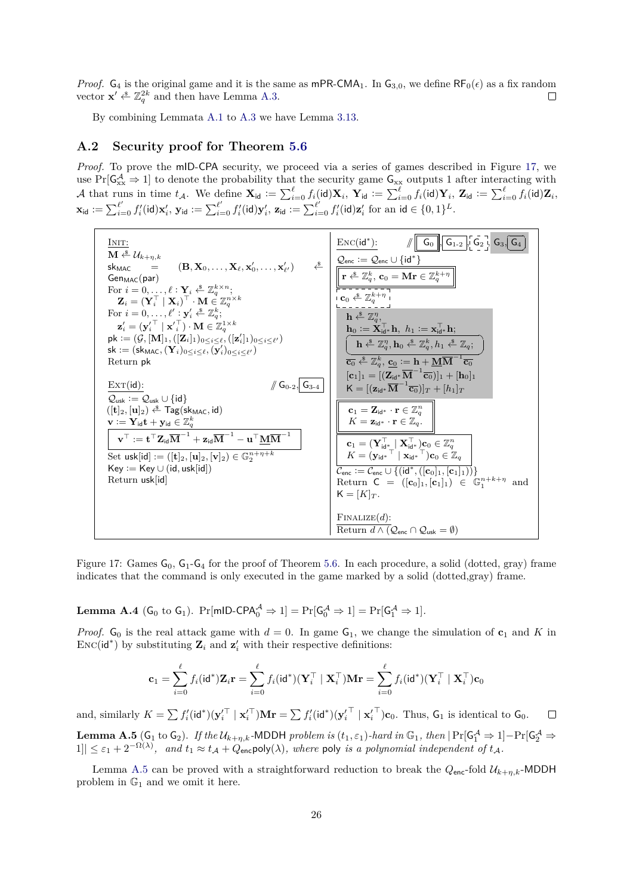*Proof.* $\mathsf{G}_4$ is the original game and it is the same as $\mathsf{mPR\text{-}CMA}_1$. In $\mathsf{G}_{3,0}$, we define $\mathsf{RF}_0(\epsilon)$ as a fix random vector $\mathbf{x}' \xleftarrow{\$} \mathbb{Z}_q^{2k}$ and then have Lemma A.3. ◻

By combining Lemmata A.1 to A.3 we have Lemma 3.13.

## A.2 Security proof for Theorem 5.6

*Proof.* To prove the mID-CPA security, we proceed via a series of games described in Figure 17, we use $\Pr[\mathsf{G}_{\mathsf{xx}}^{\mathcal{A}} \Rightarrow 1]$ to denote the probability that the security game $\mathsf{G}_{\mathsf{xx}}$ outputs 1 after interacting with $\mathcal{A}$ that runs in time $t_{\mathcal{A}}$. We define $\mathbf{X}_{\mathsf{id}} := \sum_{i=0}^{\ell} f_i(\mathsf{id})\mathbf{X}_i$, $\mathbf{Y}_{\mathsf{id}} := \sum_{i=0}^{\ell} f_i(\mathsf{id})\mathbf{Y}_i$, $\mathbf{Z}_{\mathsf{id}} := \sum_{i=0}^{\ell} f_i(\mathsf{id})\mathbf{Z}_i$, $\mathbf{x}_{\mathsf{id}} := \sum_{i=0}^{\ell'} f'_i(\mathsf{id})\mathbf{x}'_i$, $\mathbf{y}_{\mathsf{id}} := \sum_{i=0}^{\ell'} f'_i(\mathsf{id})\mathbf{y}'_i$, $\mathbf{z}_{\mathsf{id}} := \sum_{i=0}^{\ell'} f'_i(\mathsf{id})\mathbf{z}'_i$ for an $\mathsf{id} \in \{0,1\}^L$.

```
INIT:
M <-$ U_{k+η,k}
sk_MAC = (B, X_0, ..., X_ℓ, x'_0, ..., x'_ℓ') <-$ Gen_MAC(par)
For i = 0, ..., ℓ : Y_i <-$ Z_q^{k×n};
    Z_i = (Y_i^T | X_i)^T · M ∈ Z_q^{n×k}
For i = 0, ..., ℓ' : y'_i <-$ Z_q^k;
    z'_i = (y'_i^T | x'_i^T) · M ∈ Z_q^{1×k}
pk := (G, [M]_1, ([Z_i]_1)_{0≤i≤ℓ}, ([z'_i]_1)_{0≤i≤ℓ'})
sk := (sk_MAC, (Y_i)_{0≤i≤ℓ}, (y'_i)_{0≤i≤ℓ'})
Return pk

EXT(id):                                  // G_0-2, [G_3-4]
Q_usk := Q_usk ∪ {id}
([t]_2, [u]_2) <-$ Tag(sk_MAC, id)
v := Y_id t + y_id ∈ Z_q^k
[ v^T := t^T Z_id M̄^{-1} + z_id M̄^{-1} − u^T M̲ M̄^{-1} ]      (G_3-4 only)
Set usk[id] := ([t]_2, [u]_2, [v]_2) ∈ G_2^{n+η+k}
Key := Key ∪ (id, usk[id])
Return usk[id]

ENC(id*):                 // [G_0], [G_1-2], (G_2), (G_3), [G_4]
Q_enc := Q_enc ∪ {id*}
[ r <-$ Z_q^k, c_0 = M r ∈ Z_q^{k+η} ]                  (G_0, G_1-2)
( c_0 <-$ Z_q^{k+η} )                                   (G_2, dotted)
  h <-$ Z_q^η,                                          (G_3-4, gray)
  h_0 := X_id*^T h,  h_1 := x_id*^T h;
  ( h <-$ Z_q^η, h_0 <-$ Z_q^k, h_1 <-$ Z_q; )          (G_4)
  c̄_0 <-$ Z_q^k, c̲_0 := h + M̲ M̄^{-1} c̄_0
  [c_1]_1 = [(Z_id* M̄^{-1} c̄_0)]_1 + [h_0]_1
  K = [(z_id* M̄^{-1} c̄_0)]_T + [h_1]_T
[ c_1 = Z_id* · r ∈ Z_q^n
  K = z_id* · r ∈ Z_q. ]                                (G_0)
[ c_1 = (Y_id*^T | X_id*^T) c_0 ∈ Z_q^n
  K = (y_id*^T | x_id*^T) c_0 ∈ Z_q ]                   (G_1-2)
C_enc := C_enc ∪ {(id*, ([c_0]_1, [c_1]_1))}
Return C = ([c_0]_1, [c_1]_1) ∈ G_1^{n+k+η} and K = [K]_T.

FINALIZE(d):
Return d ∧ (Q_enc ∩ Q_usk = ∅)
```

Figure 17: Games $\mathsf{G}_0$, $\mathsf{G}_1$-$\mathsf{G}_4$ for the proof of Theorem 5.6. In each procedure, a solid (dotted, gray) frame indicates that the command is only executed in the game marked by a solid (dotted,gray) frame.

**Lemma A.4** ($\mathsf{G}_0$ to $\mathsf{G}_1$). $\Pr[\mathsf{mID\text{-}CPA}_0^{\mathcal{A}} \Rightarrow 1] = \Pr[\mathsf{G}_0^{\mathcal{A}} \Rightarrow 1] = \Pr[\mathsf{G}_1^{\mathcal{A}} \Rightarrow 1]$.

*Proof.* $\mathsf{G}_0$ is the real attack game with $d = 0$. In game $\mathsf{G}_1$, we change the simulation of $\mathbf{c}_1$ and $K$ in $\textsc{Enc}(\mathsf{id}^*)$ by substituting $\mathbf{Z}_i$ and $\mathbf{z}'_i$ with their respective definitions:

$$\mathbf{c}_1 = \sum_{i=0}^{\ell} f_i(\mathsf{id}^*)\mathbf{Z}_i\mathbf{r} = \sum_{i=0}^{\ell} f_i(\mathsf{id}^*)(\mathbf{Y}_i^\top \mid \mathbf{X}_i^\top)\mathbf{M}\mathbf{r} = \sum_{i=0}^{\ell} f_i(\mathsf{id}^*)(\mathbf{Y}_i^\top \mid \mathbf{X}_i^\top)\mathbf{c}_0$$

and, similarly $K = \sum f'_i(\mathsf{id}^*)(\mathbf{y}'^\top_i \mid \mathbf{x}'^\top_i)\mathbf{M}\mathbf{r} = \sum f'_i(\mathsf{id}^*)(\mathbf{y}'^\top_i \mid \mathbf{x}'^\top_i)\mathbf{c}_0$. Thus, $\mathsf{G}_1$ is identical to $\mathsf{G}_0$. ◻

**Lemma A.5** ($\mathsf{G}_1$ to $\mathsf{G}_2$). *If the* $\mathcal{U}_{k+\eta,k}$-$\mathsf{MDDH}$ *problem is* $(t_1, \varepsilon_1)$*-hard in* $\mathbb{G}_1$*, then* $|\Pr[\mathsf{G}_1^{\mathcal{A}} \Rightarrow 1] - \Pr[\mathsf{G}_2^{\mathcal{A}} \Rightarrow 1]| \leq \varepsilon_1 + 2^{-\Omega(\lambda)}$*, and* $t_1 \approx t_{\mathcal{A}} + Q_{\mathsf{enc}}\mathsf{poly}(\lambda)$*, where* $\mathsf{poly}$ *is a polynomial independent of* $t_{\mathcal{A}}$*.*

Lemma A.5 can be proved with a straightforward reduction to break the $Q_{\mathsf{enc}}$-fold $\mathcal{U}_{k+\eta,k}$-$\mathsf{MDDH}$ problem in $\mathbb{G}_1$ and we omit it here.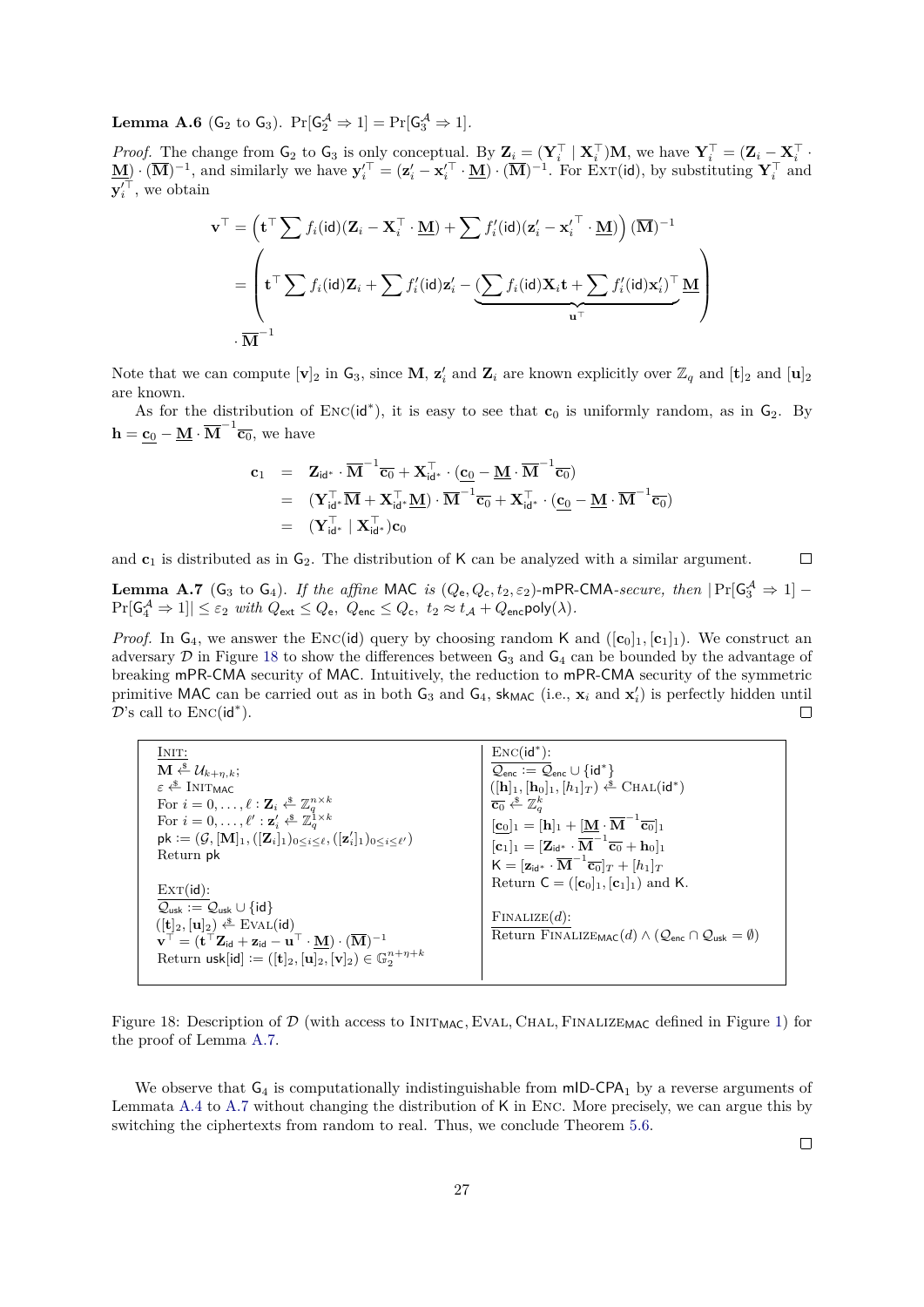**Lemma A.6** ($\mathsf{G}_2$ to $\mathsf{G}_3$). $\Pr[\mathsf{G}_2^{\mathcal{A}} \Rightarrow 1] = \Pr[\mathsf{G}_3^{\mathcal{A}} \Rightarrow 1]$.

*Proof.* The change from $\mathsf{G}_2$ to $\mathsf{G}_3$ is only conceptual. By $\mathbf{Z}_i = (\mathbf{Y}_i^\top \mid \mathbf{X}_i^\top)\mathbf{M}$, we have $\mathbf{Y}_i^\top = (\mathbf{Z}_i - \mathbf{X}_i^\top \cdot \underline{\mathbf{M}}) \cdot (\overline{\mathbf{M}})^{-1}$, and similarly we have $\mathbf{y}_i'^\top = (\mathbf{z}_i' - \mathbf{x}_i'^\top \cdot \underline{\mathbf{M}}) \cdot (\overline{\mathbf{M}})^{-1}$. For $\textsc{Ext}(\mathsf{id})$, by substituting $\mathbf{Y}_i^\top$ and $\mathbf{y}_i'^\top$, we obtain

$$
\begin{aligned}
\mathbf{v}^\top &= \left(\mathbf{t}^\top \sum f_i(\mathsf{id})(\mathbf{Z}_i - \mathbf{X}_i^\top \cdot \underline{\mathbf{M}}) + \sum f_i'(\mathsf{id})(\mathbf{z}_i' - {\mathbf{x}_i'}^\top \cdot \underline{\mathbf{M}})\right)(\overline{\mathbf{M}})^{-1} \\
&= \left(\mathbf{t}^\top \sum f_i(\mathsf{id})\mathbf{Z}_i + \sum f_i'(\mathsf{id})\mathbf{z}_i' - \underbrace{(\sum f_i(\mathsf{id})\mathbf{X}_i\mathbf{t} + \sum f_i'(\mathsf{id})\mathbf{x}_i')^\top}_{\mathbf{u}^\top} \underline{\mathbf{M}}\right) \\
&\quad \cdot \overline{\mathbf{M}}^{-1}
\end{aligned}
$$

Note that we can compute $[\mathbf{v}]_2$ in $\mathsf{G}_3$, since $\mathbf{M}$, $\mathbf{z}_i'$ and $\mathbf{Z}_i$ are known explicitly over $\mathbb{Z}_q$ and $[\mathbf{t}]_2$ and $[\mathbf{u}]_2$ are known.

As for the distribution of $\textsc{Enc}(\mathsf{id}^*)$, it is easy to see that $\mathbf{c}_0$ is uniformly random, as in $\mathsf{G}_2$. By $\mathbf{h} = \underline{\mathbf{c}_0} - \underline{\mathbf{M}} \cdot \overline{\mathbf{M}}^{-1}\overline{\mathbf{c}_0}$, we have

$$
\begin{aligned}
\mathbf{c}_1 &= \mathbf{Z}_{\mathsf{id}^*} \cdot \overline{\mathbf{M}}^{-1}\overline{\mathbf{c}_0} + \mathbf{X}_{\mathsf{id}^*}^\top \cdot (\underline{\mathbf{c}_0} - \underline{\mathbf{M}} \cdot \overline{\mathbf{M}}^{-1}\overline{\mathbf{c}_0}) \\
&= (\mathbf{Y}_{\mathsf{id}^*}^\top \overline{\mathbf{M}} + \mathbf{X}_{\mathsf{id}^*}^\top \underline{\mathbf{M}}) \cdot \overline{\mathbf{M}}^{-1}\overline{\mathbf{c}_0} + \mathbf{X}_{\mathsf{id}^*}^\top \cdot (\underline{\mathbf{c}_0} - \underline{\mathbf{M}} \cdot \overline{\mathbf{M}}^{-1}\overline{\mathbf{c}_0}) \\
&= (\mathbf{Y}_{\mathsf{id}^*}^\top \mid \mathbf{X}_{\mathsf{id}^*}^\top)\mathbf{c}_0
\end{aligned}
$$

and $\mathbf{c}_1$ is distributed as in $\mathsf{G}_2$. The distribution of $\mathsf{K}$ can be analyzed with a similar argument. □

**Lemma A.7** ($\mathsf{G}_3$ to $\mathsf{G}_4$). *If the affine* $\mathsf{MAC}$ *is* $(Q_\mathsf{e}, Q_\mathsf{c}, t_2, \varepsilon_2)$-$\mathsf{mPR\text{-}CMA}$*-secure, then* $|\Pr[\mathsf{G}_3^{\mathcal{A}} \Rightarrow 1] - \Pr[\mathsf{G}_4^{\mathcal{A}} \Rightarrow 1]| \le \varepsilon_2$ *with* $Q_\mathsf{ext} \le Q_\mathsf{e}$, $Q_\mathsf{enc} \le Q_\mathsf{c}$, $t_2 \approx t_{\mathcal{A}} + Q_\mathsf{enc}\mathsf{poly}(\lambda)$.

*Proof.* In $\mathsf{G}_4$, we answer the $\textsc{Enc}(\mathsf{id})$ query by choosing random $\mathsf{K}$ and $([\mathbf{c}_0]_1, [\mathbf{c}_1]_1)$. We construct an adversary $\mathcal{D}$ in Figure 18 to show the differences between $\mathsf{G}_3$ and $\mathsf{G}_4$ can be bounded by the advantage of breaking $\mathsf{mPR\text{-}CMA}$ security of $\mathsf{MAC}$. Intuitively, the reduction to $\mathsf{mPR\text{-}CMA}$ security of the symmetric primitive $\mathsf{MAC}$ can be carried out as in both $\mathsf{G}_3$ and $\mathsf{G}_4$, $\mathsf{sk_{MAC}}$ (i.e., $\mathbf{x}_i$ and $\mathbf{x}_i'$) is perfectly hidden until $\mathcal{D}$'s call to $\textsc{Enc}(\mathsf{id}^*)$. □

| $\underline{\textsc{Init}:}$<br>$\mathbf{M} \xleftarrow{\$} \mathcal{U}_{k+\eta,k}$;<br>$\varepsilon \xleftarrow{\$} \textsc{Init}_\mathsf{MAC}$<br>For $i = 0, \ldots, \ell : \mathbf{Z}_i \xleftarrow{\$} \mathbb{Z}_q^{n \times k}$<br>For $i = 0, \ldots, \ell' : \mathbf{z}_i' \xleftarrow{\$} \mathbb{Z}_q^{1 \times k}$<br>$\mathsf{pk} := (\mathcal{G}, [\mathbf{M}]_1, ([\mathbf{Z}_i]_1)_{0 \le i \le \ell}, ([\mathbf{z}_i']_1)_{0 \le i \le \ell'})$<br>Return $\mathsf{pk}$<br><br>$\underline{\textsc{Ext}(\mathsf{id}):}$<br>$\mathcal{Q}_\mathsf{usk} := \mathcal{Q}_\mathsf{usk} \cup \{\mathsf{id}\}$<br>$([\mathbf{t}]_2, [\mathbf{u}]_2) \xleftarrow{\$} \textsc{Eval}(\mathsf{id})$<br>$\mathbf{v}^\top = (\mathbf{t}^\top \mathbf{Z}_\mathsf{id} + \mathbf{z}_\mathsf{id} - \mathbf{u}^\top \cdot \underline{\mathbf{M}}) \cdot (\overline{\mathbf{M}})^{-1}$<br>Return $\mathsf{usk}[\mathsf{id}] := ([\mathbf{t}]_2, [\mathbf{u}]_2, [\mathbf{v}]_2) \in \mathbb{G}_2^{n+\eta+k}$ | $\underline{\textsc{Enc}(\mathsf{id}^*):}$<br>$\mathcal{Q}_\mathsf{enc} := \mathcal{Q}_\mathsf{enc} \cup \{\mathsf{id}^*\}$<br>$([\mathbf{h}]_1, [\mathbf{h}_0]_1, [h_1]_T) \xleftarrow{\$} \textsc{Chal}(\mathsf{id}^*)$<br>$\overline{\mathbf{c}_0} \xleftarrow{\$} \mathbb{Z}_q^k$<br>$[\underline{\mathbf{c}_0}]_1 = [\mathbf{h}]_1 + [\underline{\mathbf{M}} \cdot \overline{\mathbf{M}}^{-1}\overline{\mathbf{c}_0}]_1$<br>$[\mathbf{c}_1]_1 = [\mathbf{Z}_{\mathsf{id}^*} \cdot \overline{\mathbf{M}}^{-1}\overline{\mathbf{c}_0} + \mathbf{h}_0]_1$<br>$\mathsf{K} = [\mathbf{z}_{\mathsf{id}^*} \cdot \overline{\mathbf{M}}^{-1}\overline{\mathbf{c}_0}]_T + [h_1]_T$<br>Return $\mathsf{C} = ([\mathbf{c}_0]_1, [\mathbf{c}_1]_1)$ and $\mathsf{K}$.<br><br>$\underline{\textsc{Finalize}(d):}$<br>Return $\textsc{Finalize}_\mathsf{MAC}(d) \wedge (\mathcal{Q}_\mathsf{enc} \cap \mathcal{Q}_\mathsf{usk} = \emptyset)$ |
|---|---|

Figure 18: Description of $\mathcal{D}$ (with access to $\textsc{Init}_\mathsf{MAC}, \textsc{Eval}, \textsc{Chal}, \textsc{Finalize}_\mathsf{MAC}$ defined in Figure 1) for the proof of Lemma A.7.

We observe that $\mathsf{G}_4$ is computationally indistinguishable from $\mathsf{mID\text{-}CPA}_1$ by a reverse arguments of Lemmata A.4 to A.7 without changing the distribution of $\mathsf{K}$ in $\textsc{Enc}$. More precisely, we can argue this by switching the ciphertexts from random to real. Thus, we conclude Theorem 5.6.

□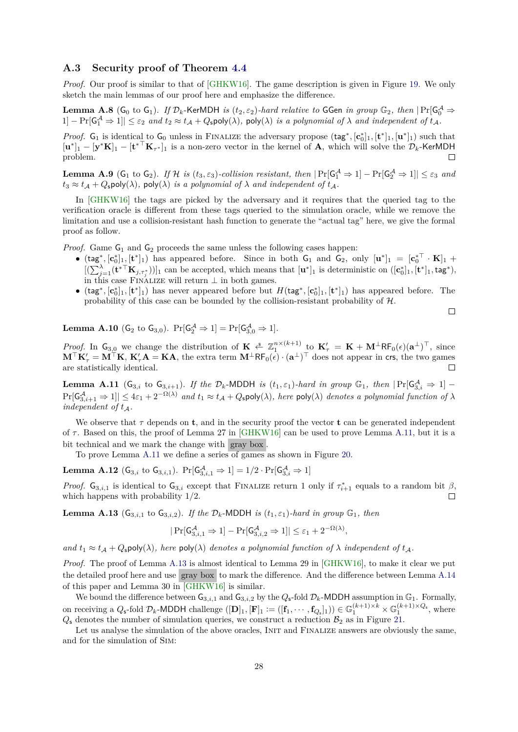### A.3 Security proof of Theorem 4.4

*Proof.* Our proof is similar to that of [GHKW16]. The game description is given in Figure 19. We only sketch the main lemmas of our proof here and emphasize the difference.

**Lemma A.8** ($\mathsf{G}_0$ to $\mathsf{G}_1$). *If $\mathcal{D}_k$-$\mathsf{KerMDH}$ is $(t_2, \varepsilon_2)$-hard relative to $\mathsf{GGen}$ in group $\mathbb{G}_2$, then $|\Pr[\mathsf{G}_0^{\mathcal{A}} \Rightarrow 1] - \Pr[\mathsf{G}_1^{\mathcal{A}} \Rightarrow 1]| \leq \varepsilon_2$ and $t_2 \approx t_{\mathcal{A}} + Q_{\mathsf{s}}\mathsf{poly}(\lambda)$, $\mathsf{poly}(\lambda)$ is a polynomial of $\lambda$ and independent of $t_{\mathcal{A}}$.*

*Proof.* $\mathsf{G}_1$ is identical to $\mathsf{G}_0$ unless in FINALIZE the adversary propose $(\mathsf{tag}^*, [\mathbf{c}_0^*]_1, [\mathbf{t}^*]_1, [\mathbf{u}^*]_1)$ such that $[\mathbf{u}^*]_1 - [\mathbf{y}^*\mathbf{K}]_1 - [{\mathbf{t}^*}^\top \mathbf{K}_{\tau^*}]_1$ is a non-zero vector in the kernel of $\mathbf{A}$, which will solve the $\mathcal{D}_k$-KerMDH problem. ◻

**Lemma A.9** ($\mathsf{G}_1$ to $\mathsf{G}_2$). *If $\mathcal{H}$ is $(t_3, \varepsilon_3)$-collision resistant, then $|\Pr[\mathsf{G}_1^{\mathcal{A}} \Rightarrow 1] - \Pr[\mathsf{G}_2^{\mathcal{A}} \Rightarrow 1]| \leq \varepsilon_3$ and $t_3 \approx t_{\mathcal{A}} + Q_{\mathsf{s}}\mathsf{poly}(\lambda)$, $\mathsf{poly}(\lambda)$ is a polynomial of $\lambda$ and independent of $t_{\mathcal{A}}$.*

In [GHKW16] the tags are picked by the adversary and it requires that the queried tag to the verification oracle is different from these tags queried to the simulation oracle, while we remove the limitation and use a collision-resistant hash function to generate the "actual tag" here, we give the formal proof as follow.

*Proof.* Game $\mathsf{G}_1$ and $\mathsf{G}_2$ proceeds the same unless the following cases happen:

- $(\mathsf{tag}^*, [\mathbf{c}_0^*]_1, [\mathbf{t}^*]_1)$ has appeared before. Since in both $\mathsf{G}_1$ and $\mathsf{G}_2$, only $[\mathbf{u}^*]_1 = [{\mathbf{c}_0^*}^\top \cdot \mathbf{K}]_1 + [(\sum_{j=1}^{\lambda}({\mathbf{t}^*}^\top \mathbf{K}_{j,\tau_j^*}))]_1$ can be accepted, which means that $[\mathbf{u}^*]_1$ is deterministic on $([\mathbf{c}_0^*]_1, [\mathbf{t}^*]_1, \mathsf{tag}^*)$, in this case FINALIZE will return $\perp$ in both games.
- $(\mathsf{tag}^*, [\mathbf{c}_0^*]_1, [\mathbf{t}^*]_1)$ has never appeared before but $H(\mathsf{tag}^*, [\mathbf{c}_0^*]_1, [\mathbf{t}^*]_1)$ has appeared before. The probability of this case can be bounded by the collision-resistant probability of $\mathcal{H}$.

◻

**Lemma A.10** ($\mathsf{G}_2$ to $\mathsf{G}_{3,0}$). $\Pr[\mathsf{G}_2^{\mathcal{A}} \Rightarrow 1] = \Pr[\mathsf{G}_{3,0}^{\mathcal{A}} \Rightarrow 1]$.

*Proof.* In $\mathsf{G}_{3,0}$ we change the distribution of $\mathbf{K} \xleftarrow{\$} \mathbb{Z}_1^{n\times(k+1)}$ to $\mathbf{K}'_\tau = \mathbf{K} + \mathbf{M}^\perp \mathsf{RF}_0(\epsilon)(\mathbf{a}^\perp)^\top$, since $\mathbf{M}^\top \mathbf{K}'_\tau = \mathbf{M}^\top \mathbf{K}$, $\mathbf{K}'_\tau \mathbf{A} = \mathbf{K}\mathbf{A}$, the extra term $\mathbf{M}^\perp \mathsf{RF}_0(\epsilon) \cdot (\mathbf{a}^\perp)^\top$ does not appear in $\mathsf{crs}$, the two games are statistically identical. ◻

**Lemma A.11** ($\mathsf{G}_{3,i}$ to $\mathsf{G}_{3,i+1}$). *If the $\mathcal{D}_k$-$\mathsf{MDDH}$ is $(t_1, \varepsilon_1)$-hard in group $\mathbb{G}_1$, then $|\Pr[\mathsf{G}_{3,i}^{\mathcal{A}} \Rightarrow 1] - \Pr[\mathsf{G}_{3,i+1}^{\mathcal{A}} \Rightarrow 1]| \leq 4\varepsilon_1 + 2^{-\Omega(\lambda)}$ and $t_1 \approx t_{\mathcal{A}} + Q_{\mathsf{s}}\mathsf{poly}(\lambda)$, here $\mathsf{poly}(\lambda)$ denotes a polynomial function of $\lambda$ independent of $t_{\mathcal{A}}$.*

We observe that $\tau$ depends on $\mathbf{t}$, and in the security proof the vector $\mathbf{t}$ can be generated independent of $\tau$. Based on this, the proof of Lemma 27 in [GHKW16] can be used to prove Lemma A.11, but it is a bit technical and we mark the change with gray box.

To prove Lemma A.11 we define a series of games as shown in Figure 20.

**Lemma A.12** ($\mathsf{G}_{3,i}$ to $\mathsf{G}_{3,i,1}$). $\Pr[\mathsf{G}_{3,i,1}^{\mathcal{A}} \Rightarrow 1] = 1/2 \cdot \Pr[\mathsf{G}_{3,i}^{\mathcal{A}} \Rightarrow 1]$

*Proof.* $\mathsf{G}_{3,i,1}$ is identical to $\mathsf{G}_{3,i}$ except that FINALIZE return 1 only if $\tau_{i+1}^*$ equals to a random bit $\beta$, which happens with probability 1/2. ◻

**Lemma A.13** ($\mathsf{G}_{3,i,1}$ to $\mathsf{G}_{3,i,2}$). *If the $\mathcal{D}_k$-$\mathsf{MDDH}$ is $(t_1, \varepsilon_1)$-hard in group $\mathbb{G}_1$, then*

$$|\Pr[\mathsf{G}_{3,i,1}^{\mathcal{A}} \Rightarrow 1] - \Pr[\mathsf{G}_{3,i,2}^{\mathcal{A}} \Rightarrow 1]| \leq \varepsilon_1 + 2^{-\Omega(\lambda)},$$

*and $t_1 \approx t_{\mathcal{A}} + Q_{\mathsf{s}}\mathsf{poly}(\lambda)$, here $\mathsf{poly}(\lambda)$ denotes a polynomial function of $\lambda$ independent of $t_{\mathcal{A}}$.*

*Proof.* The proof of Lemma A.13 is almost identical to Lemma 29 in [GHKW16], to make it clear we put the detailed proof here and use gray box to mark the difference. And the difference between Lemma A.14 of this paper and Lemma 30 in [GHKW16] is similar.

We bound the difference between $\mathsf{G}_{3,i,1}$ and $\mathsf{G}_{3,i,2}$ by the $Q_{\mathsf{s}}$-fold $\mathcal{D}_k$-$\mathsf{MDDH}$ assumption in $\mathbb{G}_1$. Formally, on receiving a $Q_{\mathsf{s}}$-fold $\mathcal{D}_k$-$\mathsf{MDDH}$ challenge $([\mathbf{D}]_1, [\mathbf{F}]_1 := ([\mathbf{f}_1, \cdots, \mathbf{f}_{Q_{\mathsf{s}}}]_1)) \in \mathbb{G}_1^{(k+1)\times k} \times \mathbb{G}_1^{(k+1)\times Q_{\mathsf{s}}}$, where $Q_{\mathsf{s}}$ denotes the number of simulation queries, we construct a reduction $\mathcal{B}_2$ as in Figure 21.

Let us analyse the simulation of the above oracles, INIT and FINALIZE answers are obviously the same, and for the simulation of SIM: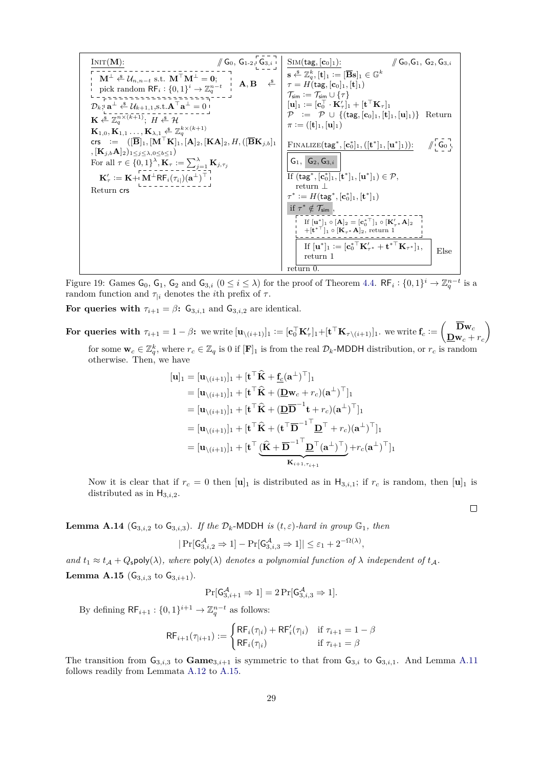INIT($\mathbf{M}$): // $\mathsf{G}_0$, $\mathsf{G}_{1\text{-}2}$, $\mathsf{G}_{3,i}$

$\mathbf{M}^\perp \xleftarrow{\$} \mathcal{U}_{n,n-t}$ s.t. $\mathbf{M}^\top \mathbf{M}^\perp = \mathbf{0}$; pick random $\mathsf{RF}_i : \{0,1\}^i \to \mathbb{Z}_q^{n-t}$

$\mathbf{A}, \mathbf{B} \xleftarrow{\$} \mathcal{D}_k$; $\mathbf{a}^\perp \xleftarrow{\$} \mathcal{U}_{k+1,1}$, s.t. $\mathbf{A}^\top \mathbf{a}^\perp = 0$

$\mathbf{K} \xleftarrow{\$} \mathbb{Z}_q^{n \times (k+1)}$; $H \xleftarrow{\$} \mathcal{H}$

$\mathbf{K}_{1,0}, \mathbf{K}_{1,1}, \ldots, \mathbf{K}_{\lambda,1} \xleftarrow{\$} \mathbb{Z}_q^{k \times (k+1)}$

$\mathsf{crs} := ([\overline{\mathbf{B}}]_1, [\mathbf{M}^\top \mathbf{K}]_1, [\mathbf{A}]_2, [\mathbf{K}\mathbf{A}]_2, H, ([\overline{\mathbf{B}}\mathbf{K}_{j,b}]_1, [\mathbf{K}_{j,b}\mathbf{A}]_2)_{1 \le j \le \lambda, 0 \le b \le 1})$

For all $\tau \in \{0,1\}^\lambda$, $\mathbf{K}_\tau := \sum_{j=1}^{\lambda} \mathbf{K}_{j,\tau_j}$

$\mathbf{K}'_\tau := \mathbf{K} + \mathbf{M}^\perp \mathsf{RF}_i(\tau_{|i})(\mathbf{a}^\perp)^\top$

Return $\mathsf{crs}$

SIM($\mathsf{tag}, [\mathbf{c}_0]_1$): // $\mathsf{G}_0$, $\mathsf{G}_1$, $\mathsf{G}_2$, $\mathsf{G}_{3,i}$

$\mathbf{s} \xleftarrow{\$} \mathbb{Z}_q^k$, $[\mathbf{t}]_1 := [\overline{\mathbf{B}}\mathbf{s}]_1 \in \mathbb{G}^k$

$\tau = H(\mathsf{tag}, [\mathbf{c}_0]_1, [\mathbf{t}]_1)$

$\mathcal{T}_{\mathsf{sim}} := \mathcal{T}_{\mathsf{sim}} \cup \{\tau\}$

$[\mathbf{u}]_1 := [\mathbf{c}_0^\top \cdot \mathbf{K}'_\tau]_1 + [\mathbf{t}^\top \mathbf{K}_\tau]_1$

$\mathcal{P} := \mathcal{P} \cup \{(\mathsf{tag}, [\mathbf{c}_0]_1, [\mathbf{t}]_1, [\mathbf{u}]_1)\}$ Return $\pi := ([\mathbf{t}]_1, [\mathbf{u}]_1)$

FINALIZE($\mathsf{tag}^*, [\mathbf{c}_0^*]_1, ([\mathbf{t}^*]_1, [\mathbf{u}^*]_1)$): // $\mathsf{G}_0$, $\mathsf{G}_1$, $\mathsf{G}_2$, $\mathsf{G}_{3,i}$

If $(\mathsf{tag}^*, [\mathbf{c}_0^*]_1, [\mathbf{t}^*]_1, [\mathbf{u}^*]_1) \in \mathcal{P}$, return $\bot$

$\tau^* := H(\mathsf{tag}^*, [\mathbf{c}_0^*]_1, [\mathbf{t}^*]_1)$

if $\tau^* \notin \mathcal{T}_{\mathsf{sim}}$,

If $[\mathbf{u}^*]_1 \circ [\mathbf{A}]_2 = [\mathbf{c}_0^{*\top}]_1 \circ [\mathbf{K}'_{\tau^*}\mathbf{A}]_2 + [\mathbf{t}^{*\top}]_1 \circ [\mathbf{K}_{\tau^*}\mathbf{A}]_2$, return 1

Else If $[\mathbf{u}^*]_1 := [\mathbf{c}_0^{*\top}\mathbf{K}'_{\tau^*} + \mathbf{t}^{*\top}\mathbf{K}_{\tau^*}]_1$, return 1

return 0.

Figure 19: Games $\mathsf{G}_0$, $\mathsf{G}_1$, $\mathsf{G}_2$ and $\mathsf{G}_{3,i}$ ($0 \le i \le \lambda$) for the proof of Theorem 4.4. $\mathsf{RF}_i : \{0,1\}^i \to \mathbb{Z}_q^{n-t}$ is a random function and $\tau_{|i}$ denotes the $i$th prefix of $\tau$.

**For queries with $\tau_{i+1} = \beta$:** $\mathsf{G}_{3,i,1}$ and $\mathsf{G}_{3,i,2}$ are identical.

**For queries with $\tau_{i+1} = 1 - \beta$:** we write $[\mathbf{u}_{\setminus(i+1)}]_1 := [\mathbf{c}_0^\top \mathbf{K}'_\tau]_1 + [\mathbf{t}^\top \mathbf{K}_{\tau\setminus(i+1)}]_1$. we write $\mathbf{f}_c := \begin{pmatrix} \overline{\mathbf{D}}\mathbf{w}_c \\ \underline{\mathbf{D}}\mathbf{w}_c + r_c \end{pmatrix}$ for some $\mathbf{w}_c \in \mathbb{Z}_q^k$, where $r_c \in \mathbb{Z}_q$ is 0 if $[\mathbf{F}]_1$ is from the real $\mathcal{D}_k$-MDDH distribution, or $r_c$ is random otherwise. Then, we have

$$
\begin{aligned}
[\mathbf{u}]_1 &= [\mathbf{u}_{\setminus(i+1)}]_1 + [\mathbf{t}^\top \widehat{\mathbf{K}} + \underline{\mathbf{f}_c}(\mathbf{a}^\perp)^\top]_1 \\
&= [\mathbf{u}_{\setminus(i+1)}]_1 + [\mathbf{t}^\top \widehat{\mathbf{K}} + (\underline{\mathbf{D}}\mathbf{w}_c + r_c)(\mathbf{a}^\perp)^\top]_1 \\
&= [\mathbf{u}_{\setminus(i+1)}]_1 + [\mathbf{t}^\top \widehat{\mathbf{K}} + (\underline{\mathbf{D}}\overline{\mathbf{D}}^{-1}\mathbf{t} + r_c)(\mathbf{a}^\perp)^\top]_1 \\
&= [\mathbf{u}_{\setminus(i+1)}]_1 + [\mathbf{t}^\top \widehat{\mathbf{K}} + (\mathbf{t}^\top \overline{\mathbf{D}}^{-1^\top} \underline{\mathbf{D}}^\top + r_c)(\mathbf{a}^\perp)^\top]_1 \\
&= [\mathbf{u}_{\setminus(i+1)}]_1 + [\mathbf{t}^\top \underbrace{(\widehat{\mathbf{K}} + \overline{\mathbf{D}}^{-1^\top} \underline{\mathbf{D}}^\top (\mathbf{a}^\perp)^\top)}_{\mathbf{K}_{i+1,\tau_{i+1}}} + r_c(\mathbf{a}^\perp)^\top]_1
\end{aligned}
$$

Now it is clear that if $r_c = 0$ then $[\mathbf{u}]_1$ is distributed as in $\mathsf{H}_{3,i,1}$; if $r_c$ is random, then $[\mathbf{u}]_1$ is distributed as in $\mathsf{H}_{3,i,2}$. □

**Lemma A.14** ($\mathsf{G}_{3,i,2}$ to $\mathsf{G}_{3,i,3}$). *If the $\mathcal{D}_k$-MDDH is $(t, \varepsilon)$-hard in group $\mathbb{G}_1$, then*

$$
|\Pr[\mathsf{G}_{3,i,2}^{\mathcal{A}} \Rightarrow 1] - \Pr[\mathsf{G}_{3,i,3}^{\mathcal{A}} \Rightarrow 1]| \le \varepsilon_1 + 2^{-\Omega(\lambda)},
$$

*and $t_1 \approx t_{\mathcal{A}} + Q_{\mathsf{s}}\mathsf{poly}(\lambda)$, where $\mathsf{poly}(\lambda)$ denotes a polynomial function of $\lambda$ independent of $t_{\mathcal{A}}$.*

**Lemma A.15** ($\mathsf{G}_{3,i,3}$ to $\mathsf{G}_{3,i+1}$).

$$
\Pr[\mathsf{G}_{3,i+1}^{\mathcal{A}} \Rightarrow 1] = 2\Pr[\mathsf{G}_{3,i,3}^{\mathcal{A}} \Rightarrow 1].
$$

By defining $\mathsf{RF}_{i+1} : \{0,1\}^{i+1} \to \mathbb{Z}_q^{n-t}$ as follows:

$$
\mathsf{RF}_{i+1}(\tau_{|i+1}) := \begin{cases} \mathsf{RF}_i(\tau_{|i}) + \mathsf{RF}'_i(\tau_{|i}) & \text{if } \tau_{i+1} = 1 - \beta \\ \mathsf{RF}_i(\tau_{|i}) & \text{if } \tau_{i+1} = \beta \end{cases}
$$

The transition from $\mathsf{G}_{3,i,3}$ to $\mathbf{Game}_{3,i+1}$ is symmetric to that from $\mathsf{G}_{3,i}$ to $\mathsf{G}_{3,i,1}$. And Lemma A.11 follows readily from Lemmata A.12 to A.15.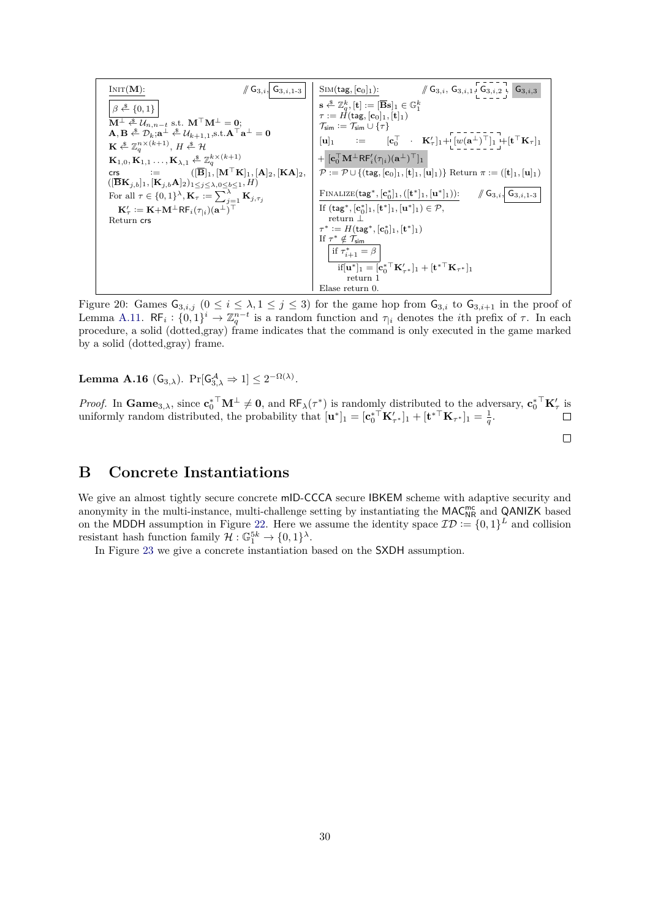Init($\mathbf{M}$): // $\mathsf{G}_{3,i}$, $\boxed{\mathsf{G}_{3,i,1\text{-}3}}$

$\boxed{\beta \xleftarrow{\$} \{0,1\}}$
$\mathbf{M}^{\perp} \xleftarrow{\$} \mathcal{U}_{n,n-t}$ s.t. $\mathbf{M}^{\top}\mathbf{M}^{\perp} = \mathbf{0}$;
$\mathbf{A}, \mathbf{B} \xleftarrow{\$} \mathcal{D}_k$;$\mathbf{a}^{\perp} \xleftarrow{\$} \mathcal{U}_{k+1,1}$,s.t.$\mathbf{A}^{\top}\mathbf{a}^{\perp} = \mathbf{0}$
$\mathbf{K} \xleftarrow{\$} \mathbb{Z}_q^{n\times(k+1)}$, $H \xleftarrow{\$} \mathcal{H}$
$\mathbf{K}_{1,0}, \mathbf{K}_{1,1} \ldots, \mathbf{K}_{\lambda,1} \xleftarrow{\$} \mathbb{Z}_q^{k\times(k+1)}$
$\mathsf{crs} := ([\overline{\mathbf{B}}]_1, [\mathbf{M}^{\top}\mathbf{K}]_1, [\mathbf{A}]_2, [\mathbf{KA}]_2, ([\overline{\mathbf{B}}\mathbf{K}_{j,b}]_1, [\mathbf{K}_{j,b}\mathbf{A}]_2)_{1\le j\le\lambda, 0\le b\le 1}, H)$
For all $\tau \in \{0,1\}^{\lambda}$, $\mathbf{K}_{\tau} := \sum_{j=1}^{\lambda} \mathbf{K}_{j,\tau_j}$
$\mathbf{K}'_{\tau} := \mathbf{K} + \mathbf{M}^{\perp}\mathsf{RF}_i(\tau_{|i})(\mathbf{a}^{\perp})^{\top}$
Return $\mathsf{crs}$

Sim($\mathsf{tag}, [\mathbf{c}_0]_1$): // $\mathsf{G}_{3,i}$, $\mathsf{G}_{3,i,1}$, $\mathsf{G}_{3,i,2}$ (dashed), $\mathsf{G}_{3,i,3}$ (gray)

$\mathbf{s} \xleftarrow{\$} \mathbb{Z}_q^k$, $[\mathbf{t}] := [\overline{\mathbf{B}}\mathbf{s}]_1 \in \mathbb{G}_1^k$
$\tau := H(\mathsf{tag}, [\mathbf{c}_0]_1, [\mathbf{t}]_1)$
$\mathcal{T}_{\mathsf{sim}} := \mathcal{T}_{\mathsf{sim}} \cup \{\tau\}$
$[\mathbf{u}]_1 := [\mathbf{c}_0^{\top} \cdot \mathbf{K}'_{\tau}]_1 + [w(\mathbf{a}^{\perp})^{\top}]_1 + [\mathbf{t}^{\top}\mathbf{K}_{\tau}]_1$ (the term $[w(\mathbf{a}^{\perp})^{\top}]_1$ only in dashed frame)
$+ [\mathbf{c}_0^{\top}\mathbf{M}^{\perp}\mathsf{RF}'_i(\tau_{|i})(\mathbf{a}^{\perp})^{\top}]_1$ (gray)
$\mathcal{P} := \mathcal{P} \cup \{(\mathsf{tag}, [\mathbf{c}_0]_1, [\mathbf{t}]_1, [\mathbf{u}]_1)\}$ Return $\pi := ([\mathbf{t}]_1, [\mathbf{u}]_1)$

Finalize($\mathsf{tag}^*, [\mathbf{c}_0^*]_1, ([\mathbf{t}^*]_1, [\mathbf{u}^*]_1)$): // $\mathsf{G}_{3,i}$, $\boxed{\mathsf{G}_{3,i,1\text{-}3}}$

If $(\mathsf{tag}^*, [\mathbf{c}_0^*]_1, [\mathbf{t}^*]_1, [\mathbf{u}^*]_1) \in \mathcal{P}$,
  return $\perp$
$\tau^* := H(\mathsf{tag}^*, [\mathbf{c}_0^*]_1, [\mathbf{t}^*]_1)$
If $\tau^* \notin \mathcal{T}_{\mathsf{sim}}$
  $\boxed{\text{if } \tau^*_{i+1} = \beta}$
   if $[\mathbf{u}^*]_1 = [\mathbf{c}_0^{*\top}\mathbf{K}'_{\tau^*}]_1 + [\mathbf{t}^{*\top}\mathbf{K}_{\tau^*}]_1$
    return 1
Elase return 0.

Figure 20: Games $\mathsf{G}_{3,i,j}$ $(0 \le i \le \lambda, 1 \le j \le 3)$ for the game hop from $\mathsf{G}_{3,i}$ to $\mathsf{G}_{3,i+1}$ in the proof of Lemma A.11. $\mathsf{RF}_i : \{0,1\}^i \to \mathbb{Z}_q^{n-t}$ is a random function and $\tau_{|i}$ denotes the $i$th prefix of $\tau$. In each procedure, a solid (dotted,gray) frame indicates that the command is only executed in the game marked by a solid (dotted,gray) frame.

**Lemma A.16** ($\mathsf{G}_{3,\lambda}$). $\Pr[\mathsf{G}_{3,\lambda}^{\mathcal{A}} \Rightarrow 1] \le 2^{-\Omega(\lambda)}$.

*Proof.* In $\mathbf{Game}_{3,\lambda}$, since $\mathbf{c}_0^{*\top}\mathbf{M}^{\perp} \neq \mathbf{0}$, and $\mathsf{RF}_{\lambda}(\tau^*)$ is randomly distributed to the adversary, $\mathbf{c}_0^{*\top}\mathbf{K}'_{\tau}$ is uniformly random distributed, the probability that $[\mathbf{u}^*]_1 = [\mathbf{c}_0^{*\top}\mathbf{K}'_{\tau^*}]_1 + [\mathbf{t}^{*\top}\mathbf{K}_{\tau^*}]_1 = \frac{1}{q}$. ☐

☐

# B Concrete Instantiations

We give an almost tightly secure concrete mID-CCCA secure IBKEM scheme with adaptive security and anonymity in the multi-instance, multi-challenge setting by instantiating the $\mathsf{MAC}_{\mathsf{NR}}^{\mathsf{mc}}$ and QANIZK based on the MDDH assumption in Figure 22. Here we assume the identity space $\mathcal{ID} := \{0,1\}^L$ and collision resistant hash function family $\mathcal{H} : \mathbb{G}_1^{5k} \to \{0,1\}^{\lambda}$.

In Figure 23 we give a concrete instantiation based on the SXDH assumption.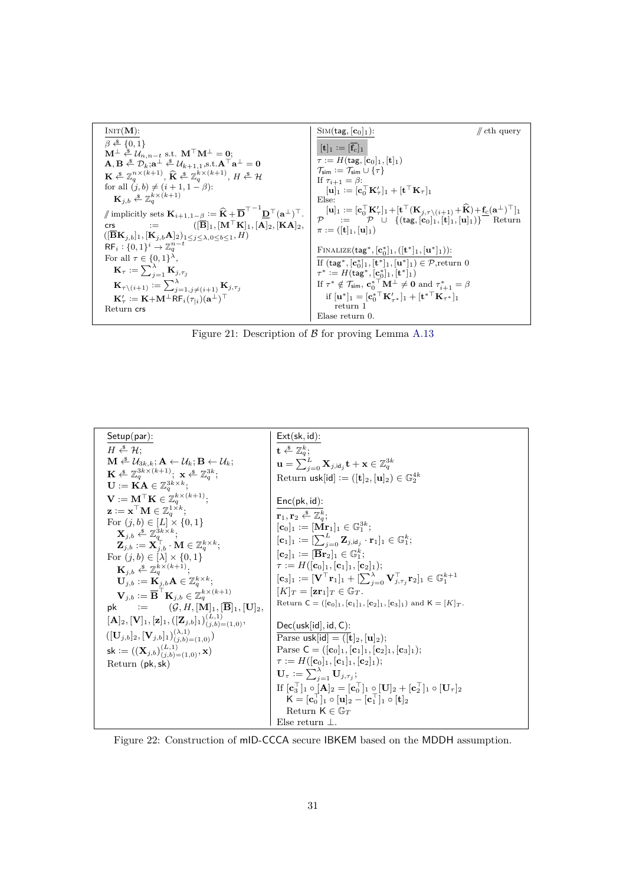**Init(M):**

$\beta \xleftarrow{\$} \{0,1\}$
$\mathbf{M}^\perp \xleftarrow{\$} \mathcal{U}_{n,n-t}$ s.t. $\mathbf{M}^\top\mathbf{M}^\perp = \mathbf{0}$;
$\mathbf{A},\mathbf{B} \xleftarrow{\$} \mathcal{D}_k$;$\mathbf{a}^\perp \xleftarrow{\$} \mathcal{U}_{k+1,1}$,s.t.$\mathbf{A}^\top\mathbf{a}^\perp = \mathbf{0}$
$\mathbf{K} \xleftarrow{\$} \mathbb{Z}_q^{n\times(k+1)}$, $\widehat{\mathbf{K}} \xleftarrow{\$} \mathbb{Z}_q^{k\times(k+1)}$, $H \xleftarrow{\$} \mathcal{H}$
for all $(j,b) \neq (i+1, 1-\beta)$:
  $\mathbf{K}_{j,b} \xleftarrow{\$} \mathbb{Z}_q^{k\times(k+1)}$
// implicitly sets $\mathbf{K}_{i+1,1-\beta} := \widehat{\mathbf{K}} + \overline{\mathbf{D}}^{\top^{-1}}\underline{\mathbf{D}}^\top(\mathbf{a}^\perp)^\top$.
crs := $([\overline{\mathbf{B}}]_1, [\mathbf{M}^\top\mathbf{K}]_1, [\mathbf{A}]_2, [\mathbf{K}\mathbf{A}]_2, ([\overline{\mathbf{B}}\mathbf{K}_{j,b}]_1, [\mathbf{K}_{j,b}\mathbf{A}]_2)_{1\le j\le\lambda, 0\le b\le 1}, H)$
$\mathsf{RF}_i : \{0,1\}^i \to \mathbb{Z}_q^{n-t}$
For all $\tau \in \{0,1\}^\lambda$,
  $\mathbf{K}_\tau := \sum_{j=1}^{\lambda} \mathbf{K}_{j,\tau_j}$
  $\mathbf{K}_{\tau\setminus(i+1)} := \sum_{j=1, j\neq(i+1)}^{\lambda} \mathbf{K}_{j,\tau_j}$
  $\mathbf{K}'_\tau := \mathbf{K} + \mathbf{M}^\perp\mathsf{RF}_i(\tau_{|i})(\mathbf{a}^\perp)^\top$
Return crs

**Sim(tag, $[\mathbf{c}_0]_1$):** // cth query

$[\mathbf{t}]_1 := [\mathbf{f}_c]_1$
$\tau := H(\mathsf{tag}, [\mathbf{c}_0]_1, [\mathbf{t}]_1)$
$\mathcal{T}_{\mathsf{sim}} := \mathcal{T}_{\mathsf{sim}} \cup \{\tau\}$
If $\tau_{i+1} = \beta$:
  $[\mathbf{u}]_1 := [\mathbf{c}_0^\top\mathbf{K}'_\tau]_1 + [\mathbf{t}^\top\mathbf{K}_\tau]_1$
Else:
  $[\mathbf{u}]_1 := [\mathbf{c}_0^\top\mathbf{K}'_\tau]_1 + [\mathbf{t}^\top(\mathbf{K}_{j,\tau\setminus(i+1)} + \widehat{\mathbf{K}}) + \mathbf{f}_c(\mathbf{a}^\perp)^\top]_1$
$\mathcal{P} := \mathcal{P} \cup \{(\mathsf{tag}, [\mathbf{c}_0]_1, [\mathbf{t}]_1, [\mathbf{u}]_1)\}$ Return $\pi := ([\mathbf{t}]_1, [\mathbf{u}]_1)$

**Finalize(tag*, $[\mathbf{c}_0^*]_1$, $([\mathbf{t}^*]_1, [\mathbf{u}^*]_1)$):**

If $(\mathsf{tag}^*, [\mathbf{c}_0^*]_1, [\mathbf{t}^*]_1, [\mathbf{u}^*]_1) \in \mathcal{P}$,return 0
$\tau^* := H(\mathsf{tag}^*, [\mathbf{c}_0^*]_1, [\mathbf{t}^*]_1)$
If $\tau^* \notin \mathcal{T}_{\mathsf{sim}}$, $\mathbf{c}_0^{*\top}\mathbf{M}^\perp \neq \mathbf{0}$ and $\tau^*_{i+1} = \beta$
  if $[\mathbf{u}^*]_1 = [\mathbf{c}_0^{*\top}\mathbf{K}'_{\tau^*}]_1 + [\mathbf{t}^{*\top}\mathbf{K}_{\tau^*}]_1$
    return 1
Elase return 0.

Figure 21: Description of $\mathcal{B}$ for proving Lemma A.13

**Setup(par):**

$H \xleftarrow{\$} \mathcal{H}$;
$\mathbf{M} \xleftarrow{\$} \mathcal{U}_{3k,k}$; $\mathbf{A} \leftarrow \mathcal{U}_k$; $\mathbf{B} \leftarrow \mathcal{U}_k$;
$\mathbf{K} \xleftarrow{\$} \mathbb{Z}_q^{3k\times(k+1)}$; $\mathbf{x} \xleftarrow{\$} \mathbb{Z}_q^{3k}$;
$\mathbf{U} := \mathbf{K}\mathbf{A} \in \mathbb{Z}_q^{3k\times k}$;
$\mathbf{V} := \mathbf{M}^\top\mathbf{K} \in \mathbb{Z}_q^{k\times(k+1)}$;
$\mathbf{z} := \mathbf{x}^\top\mathbf{M} \in \mathbb{Z}_q^{1\times k}$;
For $(j,b) \in [L]\times\{0,1\}$
  $\mathbf{X}_{j,b} \xleftarrow{\$} \mathbb{Z}_q^{3k\times k}$;
  $\mathbf{Z}_{j,b} := \mathbf{X}_{j,b}^\top \cdot \mathbf{M} \in \mathbb{Z}_q^{k\times k}$;
For $(j,b) \in [\lambda]\times\{0,1\}$
  $\mathbf{K}_{j,b} \xleftarrow{\$} \mathbb{Z}_q^{k\times(k+1)}$;
  $\mathbf{U}_{j,b} := \mathbf{K}_{j,b}\mathbf{A} \in \mathbb{Z}_q^{k\times k}$;
  $\mathbf{V}_{j,b} := \overline{\mathbf{B}}^\top\mathbf{K}_{j,b} \in \mathbb{Z}_q^{k\times(k+1)}$
pk := $(\mathcal{G}, H, [\mathbf{M}]_1, [\overline{\mathbf{B}}]_1, [\mathbf{U}]_2, [\mathbf{A}]_2, [\mathbf{V}]_1, [\mathbf{z}]_1, ([\mathbf{Z}_{j,b}]_1)_{(j,b)=(1,0)}^{(L,1)}, ([\mathbf{U}_{j,b}]_2, [\mathbf{V}_{j,b}]_1)_{(j,b)=(1,0)}^{(\lambda,1)})$
sk := $((\mathbf{X}_{j,b})_{(j,b)=(1,0)}^{(L,1)}, \mathbf{x})$
Return (pk, sk)

**Ext(sk, id):**

$\mathbf{t} \xleftarrow{\$} \mathbb{Z}_q^k$;
$\mathbf{u} = \sum_{j=0}^{L} \mathbf{X}_{j,\mathsf{id}_j}\mathbf{t} + \mathbf{x} \in \mathbb{Z}_q^{3k}$
Return usk[id] := $([\mathbf{t}]_2, [\mathbf{u}]_2) \in \mathbb{G}_2^{4k}$

**Enc(pk, id):**

$\mathbf{r}_1, \mathbf{r}_2 \xleftarrow{\$} \mathbb{Z}_q^k$;
$[\mathbf{c}_0]_1 := [\mathbf{M}\mathbf{r}_1]_1 \in \mathbb{G}_1^{3k}$;
$[\mathbf{c}_1]_1 := [\sum_{j=0}^{L} \mathbf{Z}_{j,\mathsf{id}_j} \cdot \mathbf{r}_1]_1 \in \mathbb{G}_1^k$;
$[\mathbf{c}_2]_1 := [\overline{\mathbf{B}}\mathbf{r}_2]_1 \in \mathbb{G}_1^k$;
$\tau := H([\mathbf{c}_0]_1, [\mathbf{c}_1]_1, [\mathbf{c}_2]_1)$;
$[\mathbf{c}_3]_1 := [\mathbf{V}^\top\mathbf{r}_1]_1 + [\sum_{j=0}^{\lambda} \mathbf{V}_{j,\tau_j}^\top\mathbf{r}_2]_1 \in \mathbb{G}_1^{k+1}$
$[K]_T = [\mathbf{z}\mathbf{r}_1]_T \in \mathbb{G}_T$.
Return $\mathsf{C} = ([\mathbf{c}_0]_1, [\mathbf{c}_1]_1, [\mathbf{c}_2]_1, [\mathbf{c}_3]_1)$ and $\mathsf{K} = [K]_T$.

**Dec(usk[id], id, C):**

Parse usk[id] = $([\mathbf{t}]_2, [\mathbf{u}]_2)$;
Parse $\mathsf{C} = ([\mathbf{c}_0]_1, [\mathbf{c}_1]_1, [\mathbf{c}_2]_1, [\mathbf{c}_3]_1)$;
$\tau := H([\mathbf{c}_0]_1, [\mathbf{c}_1]_1, [\mathbf{c}_2]_1)$;
$\mathbf{U}_\tau := \sum_{j=1}^{\lambda} \mathbf{U}_{j,\tau_j}$;
If $[\mathbf{c}_3^\top]_1 \circ [\mathbf{A}]_2 = [\mathbf{c}_0^\top]_1 \circ [\mathbf{U}]_2 + [\mathbf{c}_2^\top]_1 \circ [\mathbf{U}_\tau]_2$
  $\mathsf{K} = [\mathbf{c}_0^\top]_1 \circ [\mathbf{u}]_2 - [\mathbf{c}_1^\top]_1 \circ [\mathbf{t}]_2$
  Return $\mathsf{K} \in \mathbb{G}_T$
Else return $\perp$.

Figure 22: Construction of mID-CCCA secure IBKEM based on the MDDH assumption.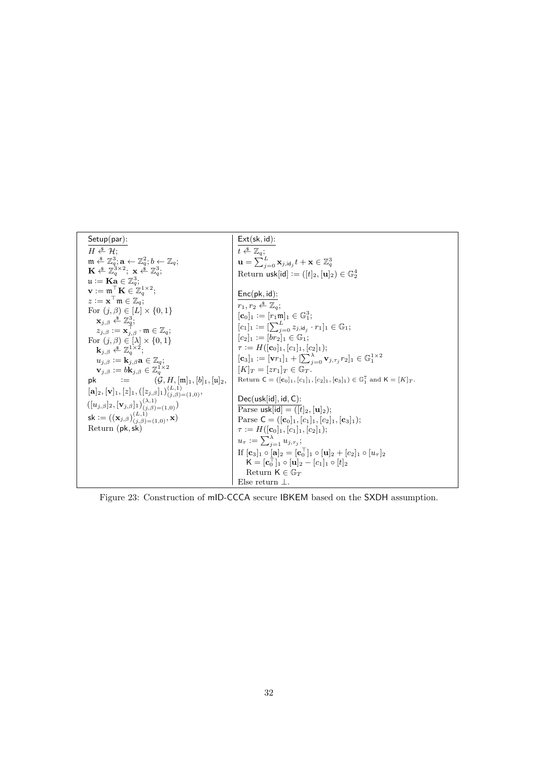$\underline{\mathsf{Setup}(\mathsf{par})}$:

$H \xleftarrow{\$} \mathcal{H}$;
$\mathfrak{m} \xleftarrow{\$} \mathbb{Z}_q^3; \mathbf{a} \leftarrow \mathbb{Z}_q^2; b \leftarrow \mathbb{Z}_q$;
$\mathbf{K} \xleftarrow{\$} \mathbb{Z}_q^{3\times 2}$; $\mathbf{x} \xleftarrow{\$} \mathbb{Z}_q^3$;
$\mathfrak{u} := \mathbf{K}\mathbf{a} \in \mathbb{Z}_q^3$;
$\mathbf{v} := \mathfrak{m}^\top \mathbf{K} \in \mathbb{Z}_q^{1\times 2}$;
$z := \mathbf{x}^\top \mathfrak{m} \in \mathbb{Z}_q$;
For $(j,\beta) \in [L] \times \{0,1\}$
  $\mathbf{x}_{j,\beta} \xleftarrow{\$} \mathbb{Z}_q^3$;
  $z_{j,\beta} := \mathbf{x}_{j,\beta}^\top \cdot \mathfrak{m} \in \mathbb{Z}_q$;
For $(j,\beta) \in [\lambda] \times \{0,1\}$
  $\mathbf{k}_{j,\beta} \xleftarrow{\$} \mathbb{Z}_q^{1\times 2}$;
  $u_{j,\beta} := \mathbf{k}_{j,\beta}\mathbf{a} \in \mathbb{Z}_q$;
  $\mathbf{v}_{j,\beta} := b\mathbf{k}_{j,\beta} \in \mathbb{Z}_q^{1\times 2}$
$\mathsf{pk} := (\mathcal{G}, H, [\mathfrak{m}]_1, [b]_1, [\mathfrak{u}]_2, [\mathbf{a}]_2, [\mathbf{v}]_1, [z]_1, ([z_{j,\beta}]_1)_{(j,\beta)=(1,0)}^{(L,1)}, ([u_{j,\beta}]_2, [\mathbf{v}_{j,\beta}]_1)_{(j,\beta)=(1,0)}^{(\lambda,1)})$
$\mathsf{sk} := ((\mathbf{x}_{j,\beta})_{(j,\beta)=(1,0)}^{(L,1)}, \mathbf{x})$
Return $(\mathsf{pk}, \mathsf{sk})$

$\underline{\mathsf{Ext}(\mathsf{sk}, \mathsf{id})}$:

$t \xleftarrow{\$} \mathbb{Z}_q$;
$\mathbf{u} = \sum_{j=0}^{L} \mathbf{x}_{j,\mathsf{id}_j} t + \mathbf{x} \in \mathbb{Z}_q^3$
Return $\mathsf{usk}[\mathsf{id}] := ([t]_2, [\mathbf{u}]_2) \in \mathbb{G}_2^4$

$\underline{\mathsf{Enc}(\mathsf{pk}, \mathsf{id})}$:

$r_1, r_2 \xleftarrow{\$} \mathbb{Z}_q$;
$[\mathbf{c}_0]_1 := [r_1\mathfrak{m}]_1 \in \mathbb{G}_1^3$;
$[c_1]_1 := [\sum_{j=0}^{L} z_{j,\mathsf{id}_j} \cdot r_1]_1 \in \mathbb{G}_1$;
$[c_2]_1 := [br_2]_1 \in \mathbb{G}_1$;
$\tau := H([\mathbf{c}_0]_1, [c_1]_1, [c_2]_1)$;
$[\mathbf{c}_3]_1 := [\mathbf{v}r_1]_1 + [\sum_{j=0}^{\lambda} \mathbf{v}_{j,\tau_j} r_2]_1 \in \mathbb{G}_1^{1\times 2}$
$[K]_T = [zr_1]_T \in \mathbb{G}_T$.
Return $\mathsf{C} = ([\mathbf{c}_0]_1, [c_1]_1, [c_2]_1, [\mathbf{c}_3]_1) \in \mathbb{G}_1^7$ and $\mathsf{K} = [K]_T$.

$\underline{\mathsf{Dec}(\mathsf{usk}[\mathsf{id}], \mathsf{id}, \mathsf{C})}$:

Parse $\mathsf{usk}[\mathsf{id}] = ([t]_2, [\mathbf{u}]_2)$;
Parse $\mathsf{C} = ([\mathbf{c}_0]_1, [c_1]_1, [c_2]_1, [\mathbf{c}_3]_1)$;
$\tau := H([\mathbf{c}_0]_1, [c_1]_1, [c_2]_1)$;
$u_\tau := \sum_{j=1}^{\lambda} u_{j,\tau_j}$;
If $[\mathbf{c}_3]_1 \circ [\mathbf{a}]_2 = [\mathbf{c}_0^\top]_1 \circ [\mathbf{u}]_2 + [c_2]_1 \circ [u_\tau]_2$
  $\mathsf{K} = [\mathbf{c}_0^\top]_1 \circ [\mathbf{u}]_2 - [c_1]_1 \circ [t]_2$
  Return $\mathsf{K} \in \mathbb{G}_T$
Else return $\perp$.

Figure 23: Construction of mID-CCCA secure IBKEM based on the SXDH assumption.